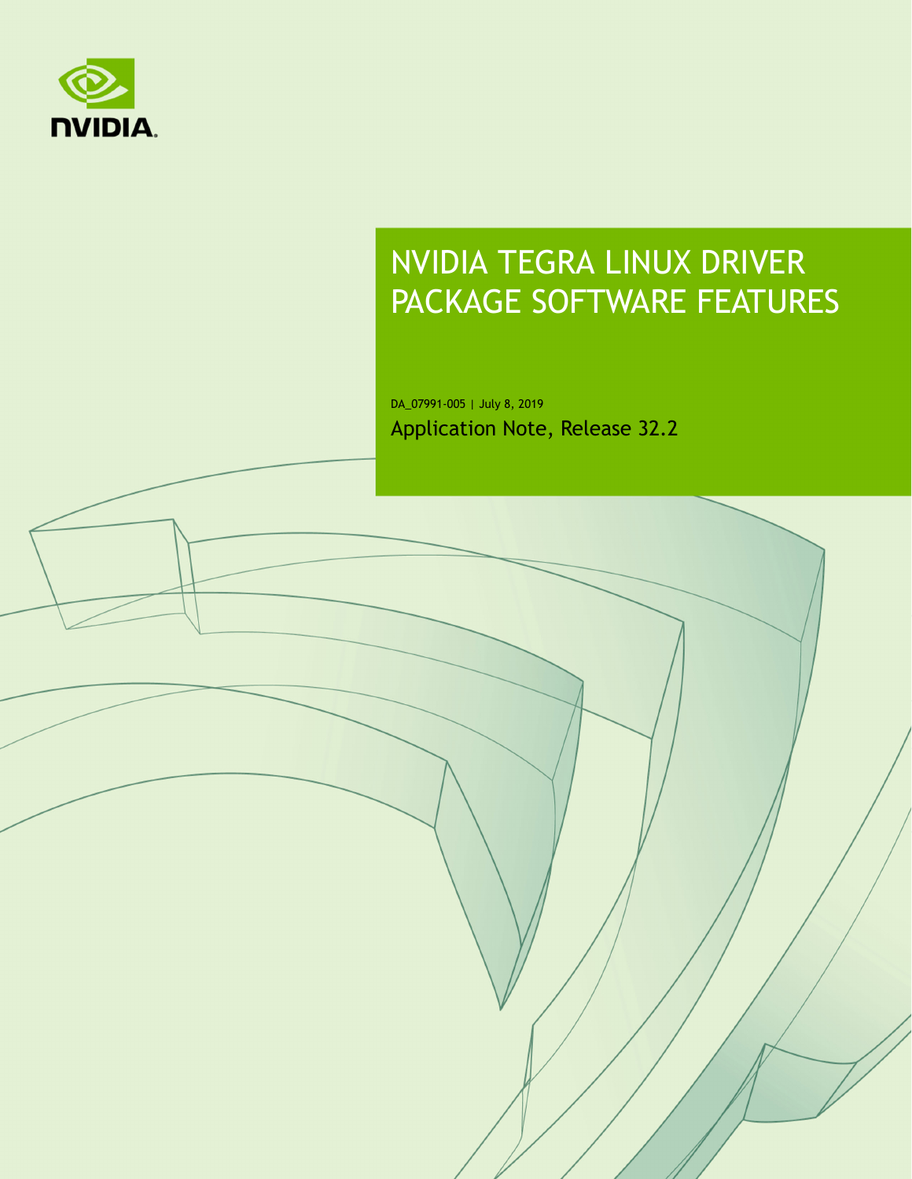# NVIDIA TEGRA LINUX DRIVER PACKAGE SOFTWARE FEATURES

DA_07991-005 | July 8, 2019

Application Note, Release 32.2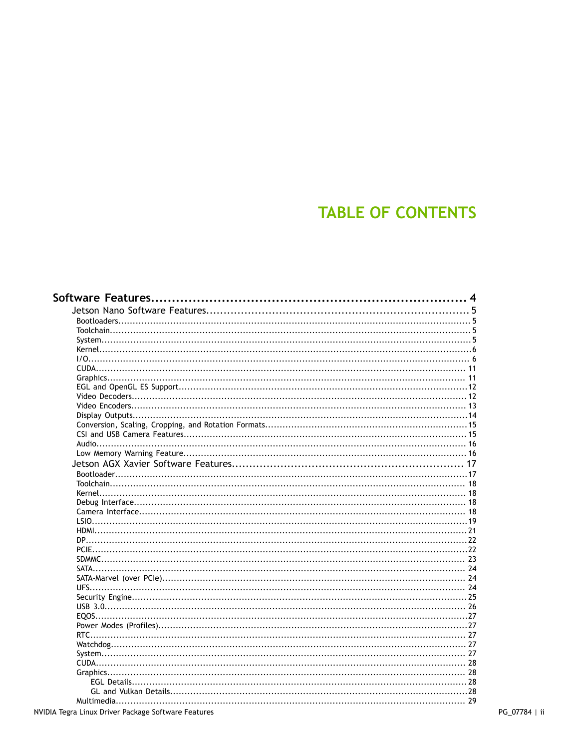# TABLE OF CONTENTS

**Software Features** ........ 4

- Jetson Nano Software Features ........ 5
  - Bootloaders ........ 5
  - Toolchain ........ 5
  - System ........ 5
  - Kernel ........ 6
  - I/O ........ 6
  - CUDA ........ 11
  - Graphics ........ 11
  - EGL and OpenGL ES Support ........ 12
  - Video Decoders ........ 12
  - Video Encoders ........ 13
  - Display Outputs ........ 14
  - Conversion, Scaling, Cropping, and Rotation Formats ........ 15
  - CSI and USB Camera Features ........ 15
  - Audio ........ 16
  - Low Memory Warning Feature ........ 16
- Jetson AGX Xavier Software Features ........ 17
  - Bootloader ........ 17
  - Toolchain ........ 18
  - Kernel ........ 18
  - Debug Interface ........ 18
  - Camera Interface ........ 18
  - LSIO ........ 19
  - HDMI ........ 21
  - DP ........ 22
  - PCIE ........ 22
  - SDMMC ........ 23
  - SATA ........ 24
  - SATA-Marvel (over PCIe) ........ 24
  - UFS ........ 24
  - Security Engine ........ 25
  - USB 3.0 ........ 26
  - EQOS ........ 27
  - Power Modes (Profiles) ........ 27
  - RTC ........ 27
  - Watchdog ........ 27
  - System ........ 27
  - CUDA ........ 28
  - Graphics ........ 28
    - EGL Details ........ 28
    - GL and Vulkan Details ........ 28
  - Multimedia ........ 29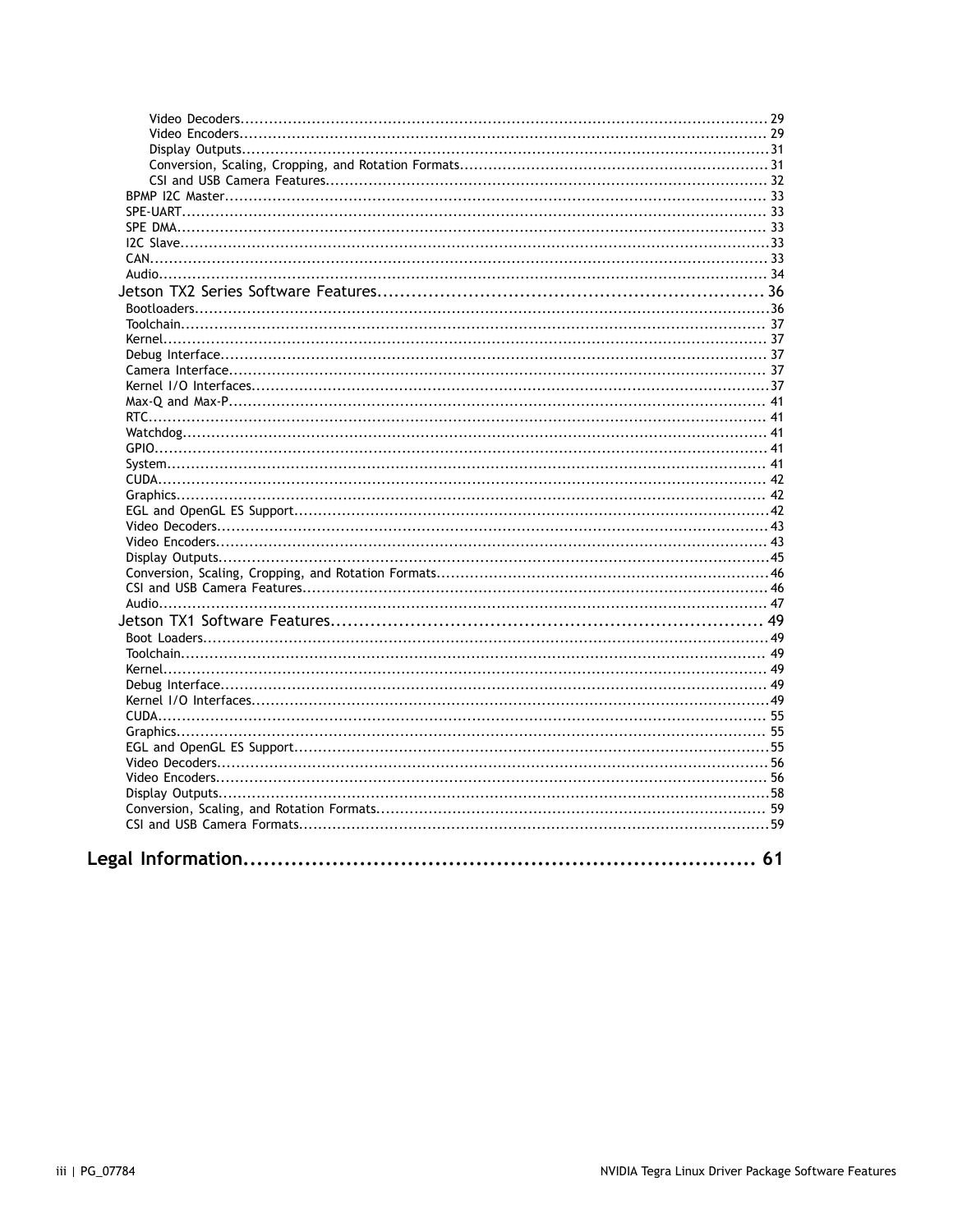Video Decoders.......................................................................................................... 29
Video Encoders.......................................................................................................... 29
Display Outputs.......................................................................................................... 31
Conversion, Scaling, Cropping, and Rotation Formats....................................................... 31
CSI and USB Camera Features.......................................................................................... 32
BPMP I2C Master.......................................................................................................... 33
SPE-UART.......................................................................................................... 33
SPE DMA.......................................................................................................... 33
I2C Slave.......................................................................................................... 33
CAN.......................................................................................................... 33
Audio.......................................................................................................... 34
Jetson TX2 Series Software Features.......................................................................................... 36
Bootloaders.......................................................................................................... 36
Toolchain.......................................................................................................... 37
Kernel.......................................................................................................... 37
Debug Interface.......................................................................................................... 37
Camera Interface.......................................................................................................... 37
Kernel I/O Interfaces.......................................................................................................... 37
Max-Q and Max-P.......................................................................................................... 41
RTC.......................................................................................................... 41
Watchdog.......................................................................................................... 41
GPIO.......................................................................................................... 41
System.......................................................................................................... 41
CUDA.......................................................................................................... 42
Graphics.......................................................................................................... 42
EGL and OpenGL ES Support.......................................................................................................... 42
Video Decoders.......................................................................................................... 43
Video Encoders.......................................................................................................... 43
Display Outputs.......................................................................................................... 45
Conversion, Scaling, Cropping, and Rotation Formats.......................................................................................................... 46
CSI and USB Camera Features.......................................................................................................... 46
Audio.......................................................................................................... 47
Jetson TX1 Software Features.......................................................................................... 49
Boot Loaders.......................................................................................................... 49
Toolchain.......................................................................................................... 49
Kernel.......................................................................................................... 49
Debug Interface.......................................................................................................... 49
Kernel I/O Interfaces.......................................................................................................... 49
CUDA.......................................................................................................... 55
Graphics.......................................................................................................... 55
EGL and OpenGL ES Support.......................................................................................................... 55
Video Decoders.......................................................................................................... 56
Video Encoders.......................................................................................................... 56
Display Outputs.......................................................................................................... 58
Conversion, Scaling, and Rotation Formats.......................................................................................................... 59
CSI and USB Camera Formats.......................................................................................................... 59

**Legal Information.......................................................................................... 61**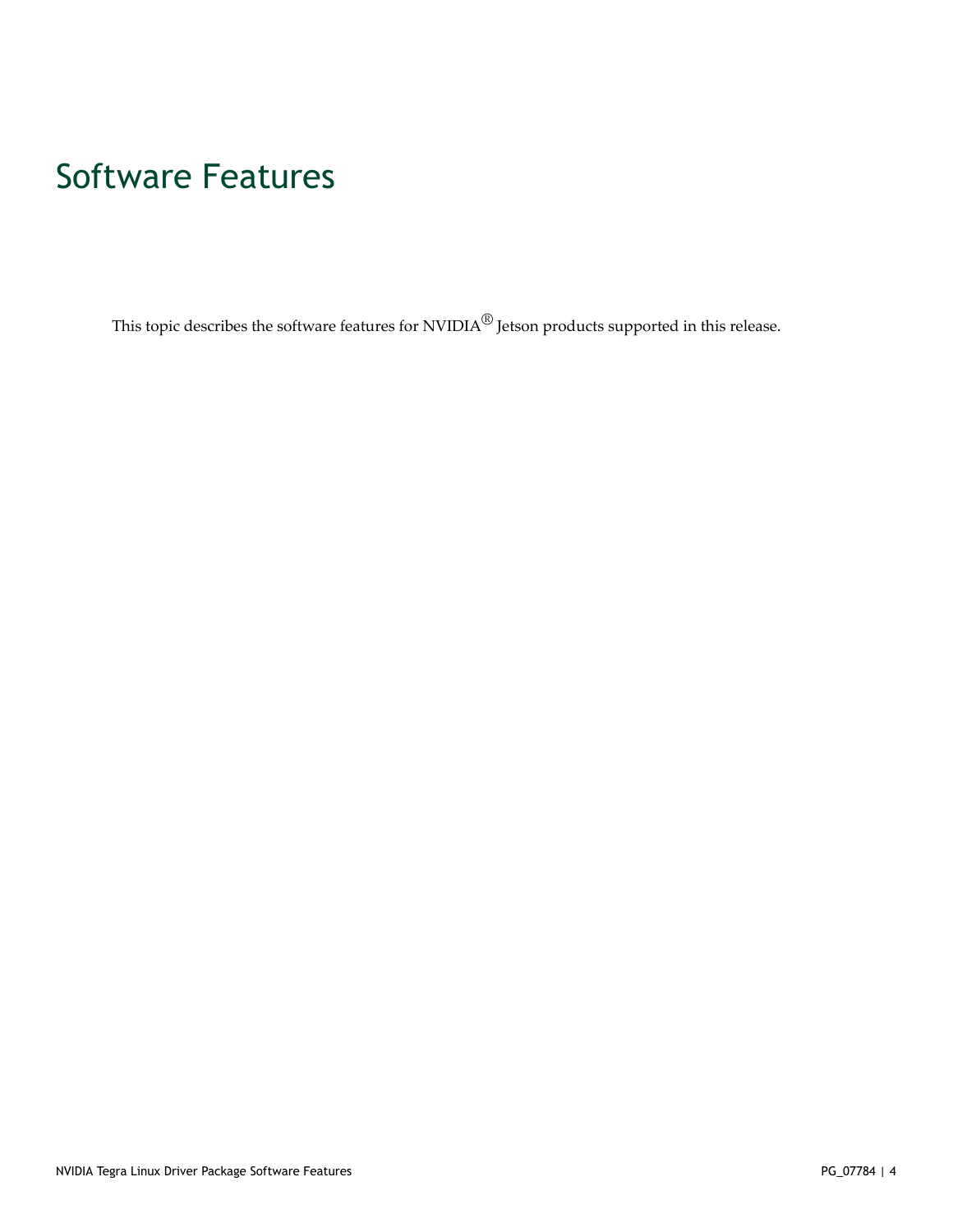# Software Features

This topic describes the software features for NVIDIA® Jetson products supported in this release.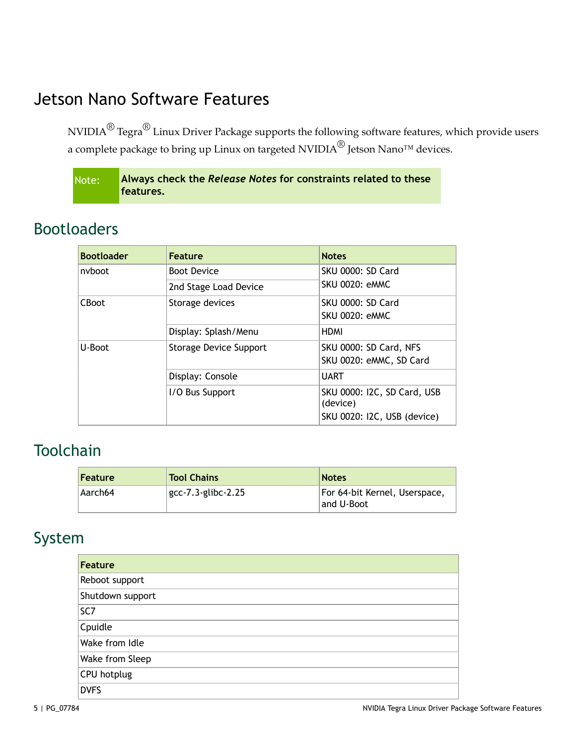# Jetson Nano Software Features

NVIDIA® Tegra® Linux Driver Package supports the following software features, which provide users a complete package to bring up Linux on targeted NVIDIA® Jetson Nano™ devices.

> **Note:** **Always check the *Release Notes* for constraints related to these features.**

## Bootloaders

| Bootloader | Feature | Notes |
|---|---|---|
| nvboot | Boot Device | SKU 0000: SD Card<br>SKU 0020: eMMC |
| | 2nd Stage Load Device | |
| CBoot | Storage devices | SKU 0000: SD Card<br>SKU 0020: eMMC |
| | Display: Splash/Menu | HDMI |
| U-Boot | Storage Device Support | SKU 0000: SD Card, NFS<br>SKU 0020: eMMC, SD Card |
| | Display: Console | UART |
| | I/O Bus Support | SKU 0000: I2C, SD Card, USB (device)<br>SKU 0020: I2C, USB (device) |

## Toolchain

| Feature | Tool Chains | Notes |
|---|---|---|
| Aarch64 | gcc-7.3-glibc-2.25 | For 64-bit Kernel, Userspace, and U-Boot |

## System

| Feature |
|---|
| Reboot support |
| Shutdown support |
| SC7 |
| Cpuidle |
| Wake from Idle |
| Wake from Sleep |
| CPU hotplug |
| DVFS |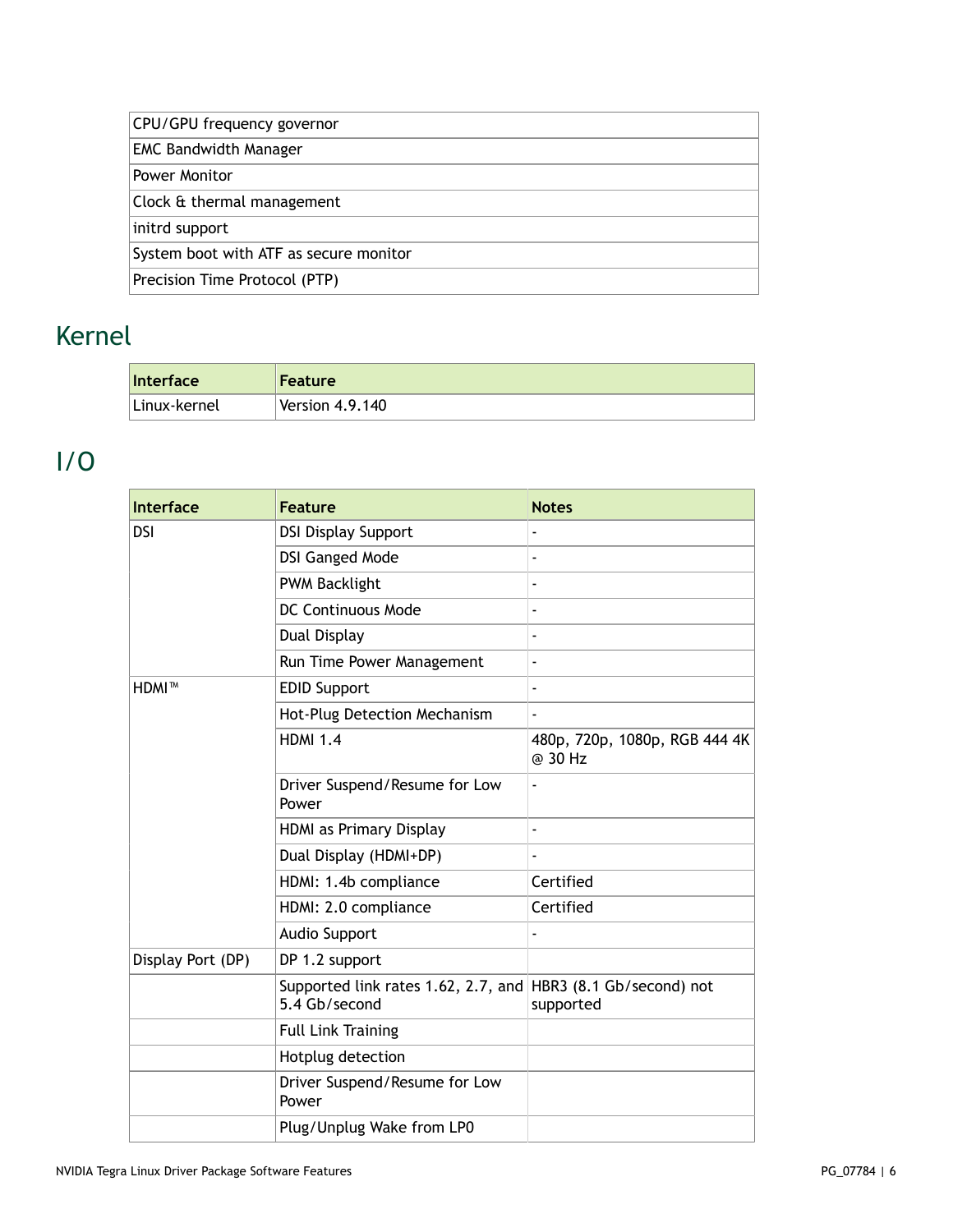| CPU/GPU frequency governor |
|---|
| EMC Bandwidth Manager |
| Power Monitor |
| Clock & thermal management |
| initrd support |
| System boot with ATF as secure monitor |
| Precision Time Protocol (PTP) |

## Kernel

| Interface | Feature |
|---|---|
| Linux-kernel | Version 4.9.140 |

## I/O

| Interface | Feature | Notes |
|---|---|---|
| DSI | DSI Display Support | - |
| | DSI Ganged Mode | - |
| | PWM Backlight | - |
| | DC Continuous Mode | - |
| | Dual Display | - |
| | Run Time Power Management | - |
| HDMI™ | EDID Support | - |
| | Hot-Plug Detection Mechanism | - |
| | HDMI 1.4 | 480p, 720p, 1080p, RGB 444 4K @ 30 Hz |
| | Driver Suspend/Resume for Low Power | - |
| | HDMI as Primary Display | - |
| | Dual Display (HDMI+DP) | - |
| | HDMI: 1.4b compliance | Certified |
| | HDMI: 2.0 compliance | Certified |
| | Audio Support | - |
| Display Port (DP) | DP 1.2 support | |
| | Supported link rates 1.62, 2.7, and 5.4 Gb/second | HBR3 (8.1 Gb/second) not supported |
| | Full Link Training | |
| | Hotplug detection | |
| | Driver Suspend/Resume for Low Power | |
| | Plug/Unplug Wake from LP0 | |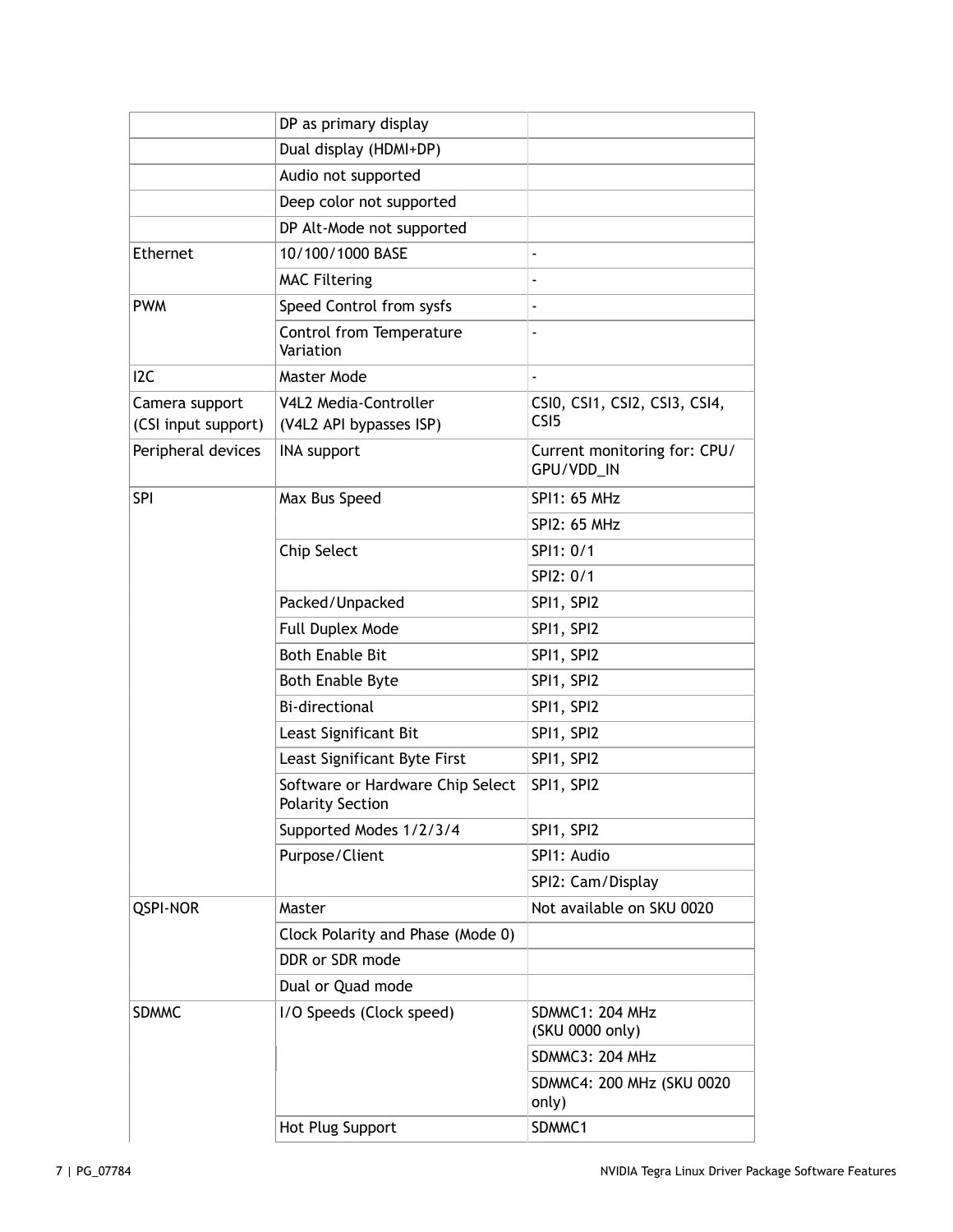| | | |
|---|---|---|
| | DP as primary display | |
| | Dual display (HDMI+DP) | |
| | Audio not supported | |
| | Deep color not supported | |
| | DP Alt-Mode not supported | |
| Ethernet | 10/100/1000 BASE | - |
| | MAC Filtering | - |
| PWM | Speed Control from sysfs | - |
| | Control from Temperature Variation | - |
| I2C | Master Mode | - |
| Camera support (CSI input support) | V4L2 Media-Controller (V4L2 API bypasses ISP) | CSI0, CSI1, CSI2, CSI3, CSI4, CSI5 |
| Peripheral devices | INA support | Current monitoring for: CPU/ GPU/VDD_IN |
| SPI | Max Bus Speed | SPI1: 65 MHz |
| | | SPI2: 65 MHz |
| | Chip Select | SPI1: 0/1 |
| | | SPI2: 0/1 |
| | Packed/Unpacked | SPI1, SPI2 |
| | Full Duplex Mode | SPI1, SPI2 |
| | Both Enable Bit | SPI1, SPI2 |
| | Both Enable Byte | SPI1, SPI2 |
| | Bi-directional | SPI1, SPI2 |
| | Least Significant Bit | SPI1, SPI2 |
| | Least Significant Byte First | SPI1, SPI2 |
| | Software or Hardware Chip Select Polarity Section | SPI1, SPI2 |
| | Supported Modes 1/2/3/4 | SPI1, SPI2 |
| | Purpose/Client | SPI1: Audio |
| | | SPI2: Cam/Display |
| QSPI-NOR | Master | Not available on SKU 0020 |
| | Clock Polarity and Phase (Mode 0) | |
| | DDR or SDR mode | |
| | Dual or Quad mode | |
| SDMMC | I/O Speeds (Clock speed) | SDMMC1: 204 MHz (SKU 0000 only) |
| | | SDMMC3: 204 MHz |
| | | SDMMC4: 200 MHz (SKU 0020 only) |
| | Hot Plug Support | SDMMC1 |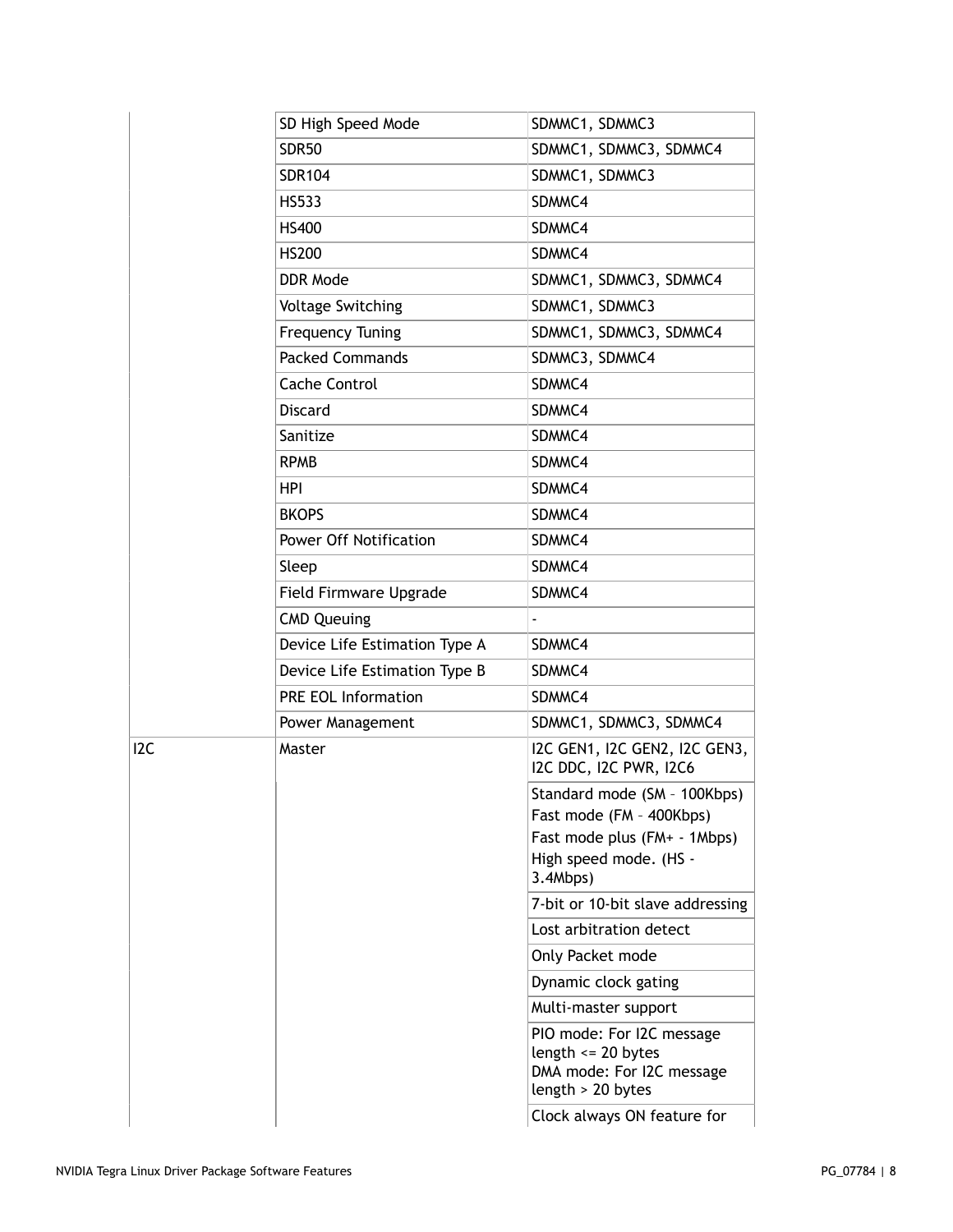| | | |
|---|---|---|
| | SD High Speed Mode | SDMMC1, SDMMC3 |
| | SDR50 | SDMMC1, SDMMC3, SDMMC4 |
| | SDR104 | SDMMC1, SDMMC3 |
| | HS533 | SDMMC4 |
| | HS400 | SDMMC4 |
| | HS200 | SDMMC4 |
| | DDR Mode | SDMMC1, SDMMC3, SDMMC4 |
| | Voltage Switching | SDMMC1, SDMMC3 |
| | Frequency Tuning | SDMMC1, SDMMC3, SDMMC4 |
| | Packed Commands | SDMMC3, SDMMC4 |
| | Cache Control | SDMMC4 |
| | Discard | SDMMC4 |
| | Sanitize | SDMMC4 |
| | RPMB | SDMMC4 |
| | HPI | SDMMC4 |
| | BKOPS | SDMMC4 |
| | Power Off Notification | SDMMC4 |
| | Sleep | SDMMC4 |
| | Field Firmware Upgrade | SDMMC4 |
| | CMD Queuing | - |
| | Device Life Estimation Type A | SDMMC4 |
| | Device Life Estimation Type B | SDMMC4 |
| | PRE EOL Information | SDMMC4 |
| | Power Management | SDMMC1, SDMMC3, SDMMC4 |
| I2C | Master | I2C GEN1, I2C GEN2, I2C GEN3, I2C DDC, I2C PWR, I2C6 |
| | | Standard mode (SM – 100Kbps)<br>Fast mode (FM – 400Kbps)<br>Fast mode plus (FM+ - 1Mbps)<br>High speed mode. (HS - 3.4Mbps) |
| | | 7-bit or 10-bit slave addressing |
| | | Lost arbitration detect |
| | | Only Packet mode |
| | | Dynamic clock gating |
| | | Multi-master support |
| | | PIO mode: For I2C message length <= 20 bytes<br>DMA mode: For I2C message length > 20 bytes |
| | | Clock always ON feature for |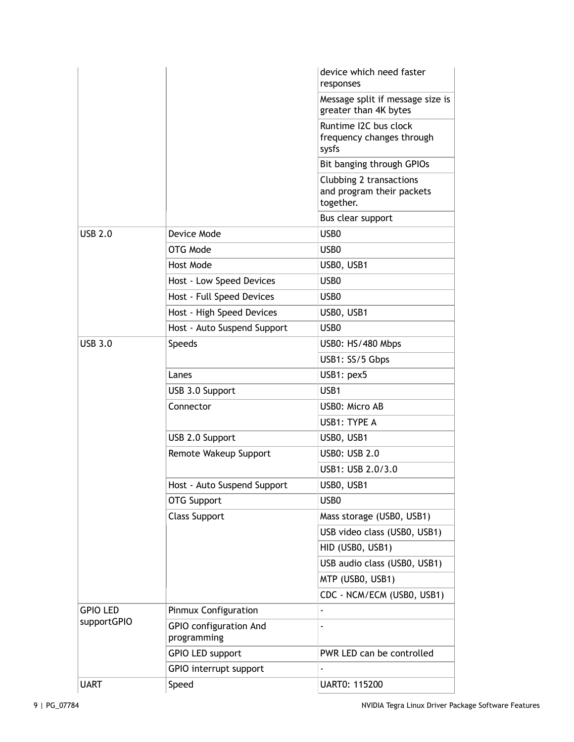| | | |
|---|---|---|
| | | device which need faster responses |
| | | Message split if message size is greater than 4K bytes |
| | | Runtime I2C bus clock frequency changes through sysfs |
| | | Bit banging through GPIOs |
| | | Clubbing 2 transactions and program their packets together. |
| | | Bus clear support |
| USB 2.0 | Device Mode | USB0 |
| | OTG Mode | USB0 |
| | Host Mode | USB0, USB1 |
| | Host - Low Speed Devices | USB0 |
| | Host - Full Speed Devices | USB0 |
| | Host - High Speed Devices | USB0, USB1 |
| | Host - Auto Suspend Support | USB0 |
| USB 3.0 | Speeds | USB0: HS/480 Mbps |
| | | USB1: SS/5 Gbps |
| | Lanes | USB1: pex5 |
| | USB 3.0 Support | USB1 |
| | Connector | USB0: Micro AB |
| | | USB1: TYPE A |
| | USB 2.0 Support | USB0, USB1 |
| | Remote Wakeup Support | USB0: USB 2.0 |
| | | USB1: USB 2.0/3.0 |
| | Host - Auto Suspend Support | USB0, USB1 |
| | OTG Support | USB0 |
| | Class Support | Mass storage (USB0, USB1) |
| | | USB video class (USB0, USB1) |
| | | HID (USB0, USB1) |
| | | USB audio class (USB0, USB1) |
| | | MTP (USB0, USB1) |
| | | CDC - NCM/ECM (USB0, USB1) |
| GPIO LED supportGPIO | Pinmux Configuration | - |
| | GPIO configuration And programming | - |
| | GPIO LED support | PWR LED can be controlled |
| | GPIO interrupt support | - |
| UART | Speed | UART0: 115200 |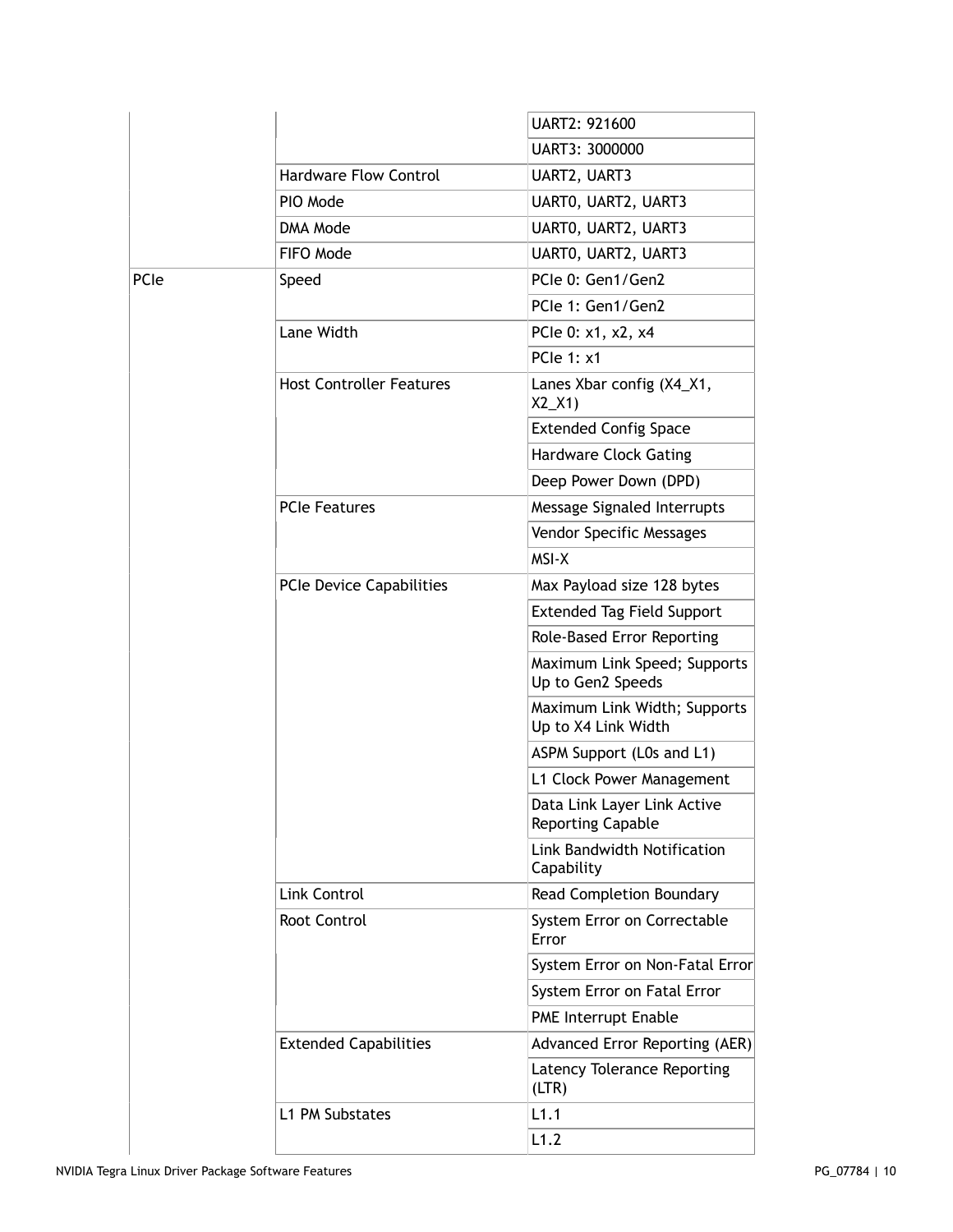| | | |
|---|---|---|
| | | UART2: 921600 |
| | | UART3: 3000000 |
| | Hardware Flow Control | UART2, UART3 |
| | PIO Mode | UART0, UART2, UART3 |
| | DMA Mode | UART0, UART2, UART3 |
| | FIFO Mode | UART0, UART2, UART3 |
| PCIe | Speed | PCIe 0: Gen1/Gen2 |
| | | PCIe 1: Gen1/Gen2 |
| | Lane Width | PCIe 0: x1, x2, x4 |
| | | PCIe 1: x1 |
| | Host Controller Features | Lanes Xbar config (X4_X1, X2_X1) |
| | | Extended Config Space |
| | | Hardware Clock Gating |
| | | Deep Power Down (DPD) |
| | PCIe Features | Message Signaled Interrupts |
| | | Vendor Specific Messages |
| | | MSI-X |
| | PCIe Device Capabilities | Max Payload size 128 bytes |
| | | Extended Tag Field Support |
| | | Role-Based Error Reporting |
| | | Maximum Link Speed; Supports Up to Gen2 Speeds |
| | | Maximum Link Width; Supports Up to X4 Link Width |
| | | ASPM Support (L0s and L1) |
| | | L1 Clock Power Management |
| | | Data Link Layer Link Active Reporting Capable |
| | | Link Bandwidth Notification Capability |
| | Link Control | Read Completion Boundary |
| | Root Control | System Error on Correctable Error |
| | | System Error on Non-Fatal Error |
| | | System Error on Fatal Error |
| | | PME Interrupt Enable |
| | Extended Capabilities | Advanced Error Reporting (AER) |
| | | Latency Tolerance Reporting (LTR) |
| | L1 PM Substates | L1.1 |
| | | L1.2 |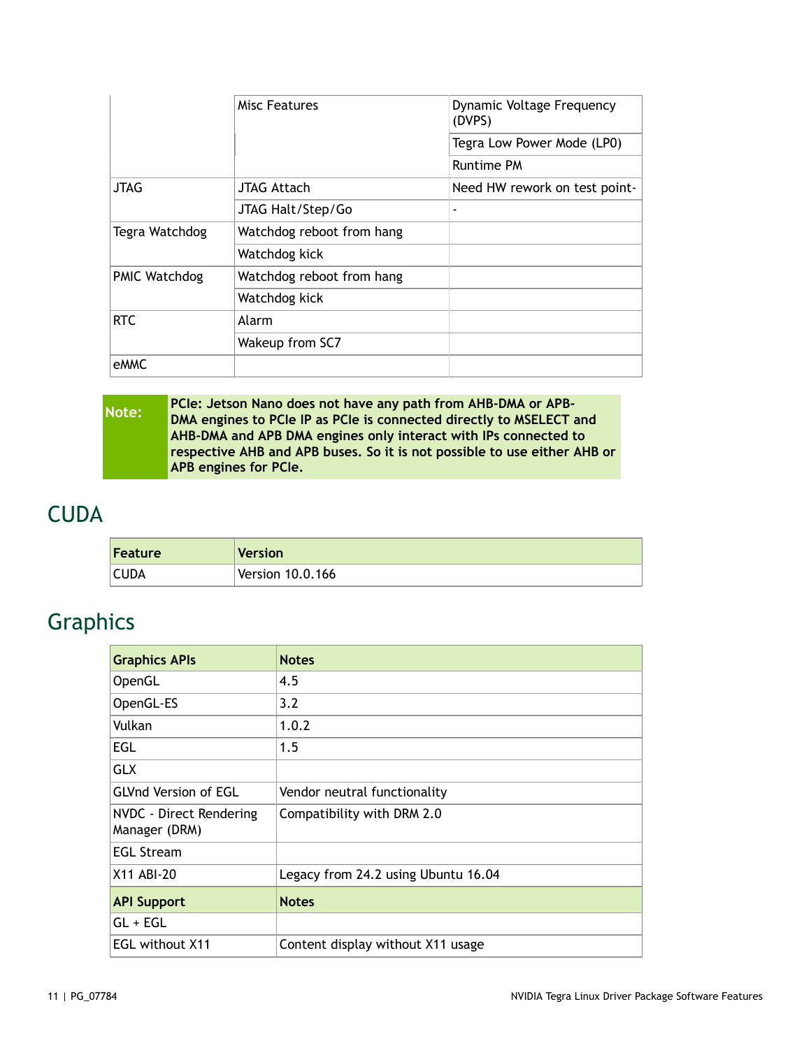| | | |
|---|---|---|
| | Misc Features | Dynamic Voltage Frequency (DVPS) |
| | | Tegra Low Power Mode (LP0) |
| | | Runtime PM |
| JTAG | JTAG Attach | Need HW rework on test point- |
| | JTAG Halt/Step/Go | - |
| Tegra Watchdog | Watchdog reboot from hang | |
| | Watchdog kick | |
| PMIC Watchdog | Watchdog reboot from hang | |
| | Watchdog kick | |
| RTC | Alarm | |
| | Wakeup from SC7 | |
| eMMC | | |

**Note:** **PCIe: Jetson Nano does not have any path from AHB-DMA or APB-DMA engines to PCIe IP as PCIe is connected directly to MSELECT and AHB-DMA and APB DMA engines only interact with IPs connected to respective AHB and APB buses. So it is not possible to use either AHB or APB engines for PCIe.**

## CUDA

| Feature | Version |
|---|---|
| CUDA | Version 10.0.166 |

## Graphics

| Graphics APIs | Notes |
|---|---|
| OpenGL | 4.5 |
| OpenGL-ES | 3.2 |
| Vulkan | 1.0.2 |
| EGL | 1.5 |
| GLX | |
| GLVnd Version of EGL | Vendor neutral functionality |
| NVDC - Direct Rendering Manager (DRM) | Compatibility with DRM 2.0 |
| EGL Stream | |
| X11 ABI-20 | Legacy from 24.2 using Ubuntu 16.04 |
| **API Support** | **Notes** |
| GL + EGL | |
| EGL without X11 | Content display without X11 usage |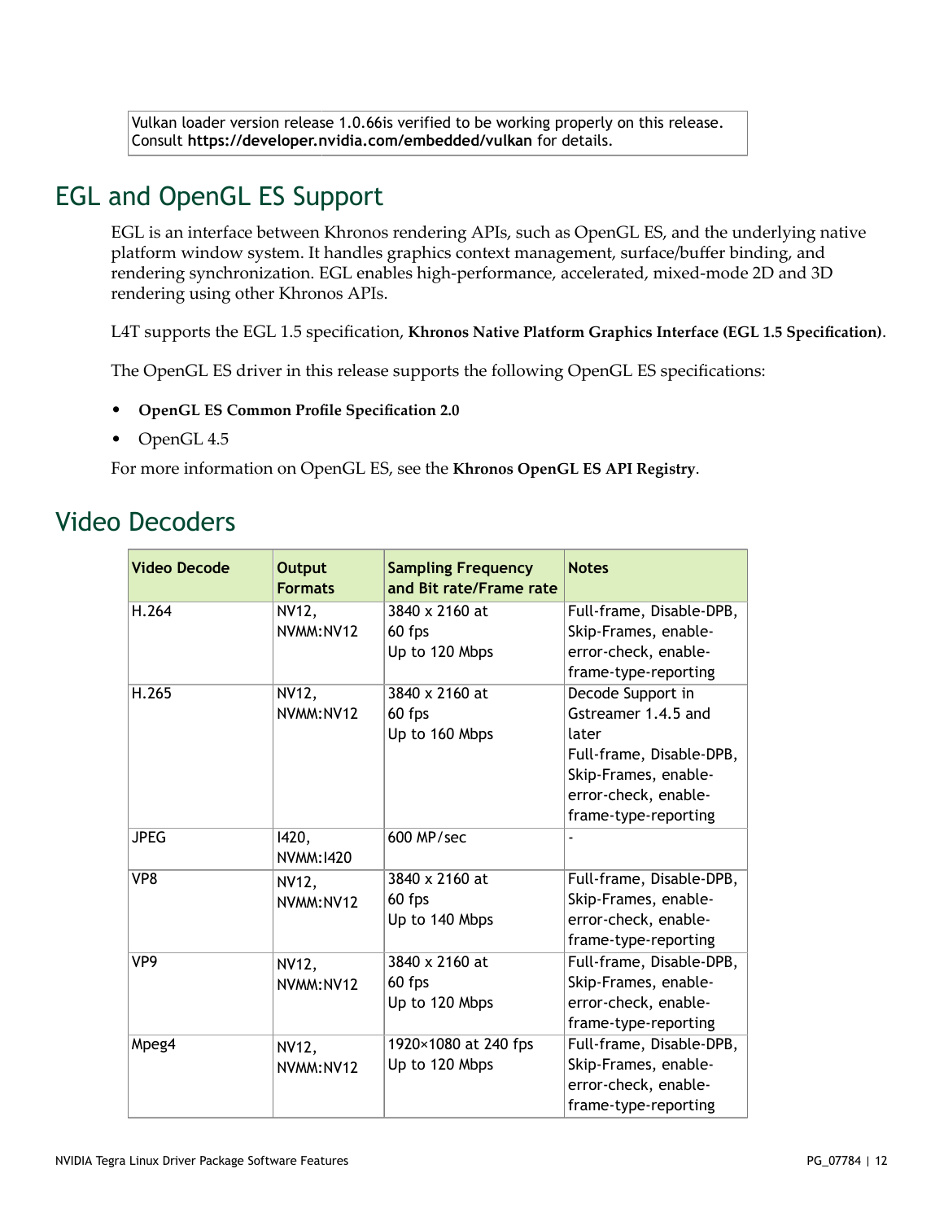Vulkan loader version release 1.0.66is verified to be working properly on this release. Consult **https://developer.nvidia.com/embedded/vulkan** for details.

## EGL and OpenGL ES Support

EGL is an interface between Khronos rendering APIs, such as OpenGL ES, and the underlying native platform window system. It handles graphics context management, surface/buffer binding, and rendering synchronization. EGL enables high-performance, accelerated, mixed-mode 2D and 3D rendering using other Khronos APIs.

L4T supports the EGL 1.5 specification, **Khronos Native Platform Graphics Interface (EGL 1.5 Specification)**.

The OpenGL ES driver in this release supports the following OpenGL ES specifications:

- **OpenGL ES Common Profile Specification 2.0**
- OpenGL 4.5

For more information on OpenGL ES, see the **Khronos OpenGL ES API Registry**.

## Video Decoders

| Video Decode | Output Formats | Sampling Frequency and Bit rate/Frame rate | Notes |
|---|---|---|---|
| H.264 | NV12, NVMM:NV12 | 3840 x 2160 at 60 fps<br>Up to 120 Mbps | Full-frame, Disable-DPB, Skip-Frames, enable-error-check, enable-frame-type-reporting |
| H.265 | NV12, NVMM:NV12 | 3840 x 2160 at 60 fps<br>Up to 160 Mbps | Decode Support in Gstreamer 1.4.5 and later<br>Full-frame, Disable-DPB, Skip-Frames, enable-error-check, enable-frame-type-reporting |
| JPEG | I420, NVMM:I420 | 600 MP/sec | - |
| VP8 | NV12, NVMM:NV12 | 3840 x 2160 at 60 fps<br>Up to 140 Mbps | Full-frame, Disable-DPB, Skip-Frames, enable-error-check, enable-frame-type-reporting |
| VP9 | NV12, NVMM:NV12 | 3840 x 2160 at 60 fps<br>Up to 120 Mbps | Full-frame, Disable-DPB, Skip-Frames, enable-error-check, enable-frame-type-reporting |
| Mpeg4 | NV12, NVMM:NV12 | 1920×1080 at 240 fps<br>Up to 120 Mbps | Full-frame, Disable-DPB, Skip-Frames, enable-error-check, enable-frame-type-reporting |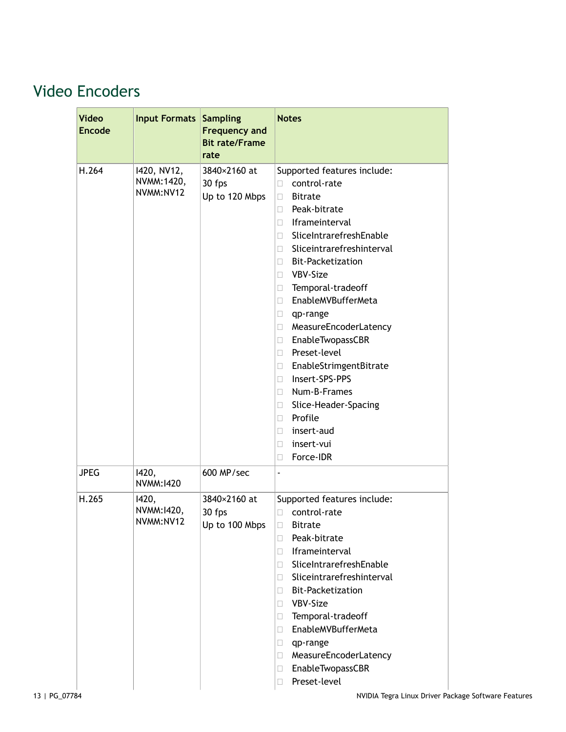## Video Encoders

| Video Encode | Input Formats | Sampling Frequency and Bit rate/Frame rate | Notes |
|---|---|---|---|
| H.264 | I420, NV12, NVMM:I420, NVMM:NV12 | 3840×2160 at 30 fps<br>Up to 120 Mbps | Supported features include:<br>- control-rate<br>- Bitrate<br>- Peak-bitrate<br>- Iframeinterval<br>- SliceIntrarefreshEnable<br>- Sliceintrarefreshinterval<br>- Bit-Packetization<br>- VBV-Size<br>- Temporal-tradeoff<br>- EnableMVBufferMeta<br>- qp-range<br>- MeasureEncoderLatency<br>- EnableTwopassCBR<br>- Preset-level<br>- EnableStrimgentBitrate<br>- Insert-SPS-PPS<br>- Num-B-Frames<br>- Slice-Header-Spacing<br>- Profile<br>- insert-aud<br>- insert-vui<br>- Force-IDR |
| JPEG | I420, NVMM:I420 | 600 MP/sec | - |
| H.265 | I420, NVMM:I420, NVMM:NV12 | 3840×2160 at 30 fps<br>Up to 100 Mbps | Supported features include:<br>- control-rate<br>- Bitrate<br>- Peak-bitrate<br>- Iframeinterval<br>- SliceIntrarefreshEnable<br>- Sliceintrarefreshinterval<br>- Bit-Packetization<br>- VBV-Size<br>- Temporal-tradeoff<br>- EnableMVBufferMeta<br>- qp-range<br>- MeasureEncoderLatency<br>- EnableTwopassCBR<br>- Preset-level |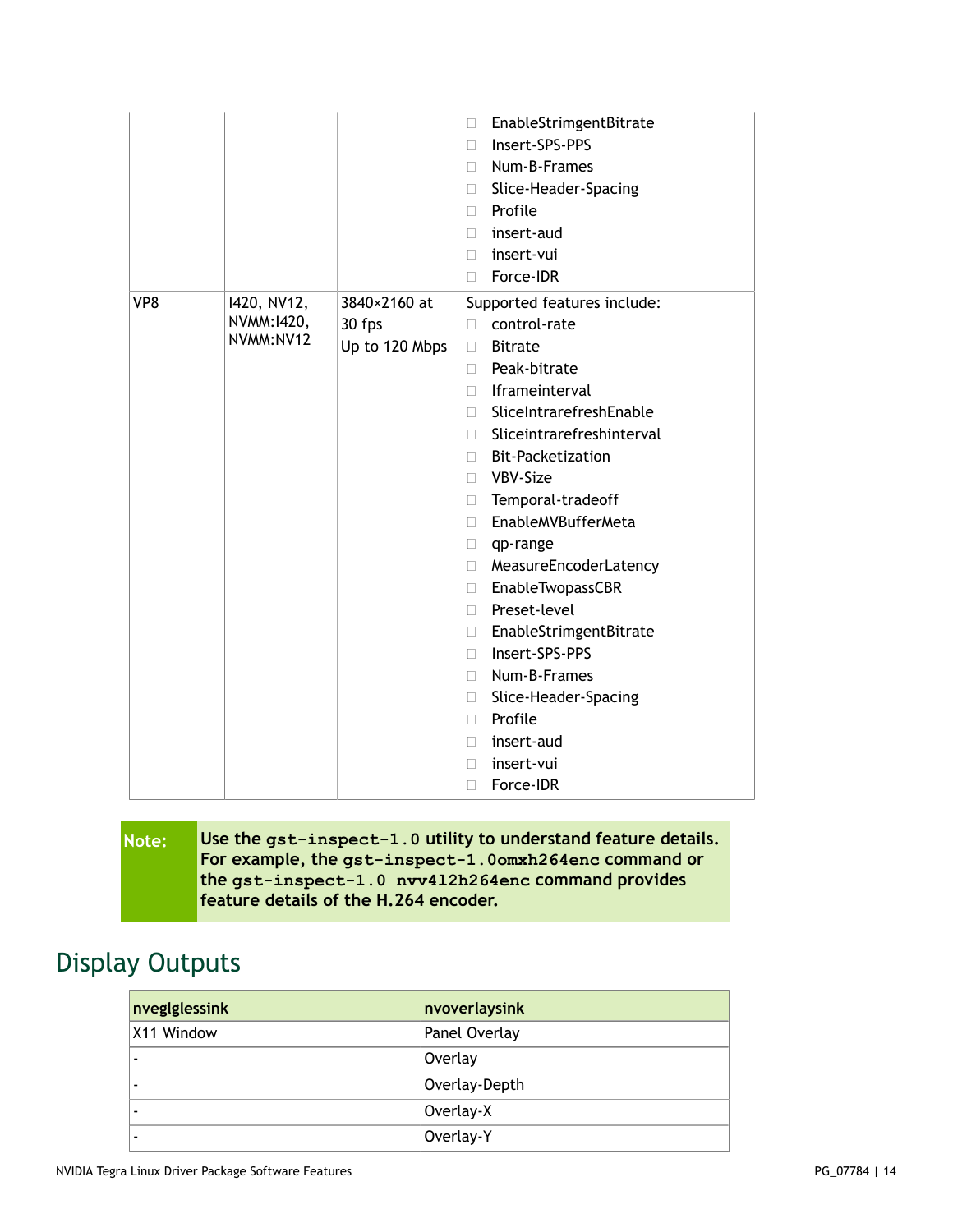| | | | |
|---|---|---|---|
| | | | EnableStrimgentBitrate<br>Insert-SPS-PPS<br>Num-B-Frames<br>Slice-Header-Spacing<br>Profile<br>insert-aud<br>insert-vui<br>Force-IDR |
| VP8 | I420, NV12, NVMM:I420, NVMM:NV12 | 3840×2160 at 30 fps<br>Up to 120 Mbps | Supported features include:<br>control-rate<br>Bitrate<br>Peak-bitrate<br>Iframeinterval<br>SliceIntrarefreshEnable<br>Sliceintrarefreshinterval<br>Bit-Packetization<br>VBV-Size<br>Temporal-tradeoff<br>EnableMVBufferMeta<br>qp-range<br>MeasureEncoderLatency<br>EnableTwopassCBR<br>Preset-level<br>EnableStrimgentBitrate<br>Insert-SPS-PPS<br>Num-B-Frames<br>Slice-Header-Spacing<br>Profile<br>insert-aud<br>insert-vui<br>Force-IDR |

**Note:** **Use the `gst-inspect-1.0` utility to understand feature details. For example, the `gst-inspect-1.0omxh264enc` command or the `gst-inspect-1.0 nvv4l2h264enc` command provides feature details of the H.264 encoder.**

# Display Outputs

| nveglglessink | nvoverlaysink |
|---|---|
| X11 Window | Panel Overlay |
| - | Overlay |
| - | Overlay-Depth |
| - | Overlay-X |
| - | Overlay-Y |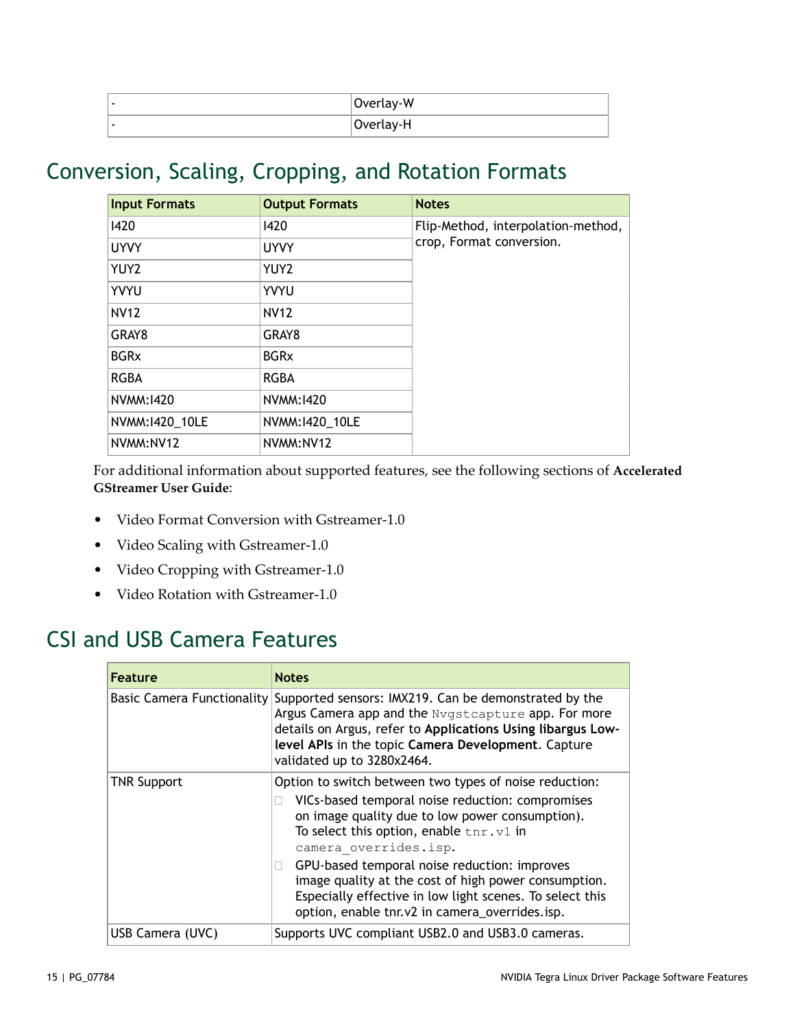| - | Overlay-W |
|---|---|
| - | Overlay-H |

## Conversion, Scaling, Cropping, and Rotation Formats

| Input Formats | Output Formats | Notes |
|---|---|---|
| I420 | I420 | Flip-Method, interpolation-method, crop, Format conversion. |
| UYVY | UYVY | |
| YUY2 | YUY2 | |
| YVYU | YVYU | |
| NV12 | NV12 | |
| GRAY8 | GRAY8 | |
| BGRx | BGRx | |
| RGBA | RGBA | |
| NVMM:I420 | NVMM:I420 | |
| NVMM:I420_10LE | NVMM:I420_10LE | |
| NVMM:NV12 | NVMM:NV12 | |

For additional information about supported features, see the following sections of **Accelerated GStreamer User Guide**:

- Video Format Conversion with Gstreamer-1.0
- Video Scaling with Gstreamer-1.0
- Video Cropping with Gstreamer-1.0
- Video Rotation with Gstreamer-1.0

## CSI and USB Camera Features

| Feature | Notes |
|---|---|
| Basic Camera Functionality | Supported sensors: IMX219. Can be demonstrated by the Argus Camera app and the `Nvgstcapture` app. For more details on Argus, refer to **Applications Using libargus Low-level APIs** in the topic **Camera Development**. Capture validated up to 3280x2464. |
| TNR Support | Option to switch between two types of noise reduction:<br>- VICs-based temporal noise reduction: compromises on image quality due to low power consumption). To select this option, enable `tnr.v1` in `camera_overrides.isp`.<br>- GPU-based temporal noise reduction: improves image quality at the cost of high power consumption. Especially effective in low light scenes. To select this option, enable tnr.v2 in camera_overrides.isp. |
| USB Camera (UVC) | Supports UVC compliant USB2.0 and USB3.0 cameras. |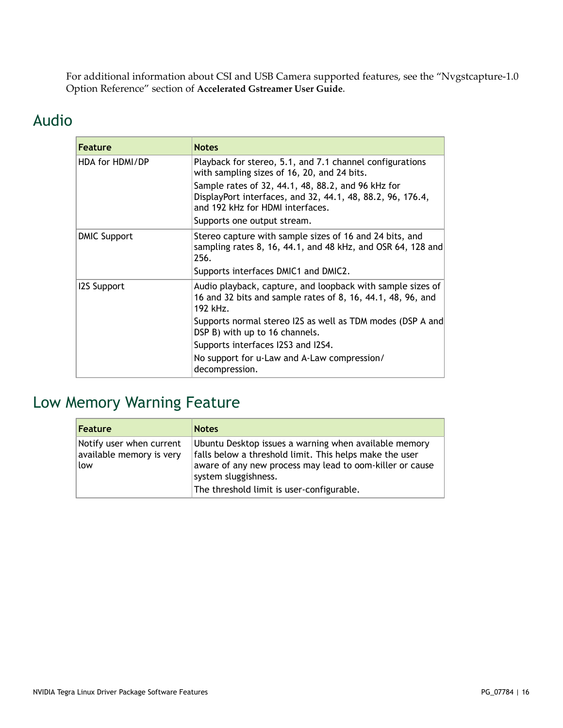For additional information about CSI and USB Camera supported features, see the “Nvgstcapture-1.0 Option Reference” section of **Accelerated Gstreamer User Guide**.

## Audio

| Feature | Notes |
|---|---|
| HDA for HDMI/DP | Playback for stereo, 5.1, and 7.1 channel configurations with sampling sizes of 16, 20, and 24 bits.<br>Sample rates of 32, 44.1, 48, 88.2, and 96 kHz for DisplayPort interfaces, and 32, 44.1, 48, 88.2, 96, 176.4, and 192 kHz for HDMI interfaces.<br>Supports one output stream. |
| DMIC Support | Stereo capture with sample sizes of 16 and 24 bits, and sampling rates 8, 16, 44.1, and 48 kHz, and OSR 64, 128 and 256.<br>Supports interfaces DMIC1 and DMIC2. |
| I2S Support | Audio playback, capture, and loopback with sample sizes of 16 and 32 bits and sample rates of 8, 16, 44.1, 48, 96, and 192 kHz.<br>Supports normal stereo I2S as well as TDM modes (DSP A and DSP B) with up to 16 channels.<br>Supports interfaces I2S3 and I2S4.<br>No support for u-Law and A-Law compression/decompression. |

## Low Memory Warning Feature

| Feature | Notes |
|---|---|
| Notify user when current available memory is very low | Ubuntu Desktop issues a warning when available memory falls below a threshold limit. This helps make the user aware of any new process may lead to oom-killer or cause system sluggishness.<br>The threshold limit is user-configurable. |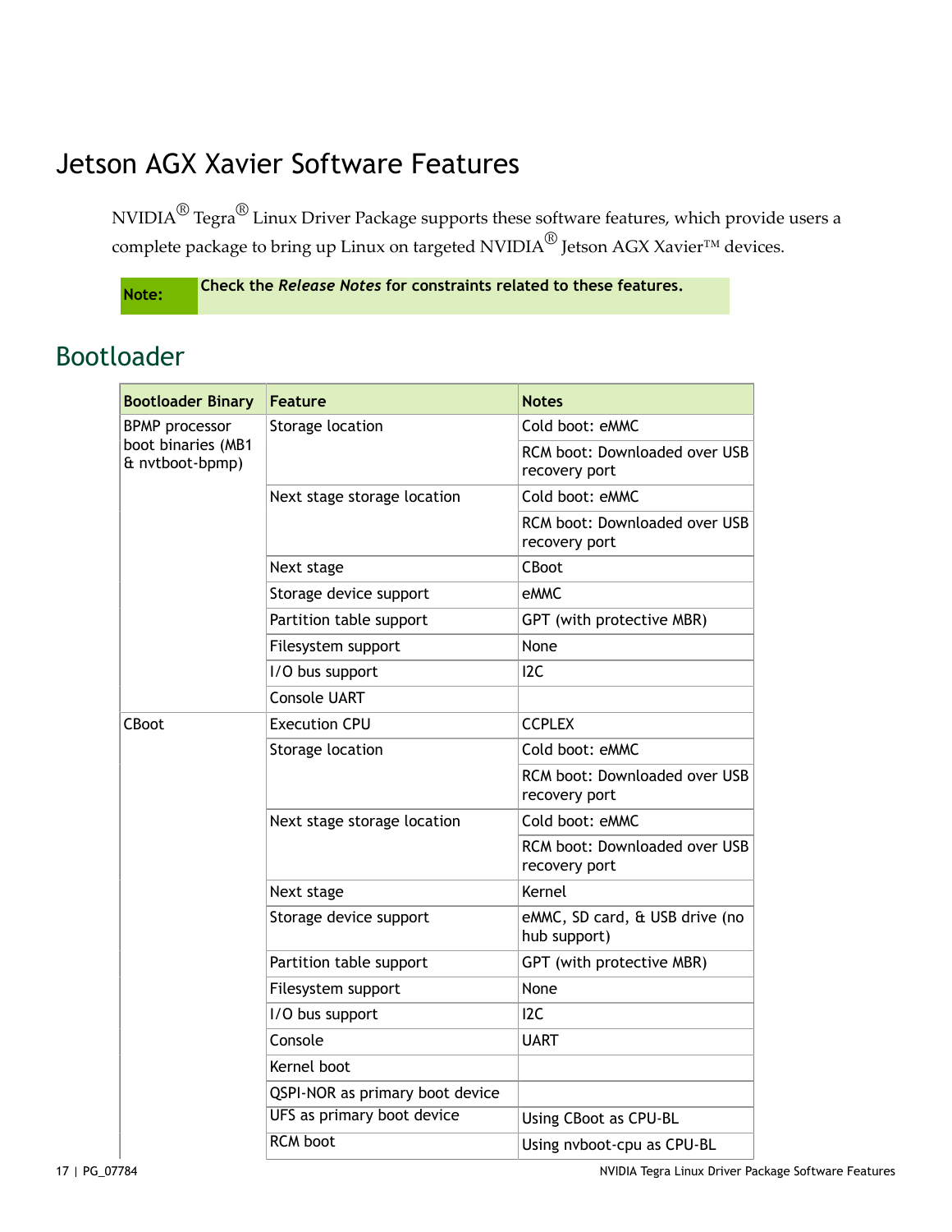# Jetson AGX Xavier Software Features

NVIDIA® Tegra® Linux Driver Package supports these software features, which provide users a complete package to bring up Linux on targeted NVIDIA® Jetson AGX Xavier™ devices.

| Note: | Check the *Release Notes* for constraints related to these features. |
|---|---|

## Bootloader

| Bootloader Binary | Feature | Notes |
|---|---|---|
| BPMP processor boot binaries (MB1 & nvtboot-bpmp) | Storage location | Cold boot: eMMC |
| | | RCM boot: Downloaded over USB recovery port |
| | Next stage storage location | Cold boot: eMMC |
| | | RCM boot: Downloaded over USB recovery port |
| | Next stage | CBoot |
| | Storage device support | eMMC |
| | Partition table support | GPT (with protective MBR) |
| | Filesystem support | None |
| | I/O bus support | I2C |
| | Console UART | |
| CBoot | Execution CPU | CCPLEX |
| | Storage location | Cold boot: eMMC |
| | | RCM boot: Downloaded over USB recovery port |
| | Next stage storage location | Cold boot: eMMC |
| | | RCM boot: Downloaded over USB recovery port |
| | Next stage | Kernel |
| | Storage device support | eMMC, SD card, & USB drive (no hub support) |
| | Partition table support | GPT (with protective MBR) |
| | Filesystem support | None |
| | I/O bus support | I2C |
| | Console | UART |
| | Kernel boot | |
| | QSPI-NOR as primary boot device | |
| | UFS as primary boot device | Using CBoot as CPU-BL |
| | RCM boot | Using nvboot-cpu as CPU-BL |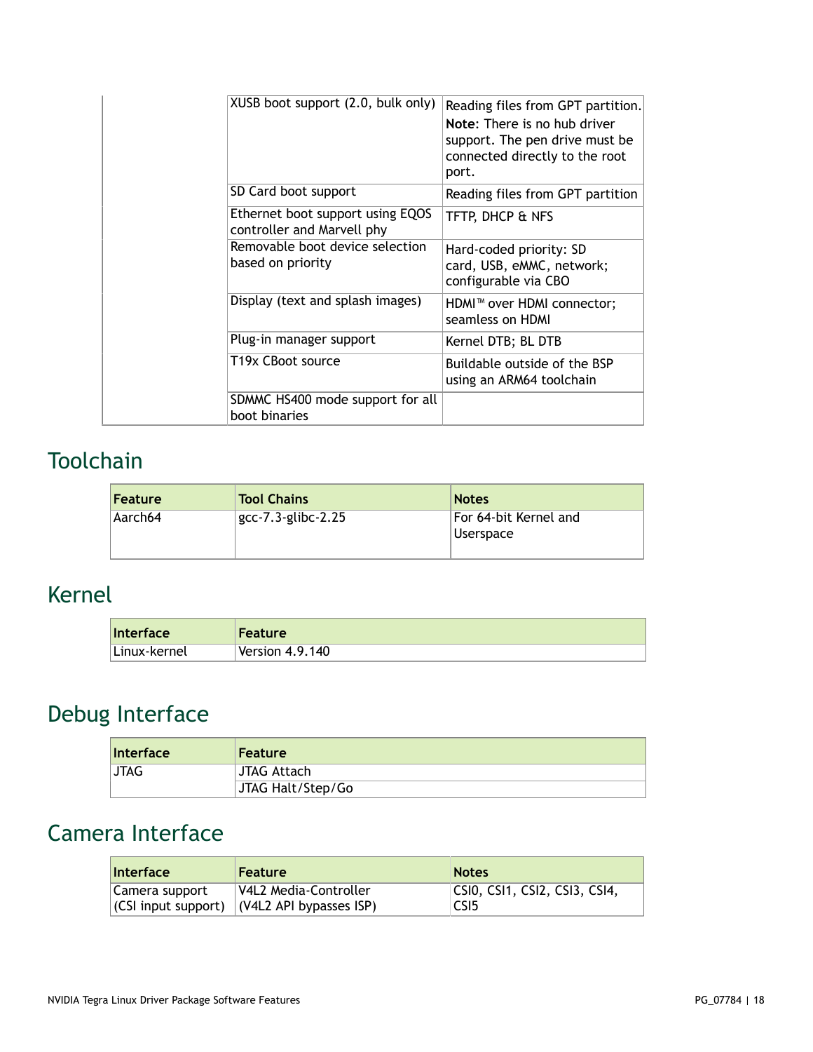| | | |
|---|---|---|
| | XUSB boot support (2.0, bulk only) | Reading files from GPT partition. **Note**: There is no hub driver support. The pen drive must be connected directly to the root port. |
| | SD Card boot support | Reading files from GPT partition |
| | Ethernet boot support using EQOS controller and Marvell phy | TFTP, DHCP & NFS |
| | Removable boot device selection based on priority | Hard-coded priority: SD card, USB, eMMC, network; configurable via CBO |
| | Display (text and splash images) | HDMI™ over HDMI connector; seamless on HDMI |
| | Plug-in manager support | Kernel DTB; BL DTB |
| | T19x CBoot source | Buildable outside of the BSP using an ARM64 toolchain |
| | SDMMC HS400 mode support for all boot binaries | |

## Toolchain

| Feature | Tool Chains | Notes |
|---|---|---|
| Aarch64 | gcc-7.3-glibc-2.25 | For 64-bit Kernel and Userspace |

## Kernel

| Interface | Feature |
|---|---|
| Linux-kernel | Version 4.9.140 |

## Debug Interface

| Interface | Feature |
|---|---|
| JTAG | JTAG Attach |
| | JTAG Halt/Step/Go |

## Camera Interface

| Interface | Feature | Notes |
|---|---|---|
| Camera support (CSI input support) | V4L2 Media-Controller (V4L2 API bypasses ISP) | CSI0, CSI1, CSI2, CSI3, CSI4, CSI5 |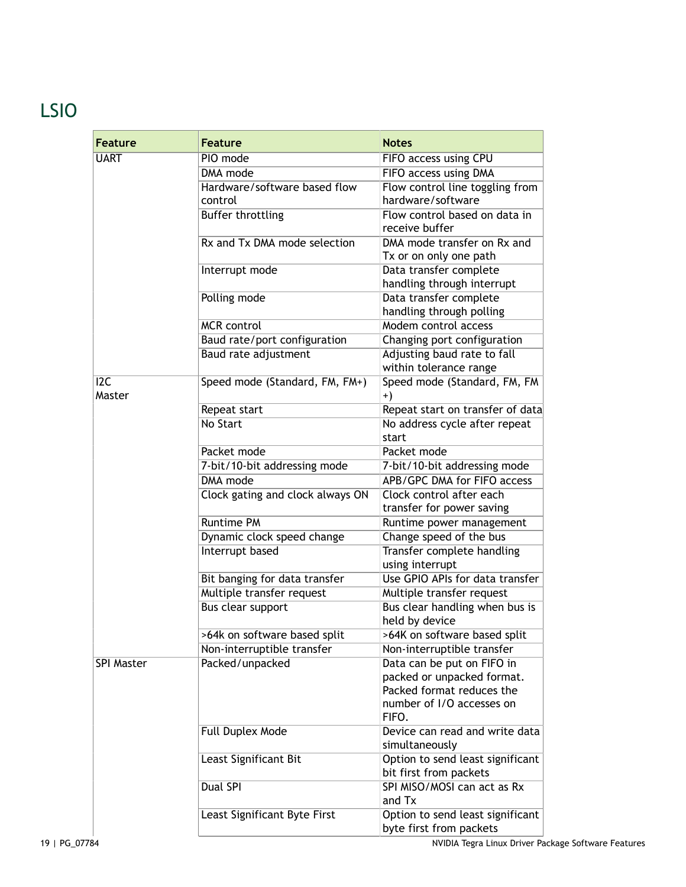## LSIO

| Feature | Feature | Notes |
|---|---|---|
| UART | PIO mode | FIFO access using CPU |
| | DMA mode | FIFO access using DMA |
| | Hardware/software based flow control | Flow control line toggling from hardware/software |
| | Buffer throttling | Flow control based on data in receive buffer |
| | Rx and Tx DMA mode selection | DMA mode transfer on Rx and Tx or on only one path |
| | Interrupt mode | Data transfer complete handling through interrupt |
| | Polling mode | Data transfer complete handling through polling |
| | MCR control | Modem control access |
| | Baud rate/port configuration | Changing port configuration |
| | Baud rate adjustment | Adjusting baud rate to fall within tolerance range |
| I2C Master | Speed mode (Standard, FM, FM+) | Speed mode (Standard, FM, FM +) |
| | Repeat start | Repeat start on transfer of data |
| | No Start | No address cycle after repeat start |
| | Packet mode | Packet mode |
| | 7-bit/10-bit addressing mode | 7-bit/10-bit addressing mode |
| | DMA mode | APB/GPC DMA for FIFO access |
| | Clock gating and clock always ON | Clock control after each transfer for power saving |
| | Runtime PM | Runtime power management |
| | Dynamic clock speed change | Change speed of the bus |
| | Interrupt based | Transfer complete handling using interrupt |
| | Bit banging for data transfer | Use GPIO APIs for data transfer |
| | Multiple transfer request | Multiple transfer request |
| | Bus clear support | Bus clear handling when bus is held by device |
| | >64k on software based split | >64K on software based split |
| | Non-interruptible transfer | Non-interruptible transfer |
| SPI Master | Packed/unpacked | Data can be put on FIFO in packed or unpacked format. Packed format reduces the number of I/O accesses on FIFO. |
| | Full Duplex Mode | Device can read and write data simultaneously |
| | Least Significant Bit | Option to send least significant bit first from packets |
| | Dual SPI | SPI MISO/MOSI can act as Rx and Tx |
| | Least Significant Byte First | Option to send least significant byte first from packets |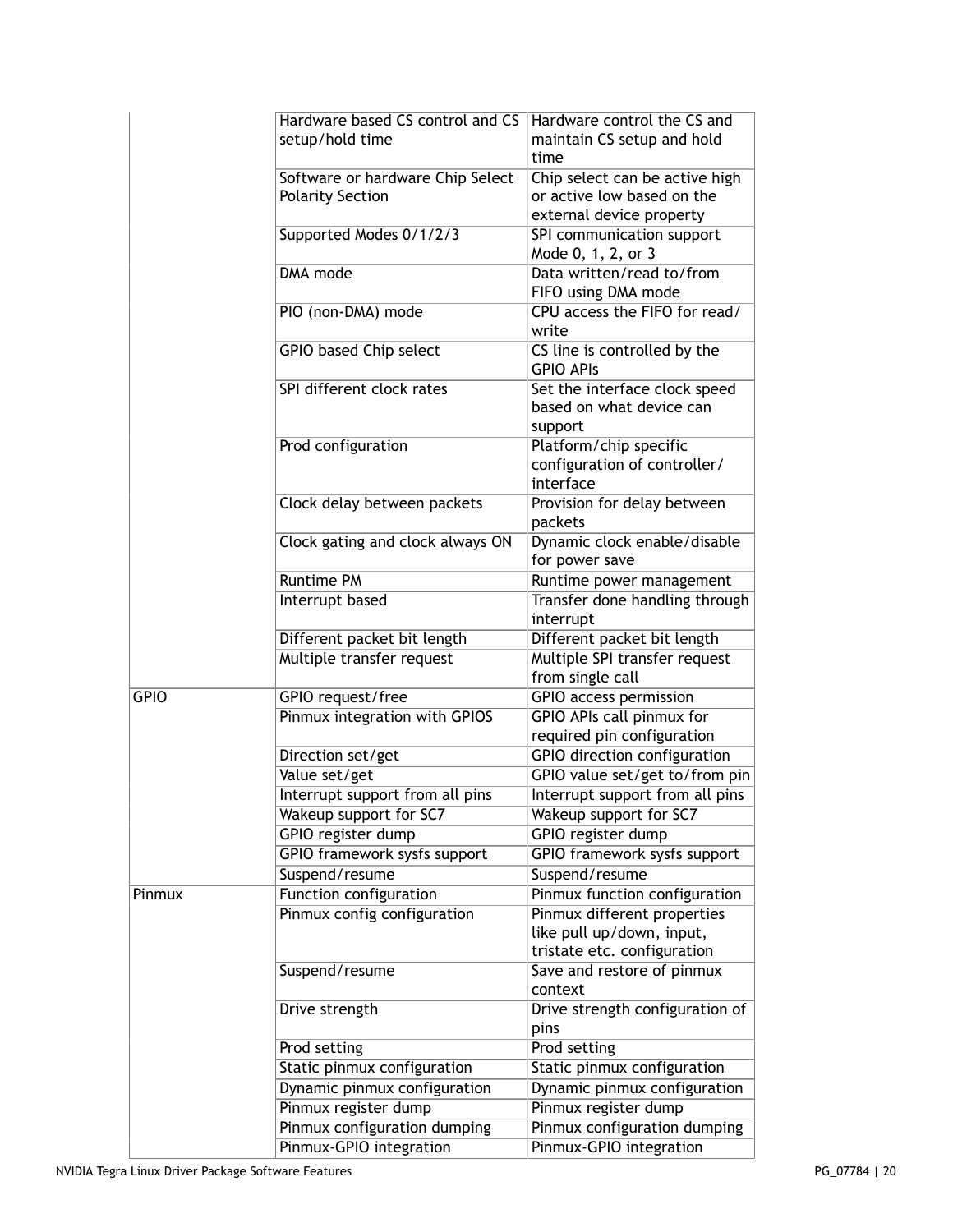| | | |
|---|---|---|
| | Hardware based CS control and CS setup/hold time | Hardware control the CS and maintain CS setup and hold time |
| | Software or hardware Chip Select Polarity Section | Chip select can be active high or active low based on the external device property |
| | Supported Modes 0/1/2/3 | SPI communication support Mode 0, 1, 2, or 3 |
| | DMA mode | Data written/read to/from FIFO using DMA mode |
| | PIO (non-DMA) mode | CPU access the FIFO for read/write |
| | GPIO based Chip select | CS line is controlled by the GPIO APIs |
| | SPI different clock rates | Set the interface clock speed based on what device can support |
| | Prod configuration | Platform/chip specific configuration of controller/interface |
| | Clock delay between packets | Provision for delay between packets |
| | Clock gating and clock always ON | Dynamic clock enable/disable for power save |
| | Runtime PM | Runtime power management |
| | Interrupt based | Transfer done handling through interrupt |
| | Different packet bit length | Different packet bit length |
| | Multiple transfer request | Multiple SPI transfer request from single call |
| GPIO | GPIO request/free | GPIO access permission |
| | Pinmux integration with GPIOS | GPIO APIs call pinmux for required pin configuration |
| | Direction set/get | GPIO direction configuration |
| | Value set/get | GPIO value set/get to/from pin |
| | Interrupt support from all pins | Interrupt support from all pins |
| | Wakeup support for SC7 | Wakeup support for SC7 |
| | GPIO register dump | GPIO register dump |
| | GPIO framework sysfs support | GPIO framework sysfs support |
| | Suspend/resume | Suspend/resume |
| Pinmux | Function configuration | Pinmux function configuration |
| | Pinmux config configuration | Pinmux different properties like pull up/down, input, tristate etc. configuration |
| | Suspend/resume | Save and restore of pinmux context |
| | Drive strength | Drive strength configuration of pins |
| | Prod setting | Prod setting |
| | Static pinmux configuration | Static pinmux configuration |
| | Dynamic pinmux configuration | Dynamic pinmux configuration |
| | Pinmux register dump | Pinmux register dump |
| | Pinmux configuration dumping | Pinmux configuration dumping |
| | Pinmux-GPIO integration | Pinmux-GPIO integration |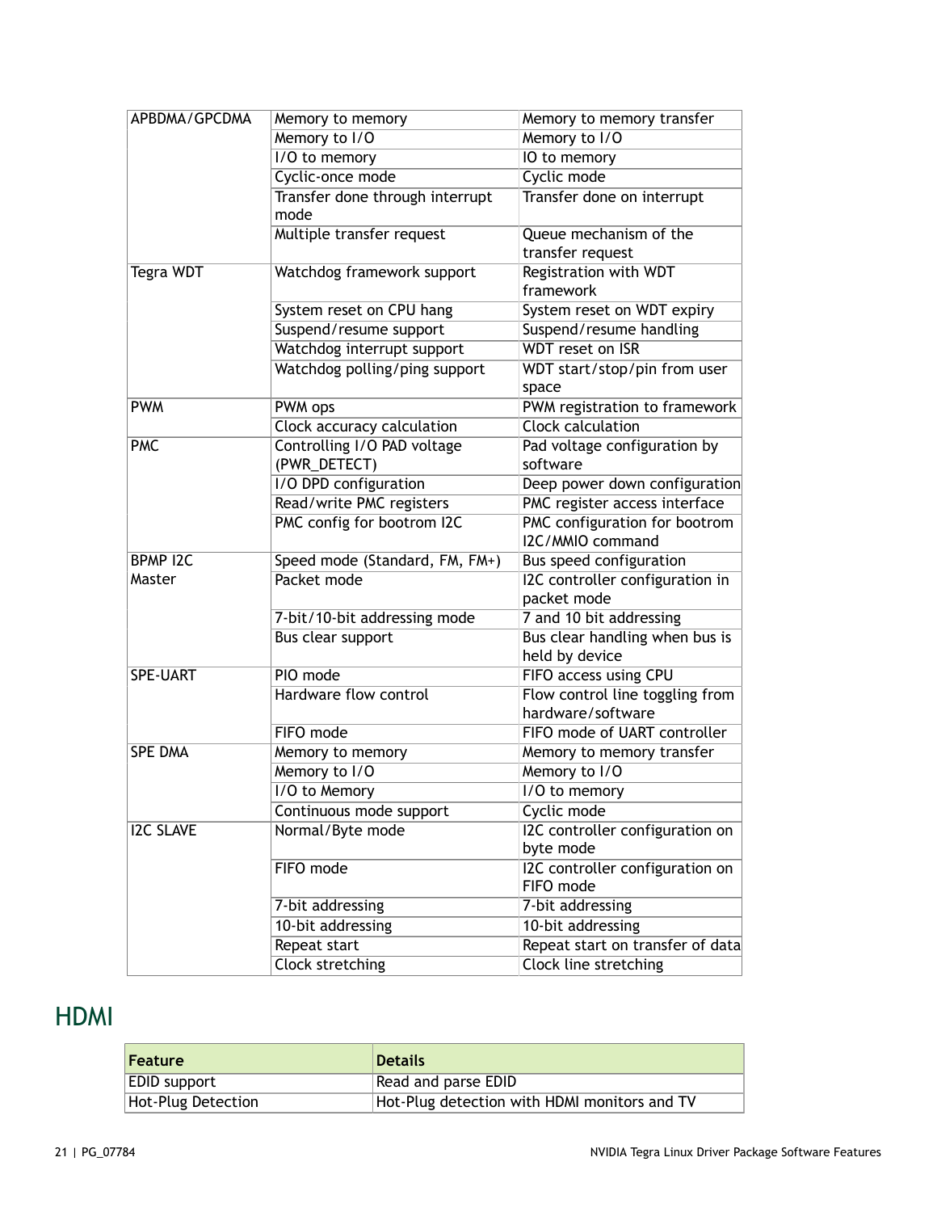| | | |
|---|---|---|
| APBDMA/GPCDMA | Memory to memory | Memory to memory transfer |
| | Memory to I/O | Memory to I/O |
| | I/O to memory | IO to memory |
| | Cyclic-once mode | Cyclic mode |
| | Transfer done through interrupt mode | Transfer done on interrupt |
| | Multiple transfer request | Queue mechanism of the transfer request |
| Tegra WDT | Watchdog framework support | Registration with WDT framework |
| | System reset on CPU hang | System reset on WDT expiry |
| | Suspend/resume support | Suspend/resume handling |
| | Watchdog interrupt support | WDT reset on ISR |
| | Watchdog polling/ping support | WDT start/stop/pin from user space |
| PWM | PWM ops | PWM registration to framework |
| | Clock accuracy calculation | Clock calculation |
| PMC | Controlling I/O PAD voltage (PWR_DETECT) | Pad voltage configuration by software |
| | I/O DPD configuration | Deep power down configuration |
| | Read/write PMC registers | PMC register access interface |
| | PMC config for bootrom I2C | PMC configuration for bootrom I2C/MMIO command |
| BPMP I2C Master | Speed mode (Standard, FM, FM+) | Bus speed configuration |
| | Packet mode | I2C controller configuration in packet mode |
| | 7-bit/10-bit addressing mode | 7 and 10 bit addressing |
| | Bus clear support | Bus clear handling when bus is held by device |
| SPE-UART | PIO mode | FIFO access using CPU |
| | Hardware flow control | Flow control line toggling from hardware/software |
| | FIFO mode | FIFO mode of UART controller |
| SPE DMA | Memory to memory | Memory to memory transfer |
| | Memory to I/O | Memory to I/O |
| | I/O to Memory | I/O to memory |
| | Continuous mode support | Cyclic mode |
| I2C SLAVE | Normal/Byte mode | I2C controller configuration on byte mode |
| | FIFO mode | I2C controller configuration on FIFO mode |
| | 7-bit addressing | 7-bit addressing |
| | 10-bit addressing | 10-bit addressing |
| | Repeat start | Repeat start on transfer of data |
| | Clock stretching | Clock line stretching |

# HDMI

| Feature | Details |
|---|---|
| EDID support | Read and parse EDID |
| Hot-Plug Detection | Hot-Plug detection with HDMI monitors and TV |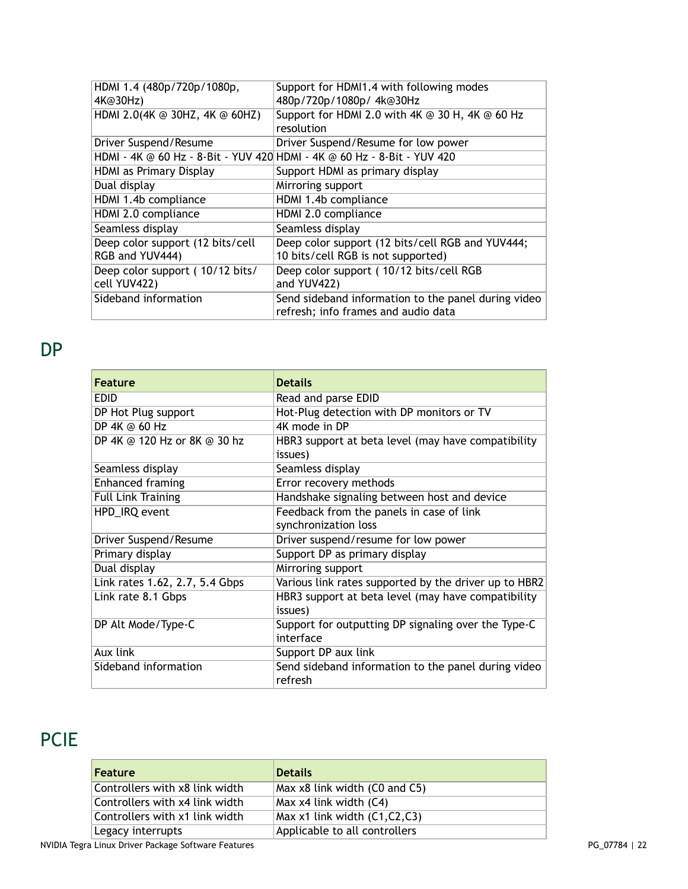| | |
|---|---|
| HDMI 1.4 (480p/720p/1080p, 4K@30Hz) | Support for HDMI1.4 with following modes 480p/720p/1080p/ 4k@30Hz |
| HDMI 2.0(4K @ 30HZ, 4K @ 60HZ) | Support for HDMI 2.0 with 4K @ 30 H, 4K @ 60 Hz resolution |
| Driver Suspend/Resume | Driver Suspend/Resume for low power |
| HDMI - 4K @ 60 Hz - 8-Bit - YUV 420 | HDMI - 4K @ 60 Hz - 8-Bit - YUV 420 |
| HDMI as Primary Display | Support HDMI as primary display |
| Dual display | Mirroring support |
| HDMI 1.4b compliance | HDMI 1.4b compliance |
| HDMI 2.0 compliance | HDMI 2.0 compliance |
| Seamless display | Seamless display |
| Deep color support (12 bits/cell RGB and YUV444) | Deep color support (12 bits/cell RGB and YUV444; 10 bits/cell RGB is not supported) |
| Deep color support ( 10/12 bits/ cell YUV422) | Deep color support ( 10/12 bits/cell RGB and YUV422) |
| Sideband information | Send sideband information to the panel during video refresh; info frames and audio data |

## DP

| Feature | Details |
|---|---|
| EDID | Read and parse EDID |
| DP Hot Plug support | Hot-Plug detection with DP monitors or TV |
| DP 4K @ 60 Hz | 4K mode in DP |
| DP 4K @ 120 Hz or 8K @ 30 hz | HBR3 support at beta level (may have compatibility issues) |
| Seamless display | Seamless display |
| Enhanced framing | Error recovery methods |
| Full Link Training | Handshake signaling between host and device |
| HPD_IRQ event | Feedback from the panels in case of link synchronization loss |
| Driver Suspend/Resume | Driver suspend/resume for low power |
| Primary display | Support DP as primary display |
| Dual display | Mirroring support |
| Link rates 1.62, 2.7, 5.4 Gbps | Various link rates supported by the driver up to HBR2 |
| Link rate 8.1 Gbps | HBR3 support at beta level (may have compatibility issues) |
| DP Alt Mode/Type-C | Support for outputting DP signaling over the Type-C interface |
| Aux link | Support DP aux link |
| Sideband information | Send sideband information to the panel during video refresh |

## PCIE

| Feature | Details |
|---|---|
| Controllers with x8 link width | Max x8 link width (C0 and C5) |
| Controllers with x4 link width | Max x4 link width (C4) |
| Controllers with x1 link width | Max x1 link width (C1,C2,C3) |
| Legacy interrupts | Applicable to all controllers |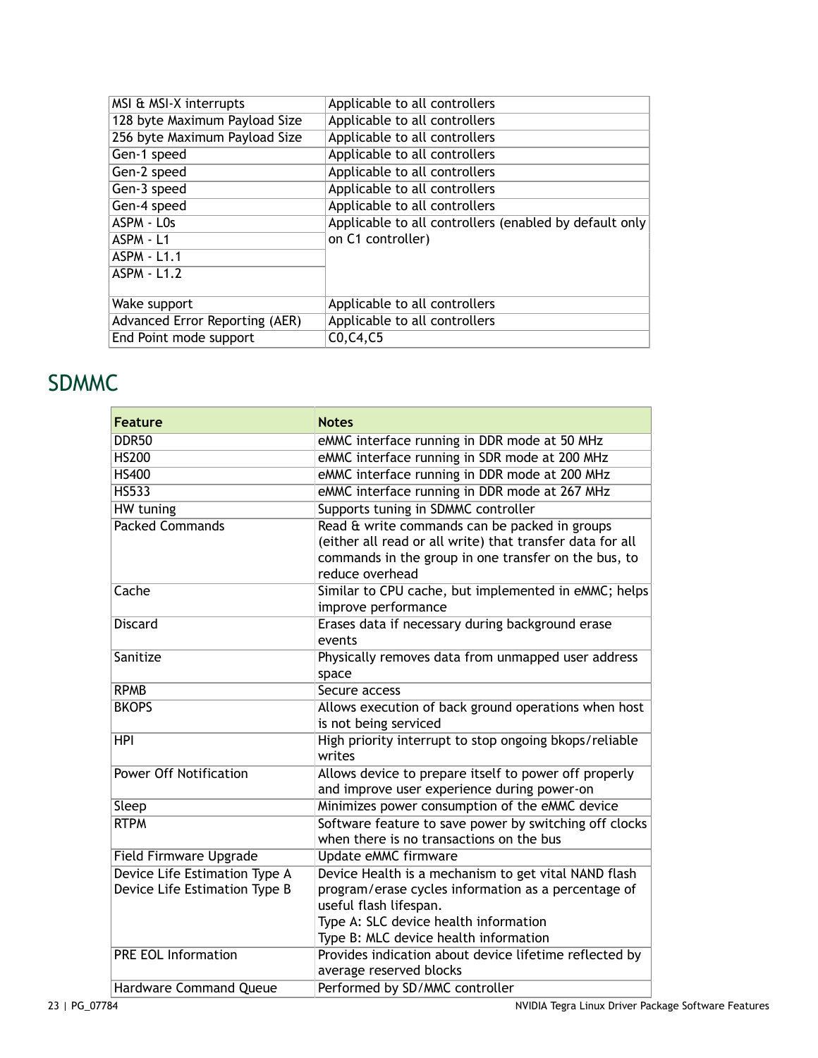| | |
|---|---|
| MSI & MSI-X interrupts | Applicable to all controllers |
| 128 byte Maximum Payload Size | Applicable to all controllers |
| 256 byte Maximum Payload Size | Applicable to all controllers |
| Gen-1 speed | Applicable to all controllers |
| Gen-2 speed | Applicable to all controllers |
| Gen-3 speed | Applicable to all controllers |
| Gen-4 speed | Applicable to all controllers |
| ASPM - L0s | Applicable to all controllers (enabled by default only on C1 controller) |
| ASPM - L1 | |
| ASPM - L1.1 | |
| ASPM - L1.2 | |
| Wake support | Applicable to all controllers |
| Advanced Error Reporting (AER) | Applicable to all controllers |
| End Point mode support | C0,C4,C5 |

## SDMMC

| Feature | Notes |
|---|---|
| DDR50 | eMMC interface running in DDR mode at 50 MHz |
| HS200 | eMMC interface running in SDR mode at 200 MHz |
| HS400 | eMMC interface running in DDR mode at 200 MHz |
| HS533 | eMMC interface running in DDR mode at 267 MHz |
| HW tuning | Supports tuning in SDMMC controller |
| Packed Commands | Read & write commands can be packed in groups (either all read or all write) that transfer data for all commands in the group in one transfer on the bus, to reduce overhead |
| Cache | Similar to CPU cache, but implemented in eMMC; helps improve performance |
| Discard | Erases data if necessary during background erase events |
| Sanitize | Physically removes data from unmapped user address space |
| RPMB | Secure access |
| BKOPS | Allows execution of back ground operations when host is not being serviced |
| HPI | High priority interrupt to stop ongoing bkops/reliable writes |
| Power Off Notification | Allows device to prepare itself to power off properly and improve user experience during power-on |
| Sleep | Minimizes power consumption of the eMMC device |
| RTPM | Software feature to save power by switching off clocks when there is no transactions on the bus |
| Field Firmware Upgrade | Update eMMC firmware |
| Device Life Estimation Type A<br>Device Life Estimation Type B | Device Health is a mechanism to get vital NAND flash program/erase cycles information as a percentage of useful flash lifespan.<br>Type A: SLC device health information<br>Type B: MLC device health information |
| PRE EOL Information | Provides indication about device lifetime reflected by average reserved blocks |
| Hardware Command Queue | Performed by SD/MMC controller |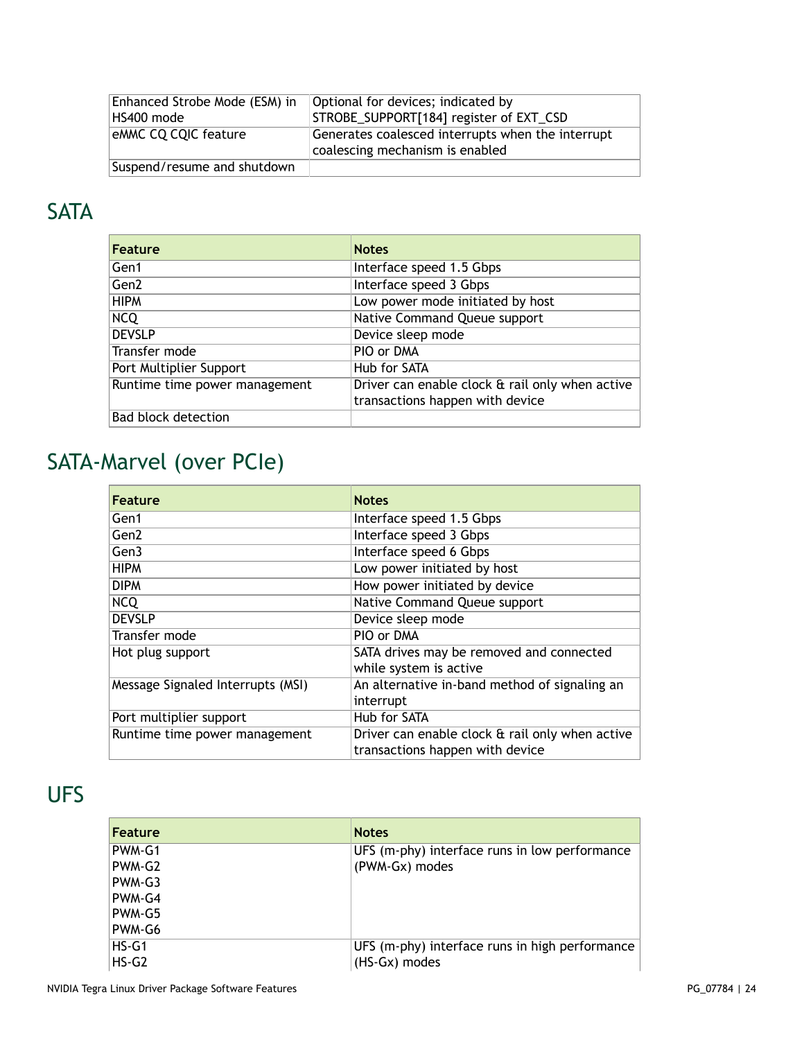| | |
|---|---|
| Enhanced Strobe Mode (ESM) in HS400 mode | Optional for devices; indicated by STROBE_SUPPORT[184] register of EXT_CSD |
| eMMC CQ CQIC feature | Generates coalesced interrupts when the interrupt coalescing mechanism is enabled |
| Suspend/resume and shutdown | |

## SATA

| Feature | Notes |
|---|---|
| Gen1 | Interface speed 1.5 Gbps |
| Gen2 | Interface speed 3 Gbps |
| HIPM | Low power mode initiated by host |
| NCQ | Native Command Queue support |
| DEVSLP | Device sleep mode |
| Transfer mode | PIO or DMA |
| Port Multiplier Support | Hub for SATA |
| Runtime time power management | Driver can enable clock & rail only when active transactions happen with device |
| Bad block detection | |

## SATA-Marvel (over PCIe)

| Feature | Notes |
|---|---|
| Gen1 | Interface speed 1.5 Gbps |
| Gen2 | Interface speed 3 Gbps |
| Gen3 | Interface speed 6 Gbps |
| HIPM | Low power initiated by host |
| DIPM | How power initiated by device |
| NCQ | Native Command Queue support |
| DEVSLP | Device sleep mode |
| Transfer mode | PIO or DMA |
| Hot plug support | SATA drives may be removed and connected while system is active |
| Message Signaled Interrupts (MSI) | An alternative in-band method of signaling an interrupt |
| Port multiplier support | Hub for SATA |
| Runtime time power management | Driver can enable clock & rail only when active transactions happen with device |

## UFS

| Feature | Notes |
|---|---|
| PWM-G1<br>PWM-G2<br>PWM-G3<br>PWM-G4<br>PWM-G5<br>PWM-G6 | UFS (m-phy) interface runs in low performance (PWM-Gx) modes |
| HS-G1<br>HS-G2 | UFS (m-phy) interface runs in high performance (HS-Gx) modes |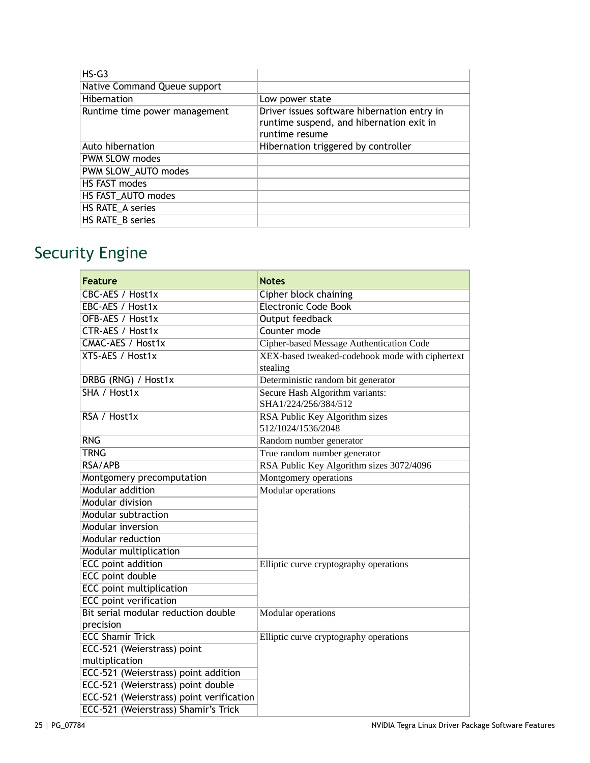| | |
|---|---|
| HS-G3 | |
| Native Command Queue support | |
| Hibernation | Low power state |
| Runtime time power management | Driver issues software hibernation entry in runtime suspend, and hibernation exit in runtime resume |
| Auto hibernation | Hibernation triggered by controller |
| PWM SLOW modes | |
| PWM SLOW_AUTO modes | |
| HS FAST modes | |
| HS FAST_AUTO modes | |
| HS RATE_A series | |
| HS RATE_B series | |

## Security Engine

| Feature | Notes |
|---|---|
| CBC-AES / Host1x | Cipher block chaining |
| EBC-AES / Host1x | Electronic Code Book |
| OFB-AES / Host1x | Output feedback |
| CTR-AES / Host1x | Counter mode |
| CMAC-AES / Host1x | Cipher-based Message Authentication Code |
| XTS-AES / Host1x | XEX-based tweaked-codebook mode with ciphertext stealing |
| DRBG (RNG) / Host1x | Deterministic random bit generator |
| SHA / Host1x | Secure Hash Algorithm variants: SHA1/224/256/384/512 |
| RSA / Host1x | RSA Public Key Algorithm sizes 512/1024/1536/2048 |
| RNG | Random number generator |
| TRNG | True random number generator |
| RSA/APB | RSA Public Key Algorithm sizes 3072/4096 |
| Montgomery precomputation | Montgomery operations |
| Modular addition | Modular operations |
| Modular division | |
| Modular subtraction | |
| Modular inversion | |
| Modular reduction | |
| Modular multiplication | |
| ECC point addition | Elliptic curve cryptography operations |
| ECC point double | |
| ECC point multiplication | |
| ECC point verification | |
| Bit serial modular reduction double precision | Modular operations |
| ECC Shamir Trick | Elliptic curve cryptography operations |
| ECC-521 (Weierstrass) point multiplication | |
| ECC-521 (Weierstrass) point addition | |
| ECC-521 (Weierstrass) point double | |
| ECC-521 (Weierstrass) point verification | |
| ECC-521 (Weierstrass) Shamir's Trick | |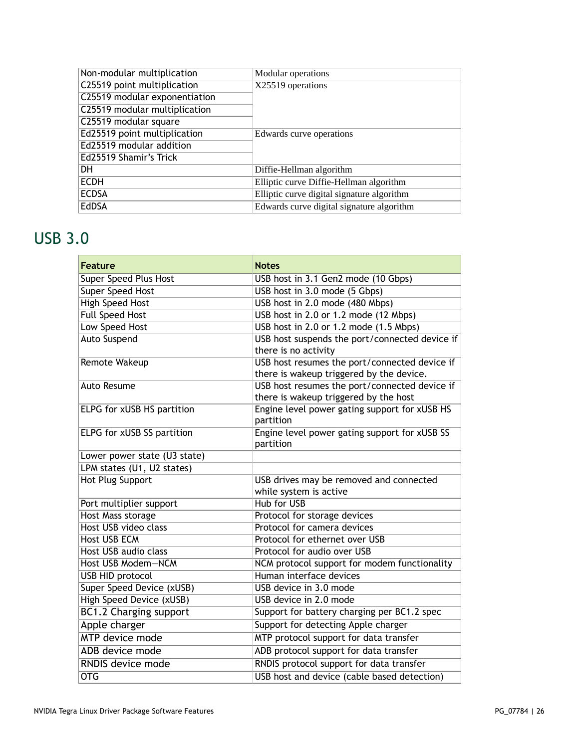| | |
|---|---|
| Non-modular multiplication | Modular operations |
| C25519 point multiplication | X25519 operations |
| C25519 modular exponentiation | |
| C25519 modular multiplication | |
| C25519 modular square | |
| Ed25519 point multiplication | Edwards curve operations |
| Ed25519 modular addition | |
| Ed25519 Shamir's Trick | |
| DH | Diffie-Hellman algorithm |
| ECDH | Elliptic curve Diffie-Hellman algorithm |
| ECDSA | Elliptic curve digital signature algorithm |
| EdDSA | Edwards curve digital signature algorithm |

## USB 3.0

| Feature | Notes |
|---|---|
| Super Speed Plus Host | USB host in 3.1 Gen2 mode (10 Gbps) |
| Super Speed Host | USB host in 3.0 mode (5 Gbps) |
| High Speed Host | USB host in 2.0 mode (480 Mbps) |
| Full Speed Host | USB host in 2.0 or 1.2 mode (12 Mbps) |
| Low Speed Host | USB host in 2.0 or 1.2 mode (1.5 Mbps) |
| Auto Suspend | USB host suspends the port/connected device if there is no activity |
| Remote Wakeup | USB host resumes the port/connected device if there is wakeup triggered by the device. |
| Auto Resume | USB host resumes the port/connected device if there is wakeup triggered by the host |
| ELPG for xUSB HS partition | Engine level power gating support for xUSB HS partition |
| ELPG for xUSB SS partition | Engine level power gating support for xUSB SS partition |
| Lower power state (U3 state) | |
| LPM states (U1, U2 states) | |
| Hot Plug Support | USB drives may be removed and connected while system is active |
| Port multiplier support | Hub for USB |
| Host Mass storage | Protocol for storage devices |
| Host USB video class | Protocol for camera devices |
| Host USB ECM | Protocol for ethernet over USB |
| Host USB audio class | Protocol for audio over USB |
| Host USB Modem—NCM | NCM protocol support for modem functionality |
| USB HID protocol | Human interface devices |
| Super Speed Device (xUSB) | USB device in 3.0 mode |
| High Speed Device (xUSB) | USB device in 2.0 mode |
| BC1.2 Charging support | Support for battery charging per BC1.2 spec |
| Apple charger | Support for detecting Apple charger |
| MTP device mode | MTP protocol support for data transfer |
| ADB device mode | ADB protocol support for data transfer |
| RNDIS device mode | RNDIS protocol support for data transfer |
| OTG | USB host and device (cable based detection) |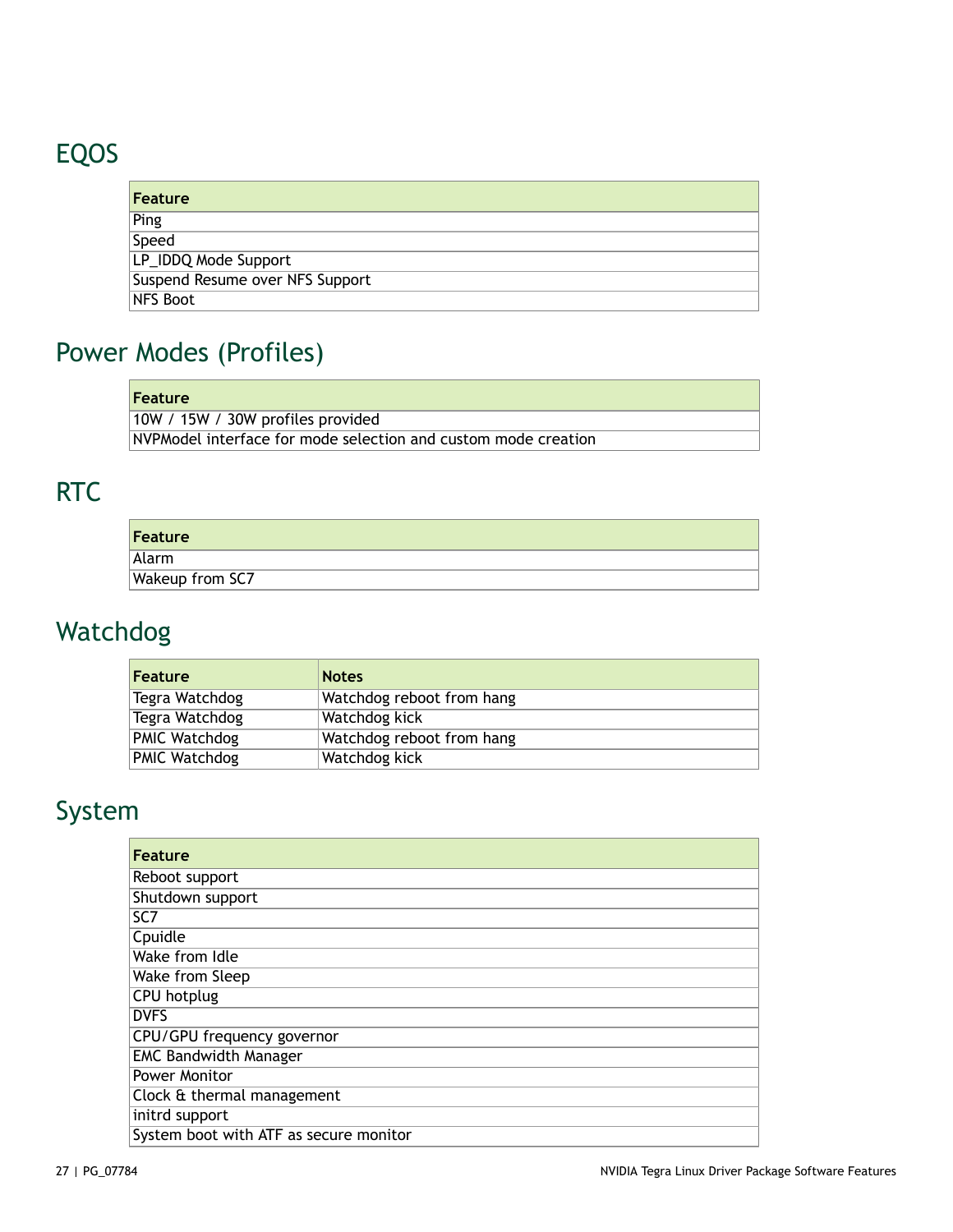## EQOS

| Feature |
|---|
| Ping |
| Speed |
| LP_IDDQ Mode Support |
| Suspend Resume over NFS Support |
| NFS Boot |

## Power Modes (Profiles)

| Feature |
|---|
| 10W / 15W / 30W profiles provided |
| NVPModel interface for mode selection and custom mode creation |

## RTC

| Feature |
|---|
| Alarm |
| Wakeup from SC7 |

## Watchdog

| Feature | Notes |
|---|---|
| Tegra Watchdog | Watchdog reboot from hang |
| Tegra Watchdog | Watchdog kick |
| PMIC Watchdog | Watchdog reboot from hang |
| PMIC Watchdog | Watchdog kick |

## System

| Feature |
|---|
| Reboot support |
| Shutdown support |
| SC7 |
| Cpuidle |
| Wake from Idle |
| Wake from Sleep |
| CPU hotplug |
| DVFS |
| CPU/GPU frequency governor |
| EMC Bandwidth Manager |
| Power Monitor |
| Clock & thermal management |
| initrd support |
| System boot with ATF as secure monitor |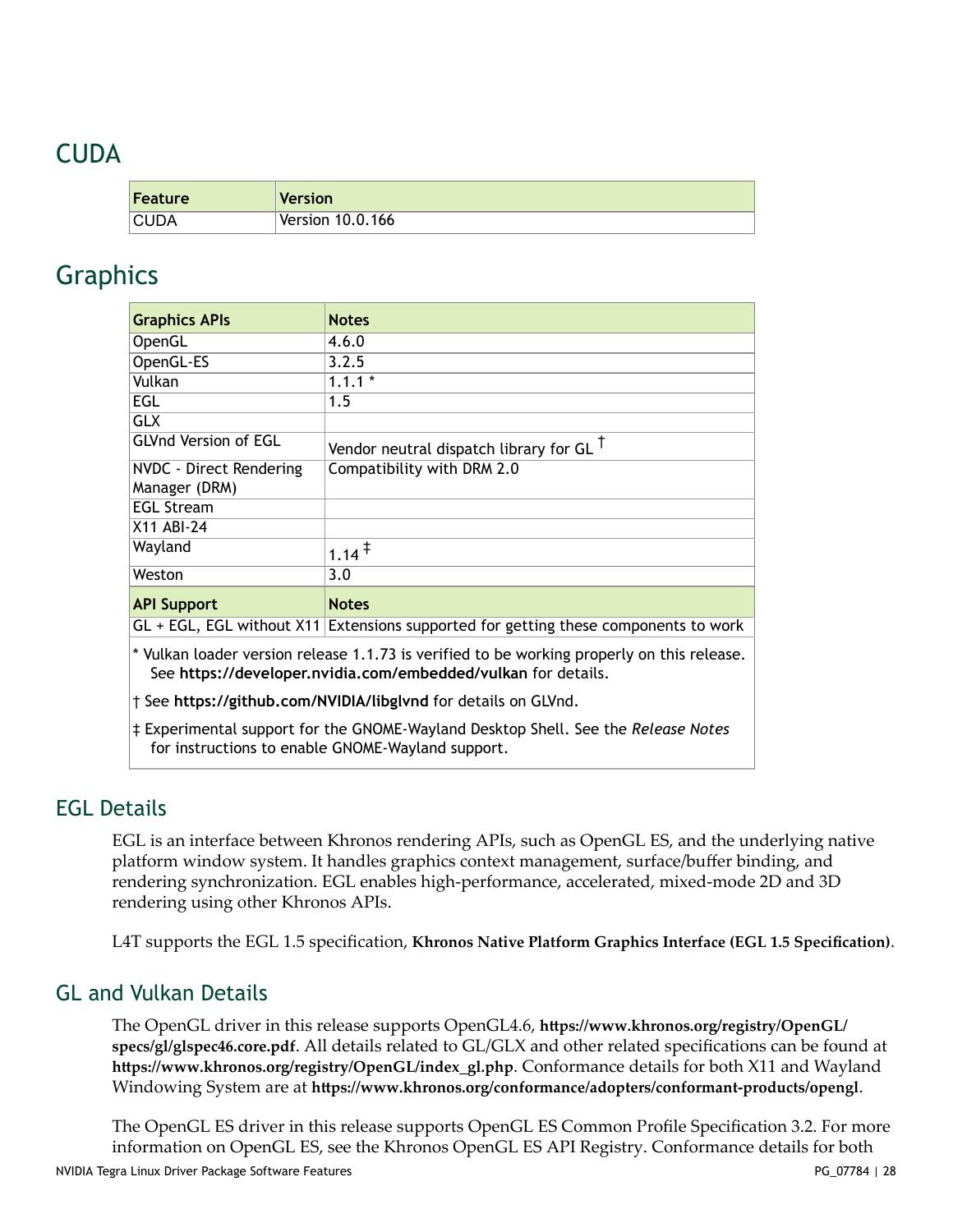## CUDA

| Feature | Version |
|---|---|
| CUDA | Version 10.0.166 |

## Graphics

| Graphics APIs | Notes |
|---|---|
| OpenGL | 4.6.0 |
| OpenGL-ES | 3.2.5 |
| Vulkan | 1.1.1 * |
| EGL | 1.5 |
| GLX | |
| GLVnd Version of EGL | Vendor neutral dispatch library for GL † |
| NVDC - Direct Rendering Manager (DRM) | Compatibility with DRM 2.0 |
| EGL Stream | |
| X11 ABI-24 | |
| Wayland | 1.14 ‡ |
| Weston | 3.0 |
| **API Support** | **Notes** |
| GL + EGL, EGL without X11 | Extensions supported for getting these components to work |

\* Vulkan loader version release 1.1.73 is verified to be working properly on this release. See **https://developer.nvidia.com/embedded/vulkan** for details.

† See **https://github.com/NVIDIA/libglvnd** for details on GLVnd.

‡ Experimental support for the GNOME-Wayland Desktop Shell. See the *Release Notes* for instructions to enable GNOME-Wayland support.

### EGL Details

EGL is an interface between Khronos rendering APIs, such as OpenGL ES, and the underlying native platform window system. It handles graphics context management, surface/buffer binding, and rendering synchronization. EGL enables high-performance, accelerated, mixed-mode 2D and 3D rendering using other Khronos APIs.

L4T supports the EGL 1.5 specification, **Khronos Native Platform Graphics Interface (EGL 1.5 Specification)**.

### GL and Vulkan Details

The OpenGL driver in this release supports OpenGL4.6, **https://www.khronos.org/registry/OpenGL/specs/gl/glspec46.core.pdf**. All details related to GL/GLX and other related specifications can be found at **https://www.khronos.org/registry/OpenGL/index_gl.php**. Conformance details for both X11 and Wayland Windowing System are at **https://www.khronos.org/conformance/adopters/conformant-products/opengl**.

The OpenGL ES driver in this release supports OpenGL ES Common Profile Specification 3.2. For more information on OpenGL ES, see the Khronos OpenGL ES API Registry. Conformance details for both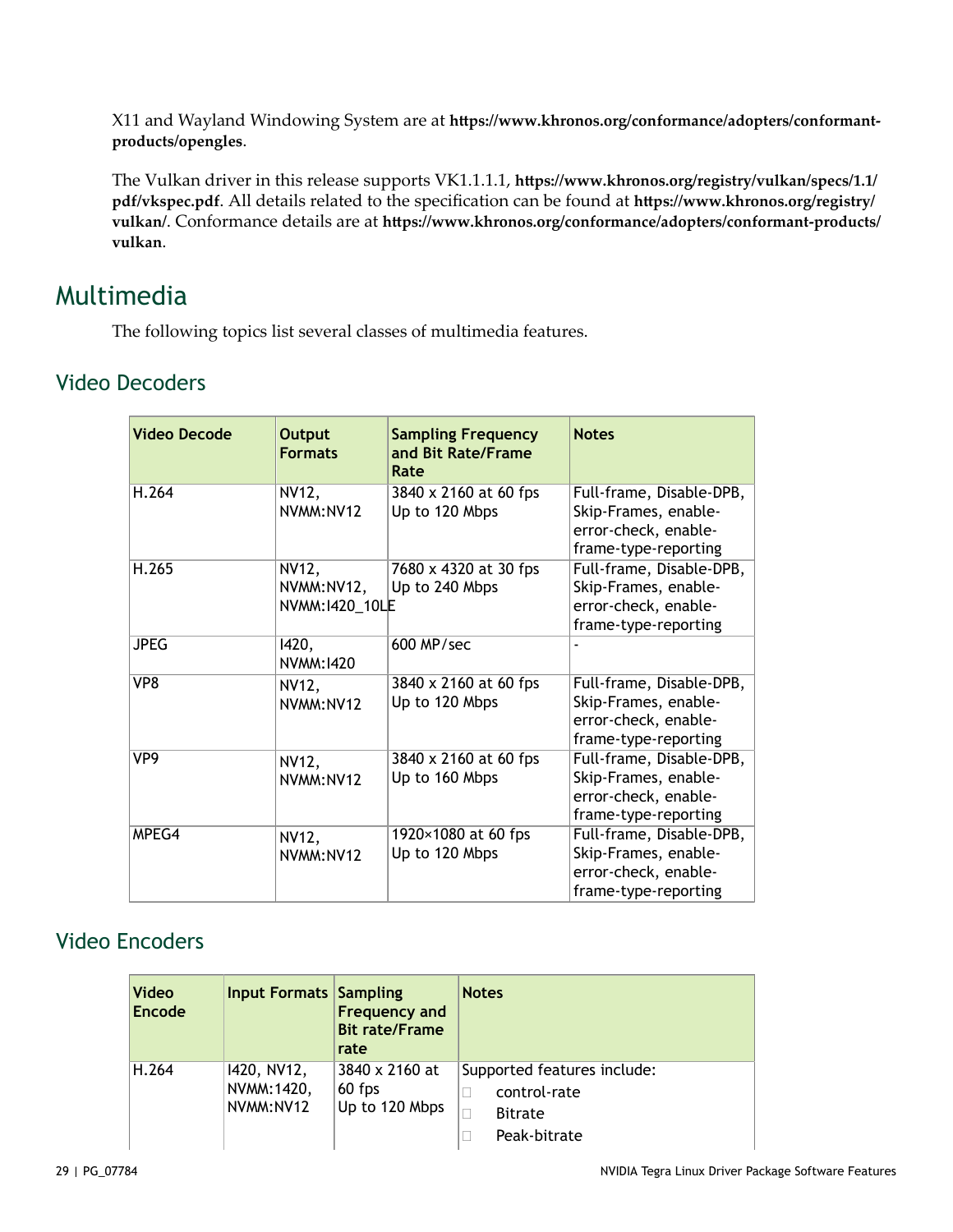X11 and Wayland Windowing System are at **https://www.khronos.org/conformance/adopters/conformant-products/opengles**.

The Vulkan driver in this release supports VK1.1.1.1, **https://www.khronos.org/registry/vulkan/specs/1.1/pdf/vkspec.pdf**. All details related to the specification can be found at **https://www.khronos.org/registry/vulkan/**. Conformance details are at **https://www.khronos.org/conformance/adopters/conformant-products/vulkan**.

# Multimedia

The following topics list several classes of multimedia features.

## Video Decoders

| Video Decode | Output Formats | Sampling Frequency and Bit Rate/Frame Rate | Notes |
|---|---|---|---|
| H.264 | NV12, NVMM:NV12 | 3840 x 2160 at 60 fps Up to 120 Mbps | Full-frame, Disable-DPB, Skip-Frames, enable-error-check, enable-frame-type-reporting |
| H.265 | NV12, NVMM:NV12, NVMM:I420_10LE | 7680 x 4320 at 30 fps Up to 240 Mbps | Full-frame, Disable-DPB, Skip-Frames, enable-error-check, enable-frame-type-reporting |
| JPEG | I420, NVMM:I420 | 600 MP/sec | - |
| VP8 | NV12, NVMM:NV12 | 3840 x 2160 at 60 fps Up to 120 Mbps | Full-frame, Disable-DPB, Skip-Frames, enable-error-check, enable-frame-type-reporting |
| VP9 | NV12, NVMM:NV12 | 3840 x 2160 at 60 fps Up to 160 Mbps | Full-frame, Disable-DPB, Skip-Frames, enable-error-check, enable-frame-type-reporting |
| MPEG4 | NV12, NVMM:NV12 | 1920×1080 at 60 fps Up to 120 Mbps | Full-frame, Disable-DPB, Skip-Frames, enable-error-check, enable-frame-type-reporting |

## Video Encoders

| Video Encode | Input Formats | Sampling Frequency and Bit rate/Frame rate | Notes |
|---|---|---|---|
| H.264 | I420, NV12, NVMM:1420, NVMM:NV12 | 3840 x 2160 at 60 fps Up to 120 Mbps | Supported features include: <br>- control-rate <br>- Bitrate <br>- Peak-bitrate |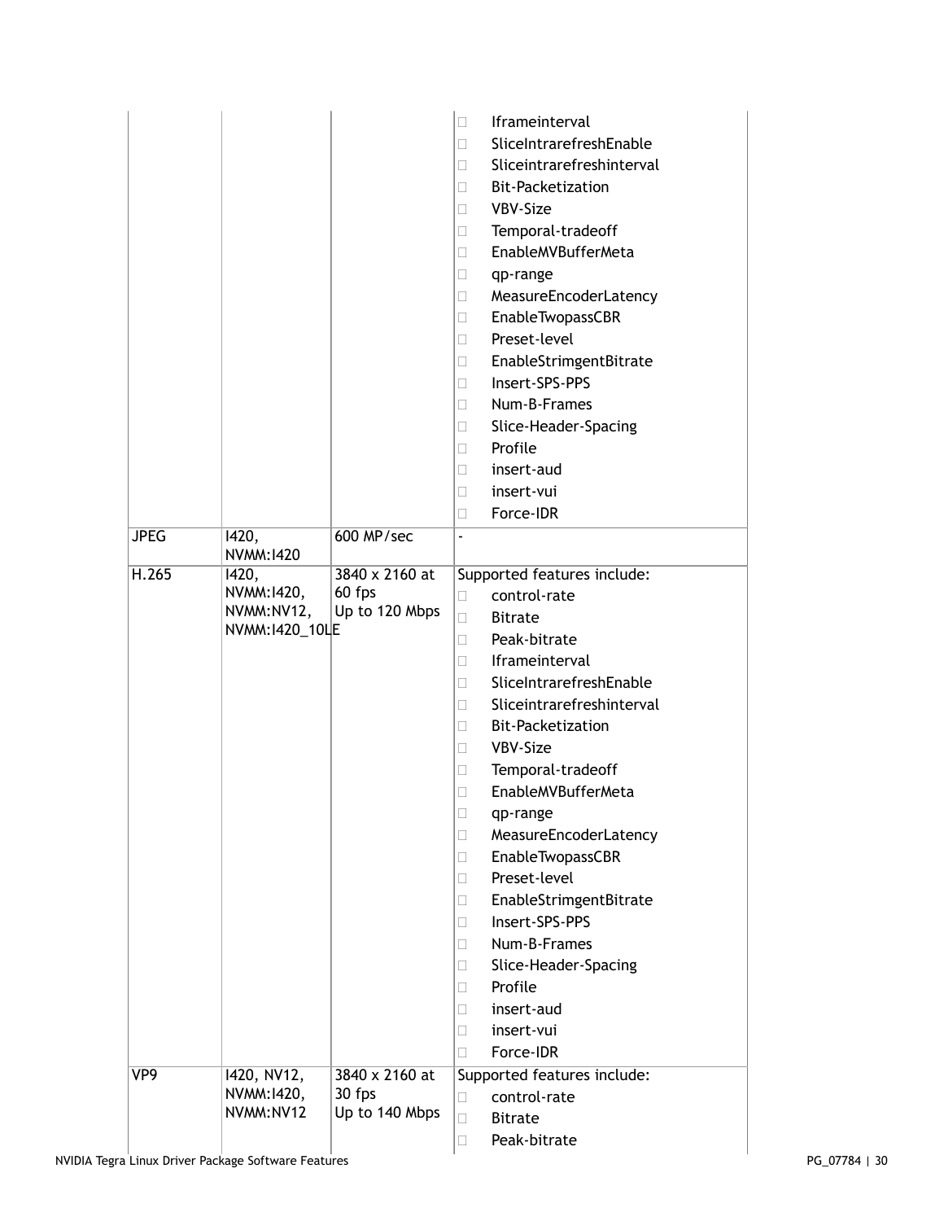| | | | |
|---|---|---|---|
| | | | Iframeinterval<br>SliceIntrarefreshEnable<br>Sliceintrarefreshinterval<br>Bit-Packetization<br>VBV-Size<br>Temporal-tradeoff<br>EnableMVBufferMeta<br>qp-range<br>MeasureEncoderLatency<br>EnableTwopassCBR<br>Preset-level<br>EnableStrimgentBitrate<br>Insert-SPS-PPS<br>Num-B-Frames<br>Slice-Header-Spacing<br>Profile<br>insert-aud<br>insert-vui<br>Force-IDR |
| JPEG | I420,<br>NVMM:I420 | 600 MP/sec | - |
| H.265 | I420,<br>NVMM:I420,<br>NVMM:NV12,<br>NVMM:I420_10LE | 3840 x 2160 at 60 fps<br>Up to 120 Mbps | Supported features include:<br>control-rate<br>Bitrate<br>Peak-bitrate<br>Iframeinterval<br>SliceIntrarefreshEnable<br>Sliceintrarefreshinterval<br>Bit-Packetization<br>VBV-Size<br>Temporal-tradeoff<br>EnableMVBufferMeta<br>qp-range<br>MeasureEncoderLatency<br>EnableTwopassCBR<br>Preset-level<br>EnableStrimgentBitrate<br>Insert-SPS-PPS<br>Num-B-Frames<br>Slice-Header-Spacing<br>Profile<br>insert-aud<br>insert-vui<br>Force-IDR |
| VP9 | I420, NV12,<br>NVMM:I420,<br>NVMM:NV12 | 3840 x 2160 at 30 fps<br>Up to 140 Mbps | Supported features include:<br>control-rate<br>Bitrate<br>Peak-bitrate |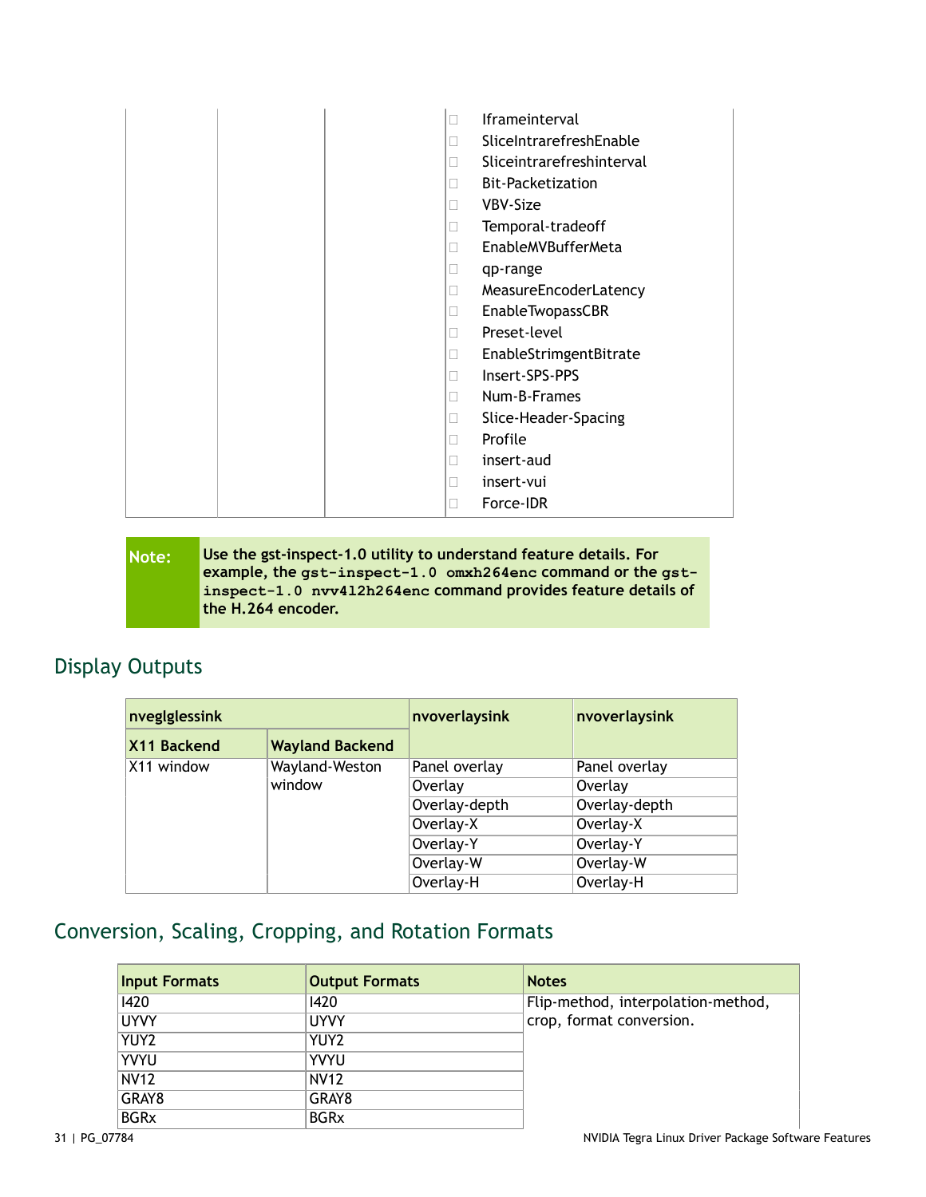| | | | |
|---|---|---|---|
| | | | - Iframeinterval<br>- SliceIntrarefreshEnable<br>- Sliceintrarefreshinterval<br>- Bit-Packetization<br>- VBV-Size<br>- Temporal-tradeoff<br>- EnableMVBufferMeta<br>- qp-range<br>- MeasureEncoderLatency<br>- EnableTwopassCBR<br>- Preset-level<br>- EnableStrimgentBitrate<br>- Insert-SPS-PPS<br>- Num-B-Frames<br>- Slice-Header-Spacing<br>- Profile<br>- insert-aud<br>- insert-vui<br>- Force-IDR |

> **Note:** **Use the gst-inspect-1.0 utility to understand feature details. For example, the `gst-inspect-1.0 omxh264enc` command or the `gst-inspect-1.0 nvv4l2h264enc` command provides feature details of the H.264 encoder.**

## Display Outputs

| nveglglessink | | nvoverlaysink | nvoverlaysink |
|---|---|---|---|
| **X11 Backend** | **Wayland Backend** | | |
| X11 window | Wayland-Weston window | Panel overlay | Panel overlay |
| | | Overlay | Overlay |
| | | Overlay-depth | Overlay-depth |
| | | Overlay-X | Overlay-X |
| | | Overlay-Y | Overlay-Y |
| | | Overlay-W | Overlay-W |
| | | Overlay-H | Overlay-H |

## Conversion, Scaling, Cropping, and Rotation Formats

| Input Formats | Output Formats | Notes |
|---|---|---|
| I420 | I420 | Flip-method, interpolation-method, crop, format conversion. |
| UYVY | UYVY | |
| YUY2 | YUY2 | |
| YVYU | YVYU | |
| NV12 | NV12 | |
| GRAY8 | GRAY8 | |
| BGRx | BGRx | |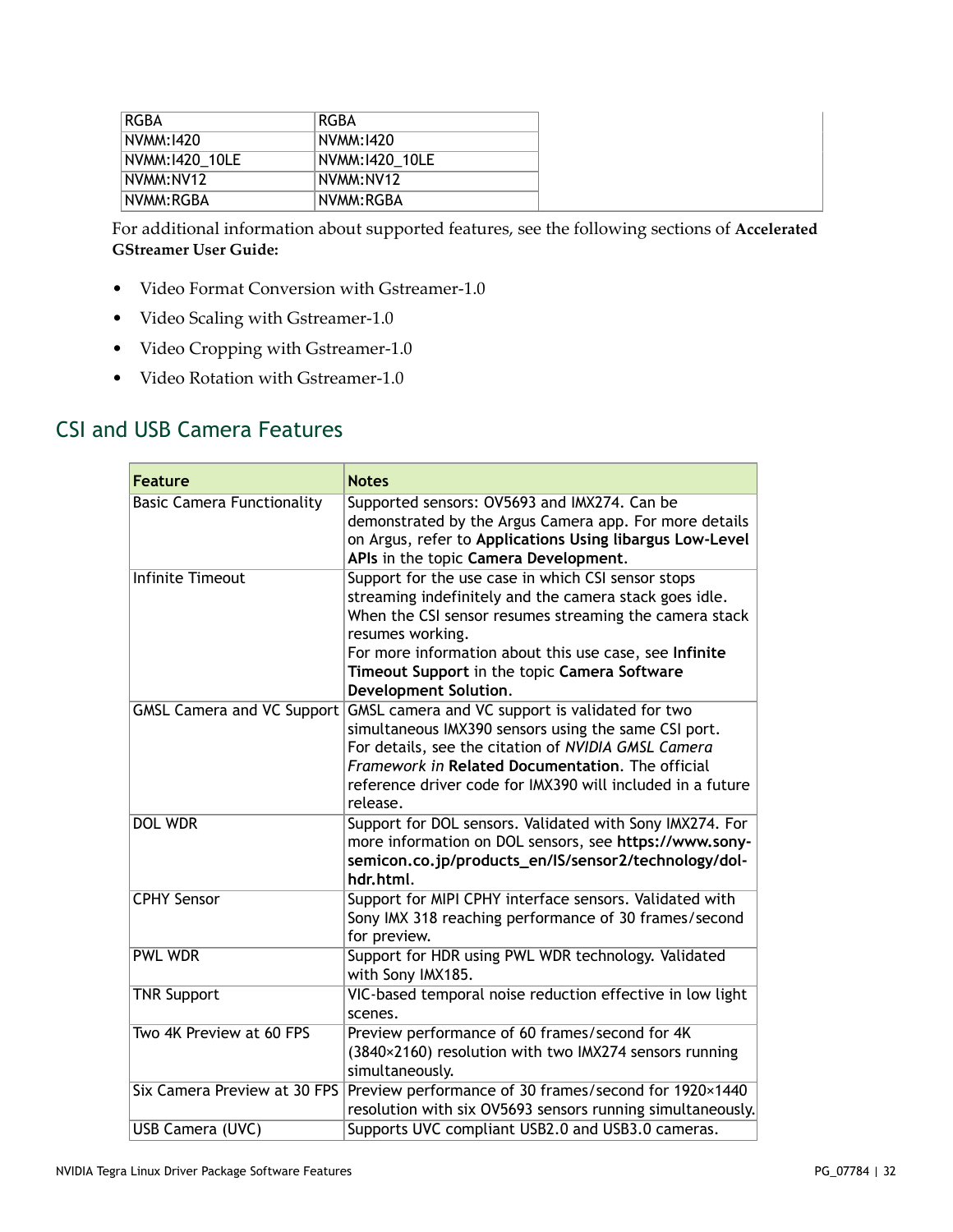| | |
|---|---|
| RGBA | RGBA |
| NVMM:I420 | NVMM:I420 |
| NVMM:I420_10LE | NVMM:I420_10LE |
| NVMM:NV12 | NVMM:NV12 |
| NVMM:RGBA | NVMM:RGBA |

For additional information about supported features, see the following sections of **Accelerated GStreamer User Guide:**

- Video Format Conversion with Gstreamer-1.0
- Video Scaling with Gstreamer-1.0
- Video Cropping with Gstreamer-1.0
- Video Rotation with Gstreamer-1.0

## CSI and USB Camera Features

| Feature | Notes |
|---|---|
| Basic Camera Functionality | Supported sensors: OV5693 and IMX274. Can be demonstrated by the Argus Camera app. For more details on Argus, refer to **Applications Using libargus Low-Level APIs** in the topic **Camera Development**. |
| Infinite Timeout | Support for the use case in which CSI sensor stops streaming indefinitely and the camera stack goes idle. When the CSI sensor resumes streaming the camera stack resumes working. For more information about this use case, see **Infinite Timeout Support** in the topic **Camera Software Development Solution**. |
| GMSL Camera and VC Support | GMSL camera and VC support is validated for two simultaneous IMX390 sensors using the same CSI port. For details, see the citation of *NVIDIA GMSL Camera Framework in* **Related Documentation**. The official reference driver code for IMX390 will included in a future release. |
| DOL WDR | Support for DOL sensors. Validated with Sony IMX274. For more information on DOL sensors, see **https://www.sony-semicon.co.jp/products_en/IS/sensor2/technology/dol-hdr.html**. |
| CPHY Sensor | Support for MIPI CPHY interface sensors. Validated with Sony IMX 318 reaching performance of 30 frames/second for preview. |
| PWL WDR | Support for HDR using PWL WDR technology. Validated with Sony IMX185. |
| TNR Support | VIC-based temporal noise reduction effective in low light scenes. |
| Two 4K Preview at 60 FPS | Preview performance of 60 frames/second for 4K (3840×2160) resolution with two IMX274 sensors running simultaneously. |
| Six Camera Preview at 30 FPS | Preview performance of 30 frames/second for 1920×1440 resolution with six OV5693 sensors running simultaneously. |
| USB Camera (UVC) | Supports UVC compliant USB2.0 and USB3.0 cameras. |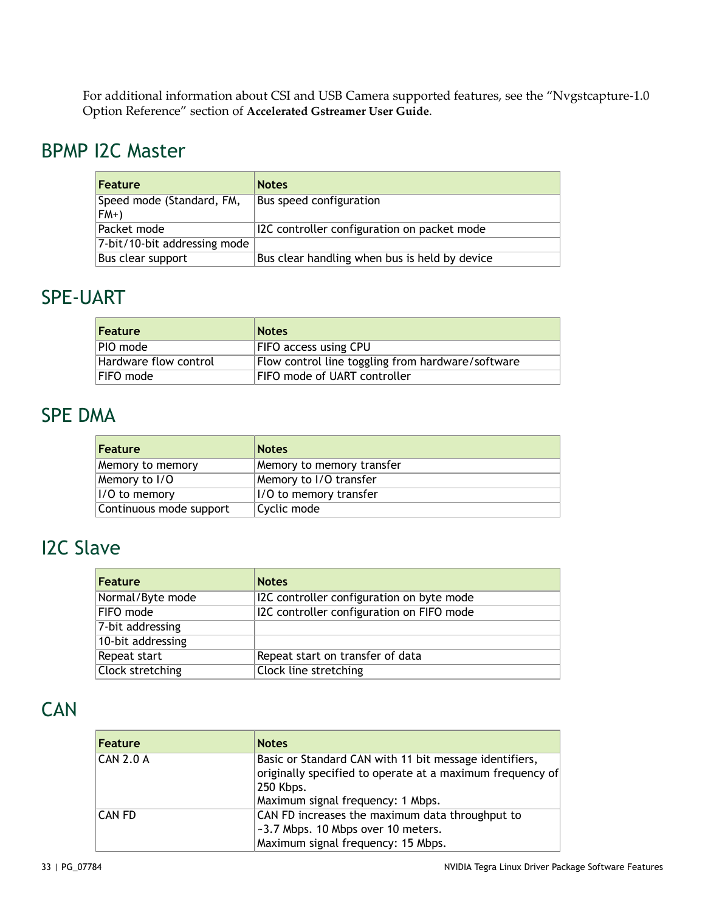For additional information about CSI and USB Camera supported features, see the "Nvgstcapture-1.0 Option Reference" section of **Accelerated Gstreamer User Guide**.

## BPMP I2C Master

| Feature | Notes |
|---|---|
| Speed mode (Standard, FM, FM+) | Bus speed configuration |
| Packet mode | I2C controller configuration on packet mode |
| 7-bit/10-bit addressing mode | |
| Bus clear support | Bus clear handling when bus is held by device |

## SPE-UART

| Feature | Notes |
|---|---|
| PIO mode | FIFO access using CPU |
| Hardware flow control | Flow control line toggling from hardware/software |
| FIFO mode | FIFO mode of UART controller |

## SPE DMA

| Feature | Notes |
|---|---|
| Memory to memory | Memory to memory transfer |
| Memory to I/O | Memory to I/O transfer |
| I/O to memory | I/O to memory transfer |
| Continuous mode support | Cyclic mode |

## I2C Slave

| Feature | Notes |
|---|---|
| Normal/Byte mode | I2C controller configuration on byte mode |
| FIFO mode | I2C controller configuration on FIFO mode |
| 7-bit addressing | |
| 10-bit addressing | |
| Repeat start | Repeat start on transfer of data |
| Clock stretching | Clock line stretching |

## CAN

| Feature | Notes |
|---|---|
| CAN 2.0 A | Basic or Standard CAN with 11 bit message identifiers, originally specified to operate at a maximum frequency of 250 Kbps.<br>Maximum signal frequency: 1 Mbps. |
| CAN FD | CAN FD increases the maximum data throughput to ~3.7 Mbps. 10 Mbps over 10 meters.<br>Maximum signal frequency: 15 Mbps. |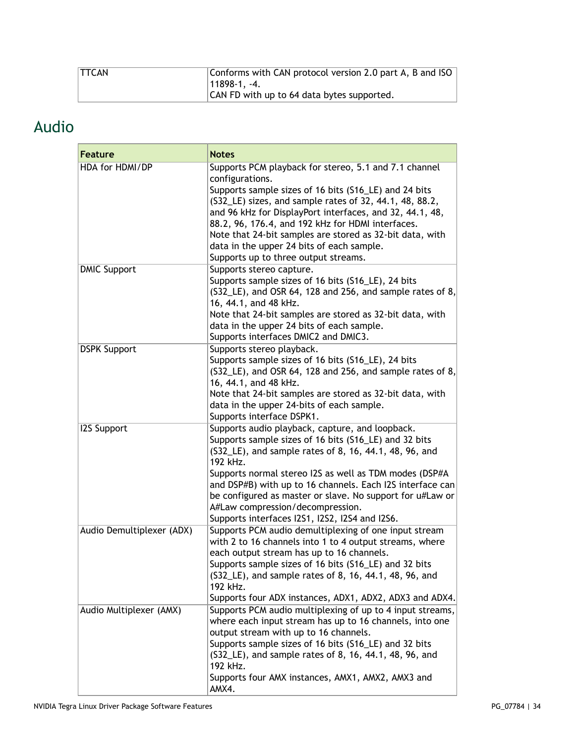| TTCAN | Conforms with CAN protocol version 2.0 part A, B and ISO 11898-1, -4.<br>CAN FD with up to 64 data bytes supported. |
|---|---|

## Audio

| Feature | Notes |
|---|---|
| HDA for HDMI/DP | Supports PCM playback for stereo, 5.1 and 7.1 channel configurations.<br>Supports sample sizes of 16 bits (S16_LE) and 24 bits (S32_LE) sizes, and sample rates of 32, 44.1, 48, 88.2, and 96 kHz for DisplayPort interfaces, and 32, 44.1, 48, 88.2, 96, 176.4, and 192 kHz for HDMI interfaces.<br>Note that 24-bit samples are stored as 32-bit data, with data in the upper 24 bits of each sample.<br>Supports up to three output streams. |
| DMIC Support | Supports stereo capture.<br>Supports sample sizes of 16 bits (S16_LE), 24 bits (S32_LE), and OSR 64, 128 and 256, and sample rates of 8, 16, 44.1, and 48 kHz.<br>Note that 24-bit samples are stored as 32-bit data, with data in the upper 24 bits of each sample.<br>Supports interfaces DMIC2 and DMIC3. |
| DSPK Support | Supports stereo playback.<br>Supports sample sizes of 16 bits (S16_LE), 24 bits (S32_LE), and OSR 64, 128 and 256, and sample rates of 8, 16, 44.1, and 48 kHz.<br>Note that 24-bit samples are stored as 32-bit data, with data in the upper 24-bits of each sample.<br>Supports interface DSPK1. |
| I2S Support | Supports audio playback, capture, and loopback.<br>Supports sample sizes of 16 bits (S16_LE) and 32 bits (S32_LE), and sample rates of 8, 16, 44.1, 48, 96, and 192 kHz.<br>Supports normal stereo I2S as well as TDM modes (DSP#A and DSP#B) with up to 16 channels. Each I2S interface can be configured as master or slave. No support for u#Law or A#Law compression/decompression.<br>Supports interfaces I2S1, I2S2, I2S4 and I2S6. |
| Audio Demultiplexer (ADX) | Supports PCM audio demultiplexing of one input stream with 2 to 16 channels into 1 to 4 output streams, where each output stream has up to 16 channels.<br>Supports sample sizes of 16 bits (S16_LE) and 32 bits (S32_LE), and sample rates of 8, 16, 44.1, 48, 96, and 192 kHz.<br>Supports four ADX instances, ADX1, ADX2, ADX3 and ADX4. |
| Audio Multiplexer (AMX) | Supports PCM audio multiplexing of up to 4 input streams, where each input stream has up to 16 channels, into one output stream with up to 16 channels.<br>Supports sample sizes of 16 bits (S16_LE) and 32 bits (S32_LE), and sample rates of 8, 16, 44.1, 48, 96, and 192 kHz.<br>Supports four AMX instances, AMX1, AMX2, AMX3 and AMX4. |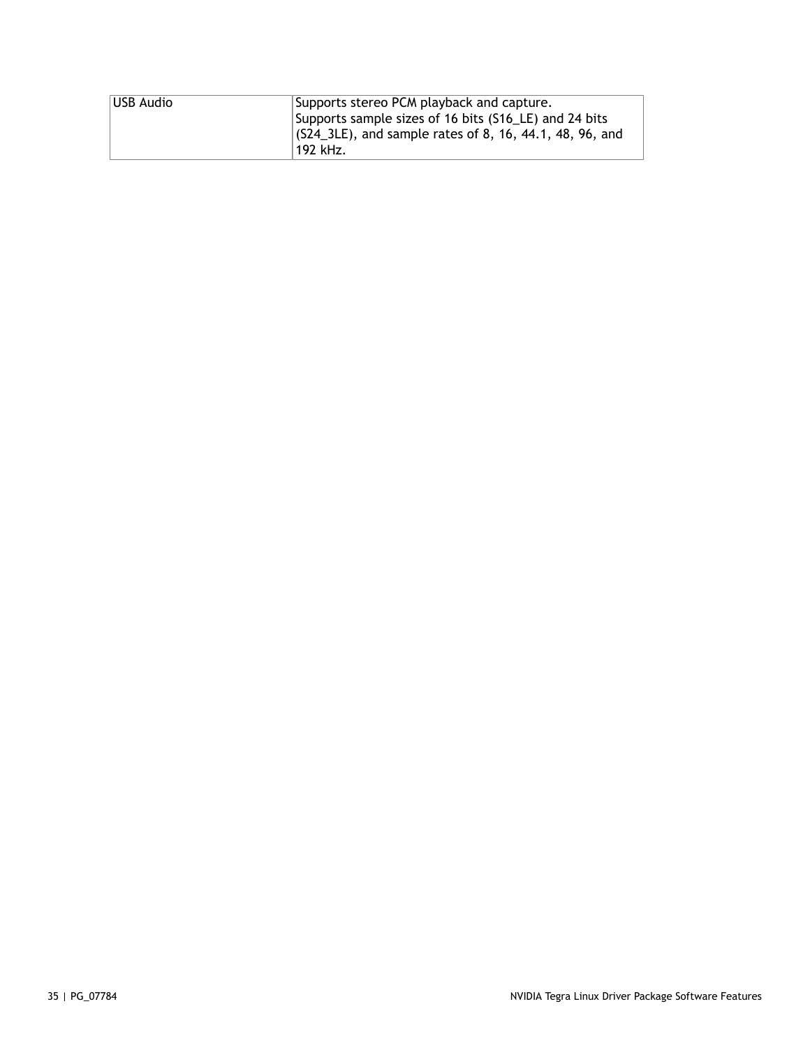| | |
|---|---|
| USB Audio | Supports stereo PCM playback and capture.<br>Supports sample sizes of 16 bits (S16_LE) and 24 bits (S24_3LE), and sample rates of 8, 16, 44.1, 48, 96, and 192 kHz. |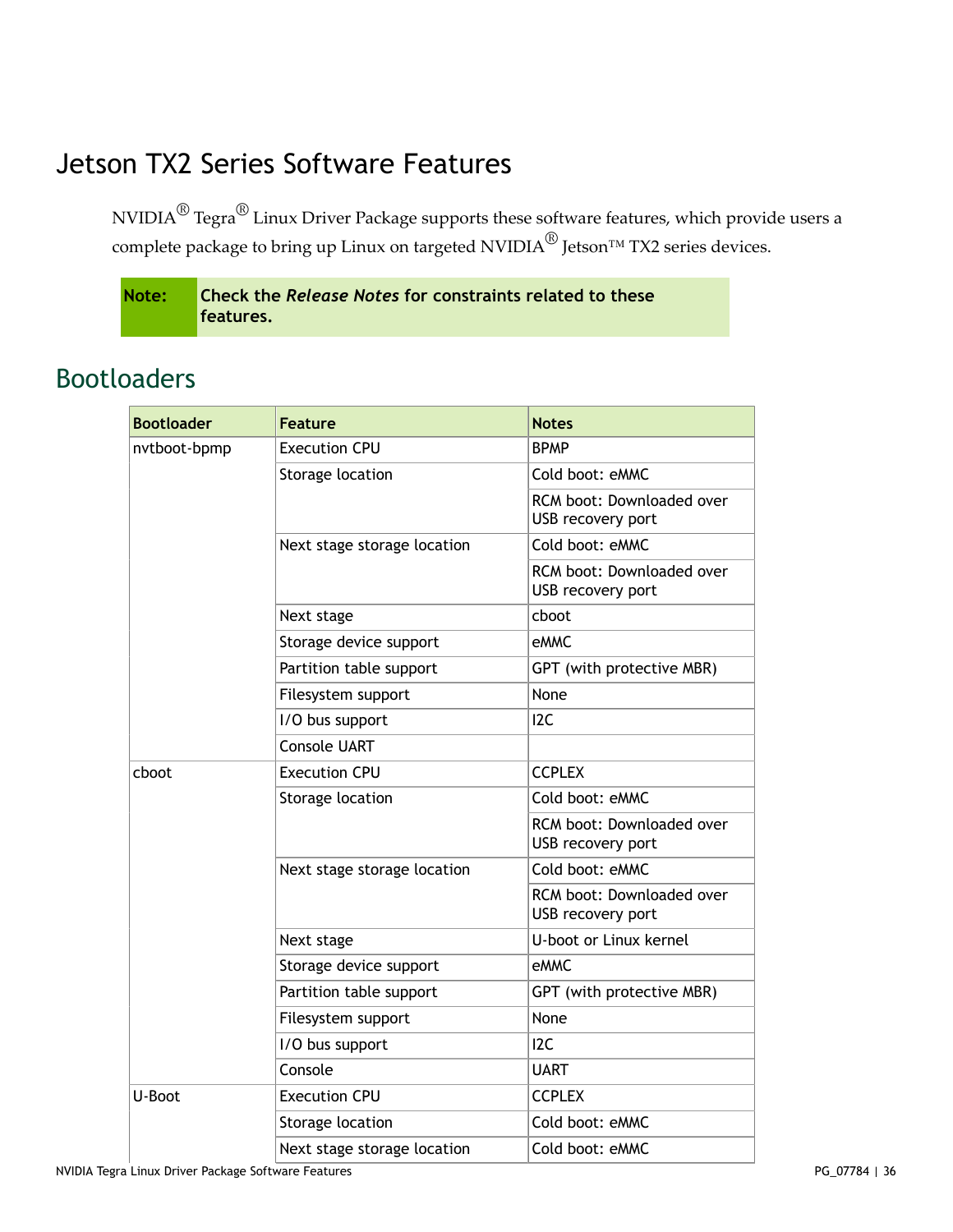# Jetson TX2 Series Software Features

NVIDIA® Tegra® Linux Driver Package supports these software features, which provide users a complete package to bring up Linux on targeted NVIDIA® Jetson™ TX2 series devices.

**Note:** **Check the *Release Notes* for constraints related to these features.**

## Bootloaders

| Bootloader | Feature | Notes |
|---|---|---|
| nvtboot-bpmp | Execution CPU | BPMP |
| | Storage location | Cold boot: eMMC |
| | | RCM boot: Downloaded over USB recovery port |
| | Next stage storage location | Cold boot: eMMC |
| | | RCM boot: Downloaded over USB recovery port |
| | Next stage | cboot |
| | Storage device support | eMMC |
| | Partition table support | GPT (with protective MBR) |
| | Filesystem support | None |
| | I/O bus support | I2C |
| | Console UART | |
| cboot | Execution CPU | CCPLEX |
| | Storage location | Cold boot: eMMC |
| | | RCM boot: Downloaded over USB recovery port |
| | Next stage storage location | Cold boot: eMMC |
| | | RCM boot: Downloaded over USB recovery port |
| | Next stage | U-boot or Linux kernel |
| | Storage device support | eMMC |
| | Partition table support | GPT (with protective MBR) |
| | Filesystem support | None |
| | I/O bus support | I2C |
| | Console | UART |
| U-Boot | Execution CPU | CCPLEX |
| | Storage location | Cold boot: eMMC |
| | Next stage storage location | Cold boot: eMMC |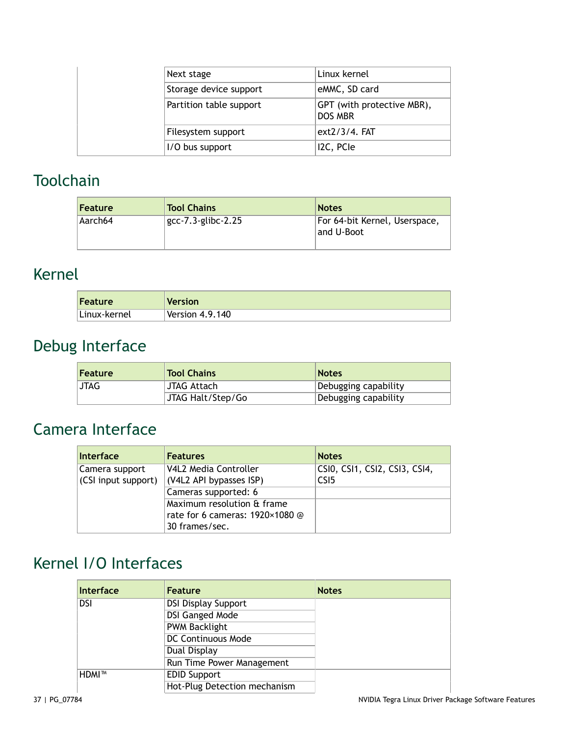| | | |
|---|---|---|
| | Next stage | Linux kernel |
| | Storage device support | eMMC, SD card |
| | Partition table support | GPT (with protective MBR), DOS MBR |
| | Filesystem support | ext2/3/4. FAT |
| | I/O bus support | I2C, PCIe |

## Toolchain

| Feature | Tool Chains | Notes |
|---|---|---|
| Aarch64 | gcc-7.3-glibc-2.25 | For 64-bit Kernel, Userspace, and U-Boot |

## Kernel

| Feature | Version |
|---|---|
| Linux-kernel | Version 4.9.140 |

## Debug Interface

| Feature | Tool Chains | Notes |
|---|---|---|
| JTAG | JTAG Attach | Debugging capability |
| | JTAG Halt/Step/Go | Debugging capability |

## Camera Interface

| Interface | Features | Notes |
|---|---|---|
| Camera support (CSI input support) | V4L2 Media Controller (V4L2 API bypasses ISP) | CSI0, CSI1, CSI2, CSI3, CSI4, CSI5 |
| | Cameras supported: 6 | |
| | Maximum resolution & frame rate for 6 cameras: 1920×1080 @ 30 frames/sec. | |

## Kernel I/O Interfaces

| Interface | Feature | Notes |
|---|---|---|
| DSI | DSI Display Support | |
| | DSI Ganged Mode | |
| | PWM Backlight | |
| | DC Continuous Mode | |
| | Dual Display | |
| | Run Time Power Management | |
| HDMI™ | EDID Support | |
| | Hot-Plug Detection mechanism | |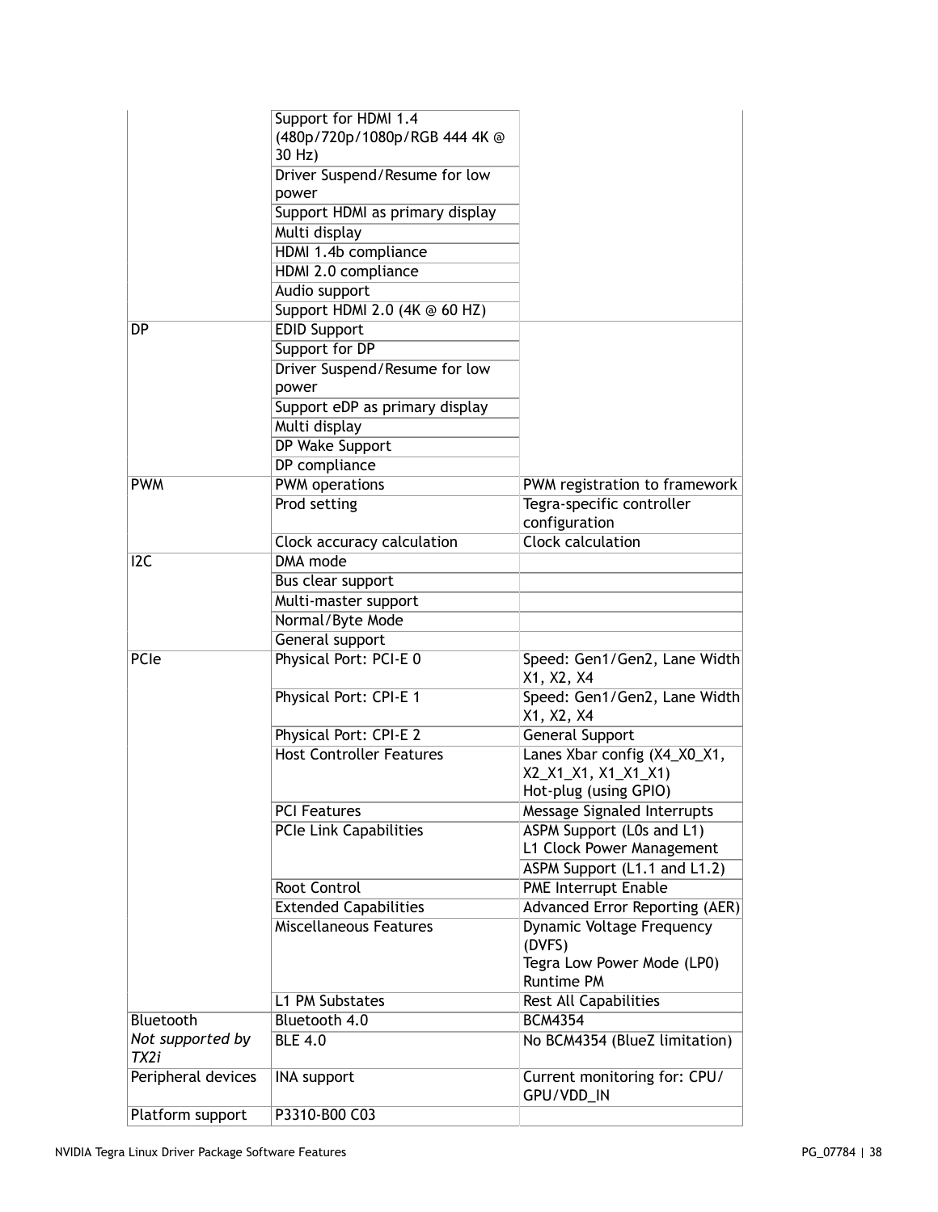| | | |
|---|---|---|
| | Support for HDMI 1.4 (480p/720p/1080p/RGB 444 4K @ 30 Hz) | |
| | Driver Suspend/Resume for low power | |
| | Support HDMI as primary display | |
| | Multi display | |
| | HDMI 1.4b compliance | |
| | HDMI 2.0 compliance | |
| | Audio support | |
| | Support HDMI 2.0 (4K @ 60 HZ) | |
| DP | EDID Support | |
| | Support for DP | |
| | Driver Suspend/Resume for low power | |
| | Support eDP as primary display | |
| | Multi display | |
| | DP Wake Support | |
| | DP compliance | |
| PWM | PWM operations | PWM registration to framework |
| | Prod setting | Tegra-specific controller configuration |
| | Clock accuracy calculation | Clock calculation |
| I2C | DMA mode | |
| | Bus clear support | |
| | Multi-master support | |
| | Normal/Byte Mode | |
| | General support | |
| PCIe | Physical Port: PCI-E 0 | Speed: Gen1/Gen2, Lane Width X1, X2, X4 |
| | Physical Port: CPI-E 1 | Speed: Gen1/Gen2, Lane Width X1, X2, X4 |
| | Physical Port: CPI-E 2 | General Support |
| | Host Controller Features | Lanes Xbar config (X4_X0_X1, X2_X1_X1, X1_X1_X1)<br>Hot-plug (using GPIO) |
| | PCI Features | Message Signaled Interrupts |
| | PCIe Link Capabilities | ASPM Support (L0s and L1)<br>L1 Clock Power Management |
| | | ASPM Support (L1.1 and L1.2) |
| | Root Control | PME Interrupt Enable |
| | Extended Capabilities | Advanced Error Reporting (AER) |
| | Miscellaneous Features | Dynamic Voltage Frequency (DVFS)<br>Tegra Low Power Mode (LP0)<br>Runtime PM |
| | L1 PM Substates | Rest All Capabilities |
| Bluetooth | Bluetooth 4.0 | BCM4354 |
| *Not supported by TX2i* | BLE 4.0 | No BCM4354 (BlueZ limitation) |
| Peripheral devices | INA support | Current monitoring for: CPU/GPU/VDD_IN |
| Platform support | P3310-B00 C03 | |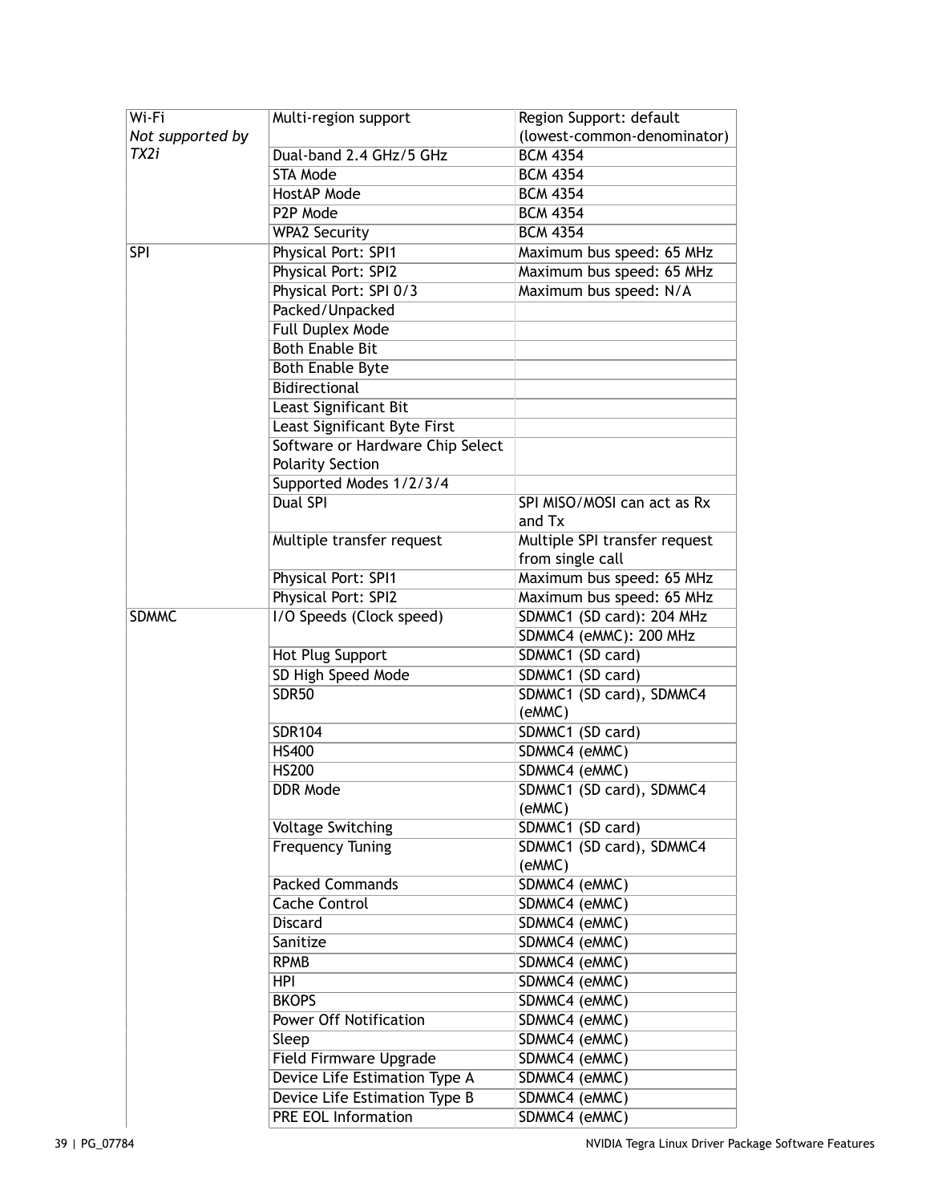| | | |
|---|---|---|
| Wi-Fi<br>*Not supported by TX2i* | Multi-region support | Region Support: default (lowest-common-denominator) |
| | Dual-band 2.4 GHz/5 GHz | BCM 4354 |
| | STA Mode | BCM 4354 |
| | HostAP Mode | BCM 4354 |
| | P2P Mode | BCM 4354 |
| | WPA2 Security | BCM 4354 |
| SPI | Physical Port: SPI1 | Maximum bus speed: 65 MHz |
| | Physical Port: SPI2 | Maximum bus speed: 65 MHz |
| | Physical Port: SPI 0/3 | Maximum bus speed: N/A |
| | Packed/Unpacked | |
| | Full Duplex Mode | |
| | Both Enable Bit | |
| | Both Enable Byte | |
| | Bidirectional | |
| | Least Significant Bit | |
| | Least Significant Byte First | |
| | Software or Hardware Chip Select Polarity Section | |
| | Supported Modes 1/2/3/4 | |
| | Dual SPI | SPI MISO/MOSI can act as Rx and Tx |
| | Multiple transfer request | Multiple SPI transfer request from single call |
| | Physical Port: SPI1 | Maximum bus speed: 65 MHz |
| | Physical Port: SPI2 | Maximum bus speed: 65 MHz |
| SDMMC | I/O Speeds (Clock speed) | SDMMC1 (SD card): 204 MHz |
| | | SDMMC4 (eMMC): 200 MHz |
| | Hot Plug Support | SDMMC1 (SD card) |
| | SD High Speed Mode | SDMMC1 (SD card) |
| | SDR50 | SDMMC1 (SD card), SDMMC4 (eMMC) |
| | SDR104 | SDMMC1 (SD card) |
| | HS400 | SDMMC4 (eMMC) |
| | HS200 | SDMMC4 (eMMC) |
| | DDR Mode | SDMMC1 (SD card), SDMMC4 (eMMC) |
| | Voltage Switching | SDMMC1 (SD card) |
| | Frequency Tuning | SDMMC1 (SD card), SDMMC4 (eMMC) |
| | Packed Commands | SDMMC4 (eMMC) |
| | Cache Control | SDMMC4 (eMMC) |
| | Discard | SDMMC4 (eMMC) |
| | Sanitize | SDMMC4 (eMMC) |
| | RPMB | SDMMC4 (eMMC) |
| | HPI | SDMMC4 (eMMC) |
| | BKOPS | SDMMC4 (eMMC) |
| | Power Off Notification | SDMMC4 (eMMC) |
| | Sleep | SDMMC4 (eMMC) |
| | Field Firmware Upgrade | SDMMC4 (eMMC) |
| | Device Life Estimation Type A | SDMMC4 (eMMC) |
| | Device Life Estimation Type B | SDMMC4 (eMMC) |
| | PRE EOL Information | SDMMC4 (eMMC) |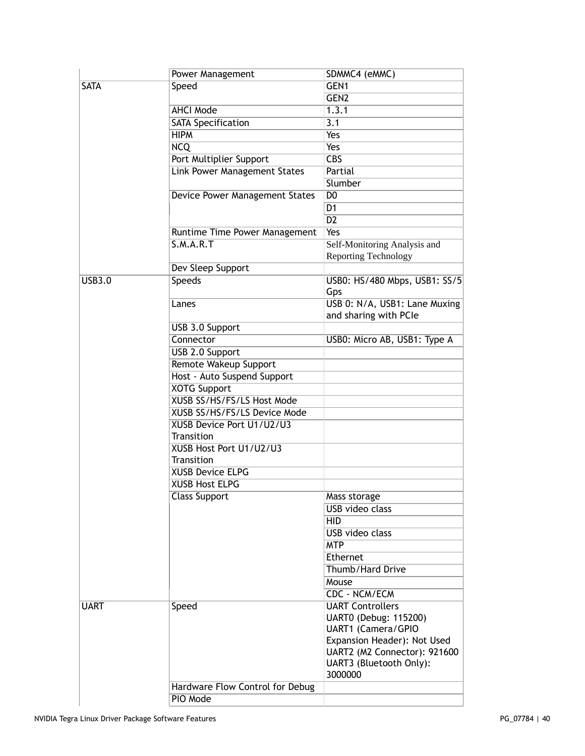| | | |
|---|---|---|
| | Power Management | SDMMC4 (eMMC) |
| SATA | Speed | GEN1 |
| | | GEN2 |
| | AHCI Mode | 1.3.1 |
| | SATA Specification | 3.1 |
| | HIPM | Yes |
| | NCQ | Yes |
| | Port Multiplier Support | CBS |
| | Link Power Management States | Partial |
| | | Slumber |
| | Device Power Management States | D0 |
| | | D1 |
| | | D2 |
| | Runtime Time Power Management | Yes |
| | S.M.A.R.T | Self-Monitoring Analysis and Reporting Technology |
| | Dev Sleep Support | |
| USB3.0 | Speeds | USB0: HS/480 Mbps, USB1: SS/5 Gps |
| | Lanes | USB 0: N/A, USB1: Lane Muxing and sharing with PCIe |
| | USB 3.0 Support | |
| | Connector | USB0: Micro AB, USB1: Type A |
| | USB 2.0 Support | |
| | Remote Wakeup Support | |
| | Host - Auto Suspend Support | |
| | XOTG Support | |
| | XUSB SS/HS/FS/LS Host Mode | |
| | XUSB SS/HS/FS/LS Device Mode | |
| | XUSB Device Port U1/U2/U3 Transition | |
| | XUSB Host Port U1/U2/U3 Transition | |
| | XUSB Device ELPG | |
| | XUSB Host ELPG | |
| | Class Support | Mass storage |
| | | USB video class |
| | | HID |
| | | USB video class |
| | | MTP |
| | | Ethernet |
| | | Thumb/Hard Drive |
| | | Mouse |
| | | CDC - NCM/ECM |
| UART | Speed | UART Controllers<br>UART0 (Debug: 115200)<br>UART1 (Camera/GPIO Expansion Header): Not Used<br>UART2 (M2 Connector): 921600<br>UART3 (Bluetooth Only): 3000000 |
| | Hardware Flow Control for Debug | |
| | PIO Mode | |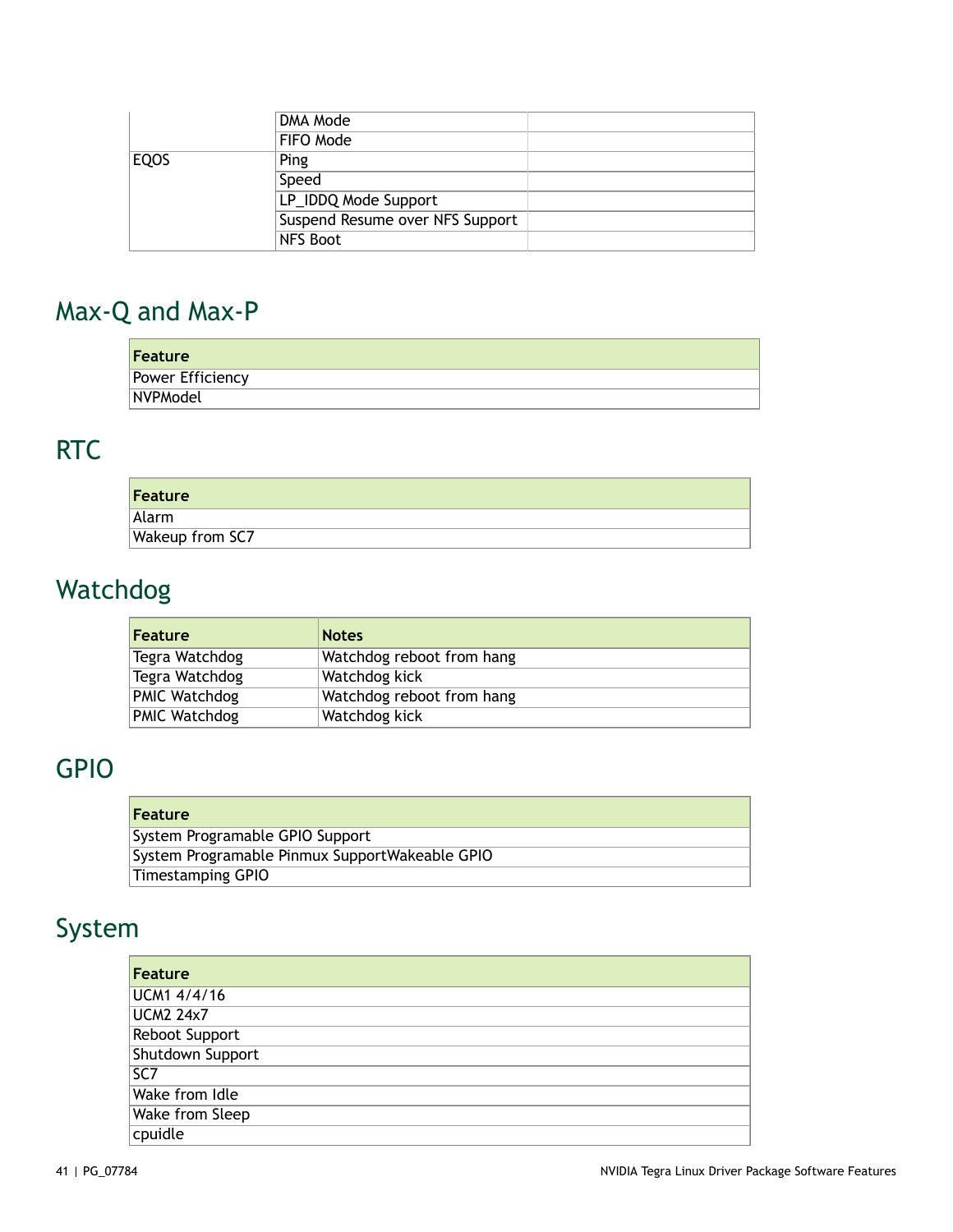|  | DMA Mode |  |
| --- | --- | --- |
|  | FIFO Mode |  |
| EQOS | Ping |  |
|  | Speed |  |
|  | LP_IDDQ Mode Support |  |
|  | Suspend Resume over NFS Support |  |
|  | NFS Boot |  |

## Max-Q and Max-P

| Feature |
| --- |
| Power Efficiency |
| NVPModel |

## RTC

| Feature |
| --- |
| Alarm |
| Wakeup from SC7 |

## Watchdog

| Feature | Notes |
| --- | --- |
| Tegra Watchdog | Watchdog reboot from hang |
| Tegra Watchdog | Watchdog kick |
| PMIC Watchdog | Watchdog reboot from hang |
| PMIC Watchdog | Watchdog kick |

## GPIO

| Feature |
| --- |
| System Programable GPIO Support |
| System Programable Pinmux SupportWakeable GPIO |
| Timestamping GPIO |

## System

| Feature |
| --- |
| UCM1 4/4/16 |
| UCM2 24x7 |
| Reboot Support |
| Shutdown Support |
| SC7 |
| Wake from Idle |
| Wake from Sleep |
| cpuidle |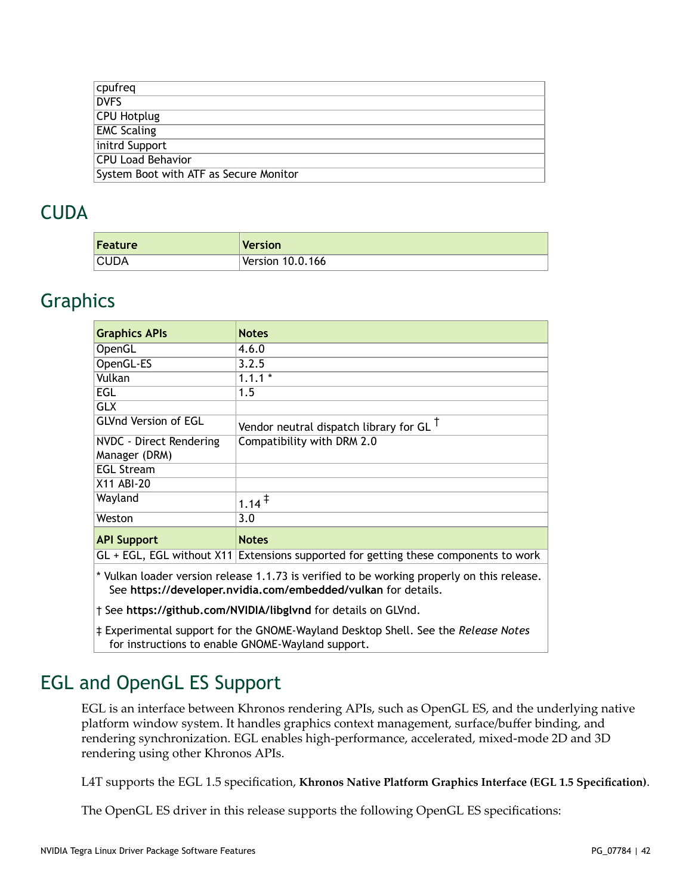| cpufreq |
|---|
| DVFS |
| CPU Hotplug |
| EMC Scaling |
| initrd Support |
| CPU Load Behavior |
| System Boot with ATF as Secure Monitor |

## CUDA

| Feature | Version |
|---|---|
| CUDA | Version 10.0.166 |

## Graphics

| Graphics APIs | Notes |
|---|---|
| OpenGL | 4.6.0 |
| OpenGL-ES | 3.2.5 |
| Vulkan | 1.1.1 * |
| EGL | 1.5 |
| GLX | |
| GLVnd Version of EGL | Vendor neutral dispatch library for GL † |
| NVDC - Direct Rendering Manager (DRM) | Compatibility with DRM 2.0 |
| EGL Stream | |
| X11 ABI-20 | |
| Wayland | 1.14 ‡ |
| Weston | 3.0 |
| **API Support** | **Notes** |
| GL + EGL, EGL without X11 | Extensions supported for getting these components to work |

* Vulkan loader version release 1.1.73 is verified to be working properly on this release. See **https://developer.nvidia.com/embedded/vulkan** for details.

† See **https://github.com/NVIDIA/libglvnd** for details on GLVnd.

‡ Experimental support for the GNOME-Wayland Desktop Shell. See the *Release Notes* for instructions to enable GNOME-Wayland support.

## EGL and OpenGL ES Support

EGL is an interface between Khronos rendering APIs, such as OpenGL ES, and the underlying native platform window system. It handles graphics context management, surface/buffer binding, and rendering synchronization. EGL enables high-performance, accelerated, mixed-mode 2D and 3D rendering using other Khronos APIs.

L4T supports the EGL 1.5 specification, **Khronos Native Platform Graphics Interface (EGL 1.5 Specification)**.

The OpenGL ES driver in this release supports the following OpenGL ES specifications: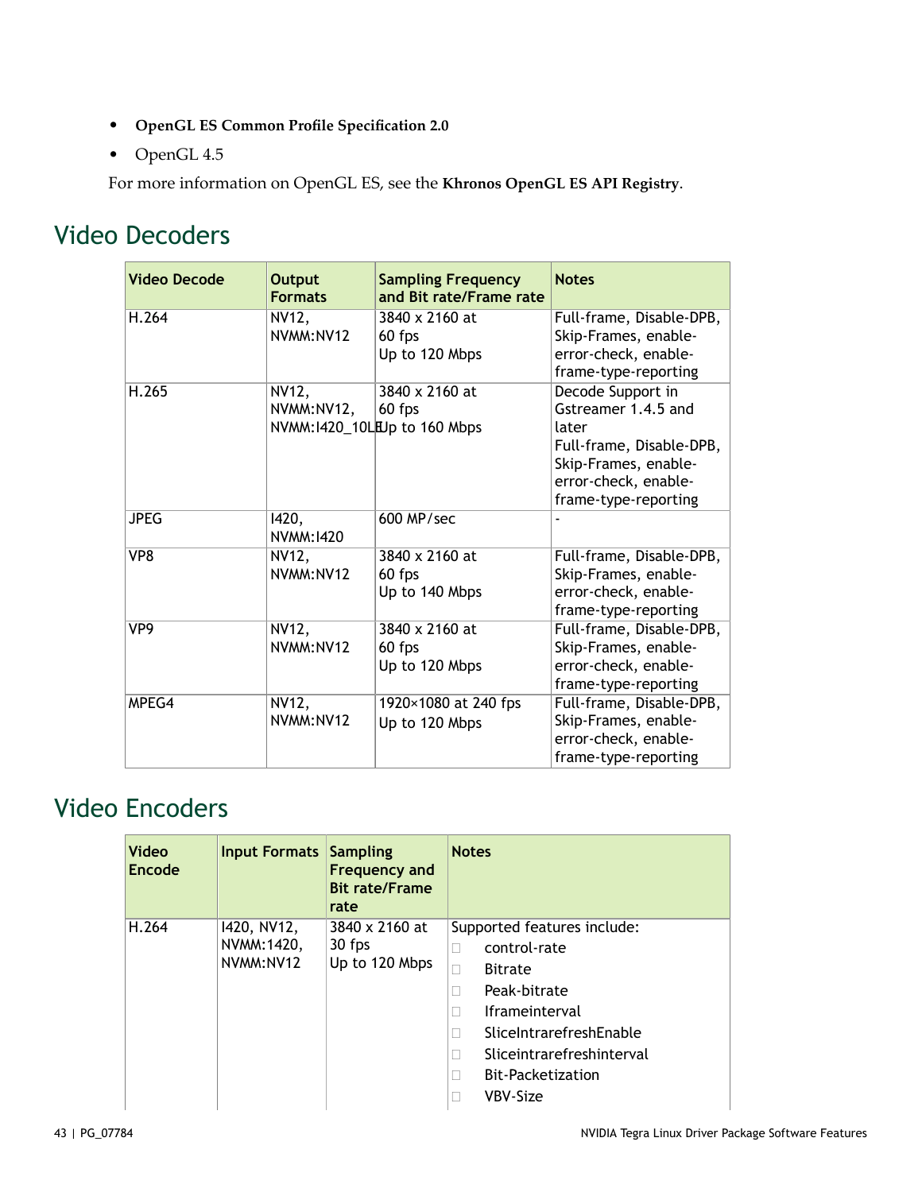- **OpenGL ES Common Profile Specification 2.0**
- OpenGL 4.5

For more information on OpenGL ES, see the **Khronos OpenGL ES API Registry**.

## Video Decoders

| Video Decode | Output Formats | Sampling Frequency and Bit rate/Frame rate | Notes |
|---|---|---|---|
| H.264 | NV12, NVMM:NV12 | 3840 x 2160 at 60 fps<br>Up to 120 Mbps | Full-frame, Disable-DPB, Skip-Frames, enable-error-check, enable-frame-type-reporting |
| H.265 | NV12, NVMM:NV12, NVMM:I420_10LE | 3840 x 2160 at 60 fps<br>Up to 160 Mbps | Decode Support in Gstreamer 1.4.5 and later<br>Full-frame, Disable-DPB, Skip-Frames, enable-error-check, enable-frame-type-reporting |
| JPEG | I420, NVMM:I420 | 600 MP/sec | - |
| VP8 | NV12, NVMM:NV12 | 3840 x 2160 at 60 fps<br>Up to 140 Mbps | Full-frame, Disable-DPB, Skip-Frames, enable-error-check, enable-frame-type-reporting |
| VP9 | NV12, NVMM:NV12 | 3840 x 2160 at 60 fps<br>Up to 120 Mbps | Full-frame, Disable-DPB, Skip-Frames, enable-error-check, enable-frame-type-reporting |
| MPEG4 | NV12, NVMM:NV12 | 1920×1080 at 240 fps<br>Up to 120 Mbps | Full-frame, Disable-DPB, Skip-Frames, enable-error-check, enable-frame-type-reporting |

## Video Encoders

| Video Encode | Input Formats | Sampling Frequency and Bit rate/Frame rate | Notes |
|---|---|---|---|
| H.264 | I420, NV12, NVMM:1420, NVMM:NV12 | 3840 x 2160 at 30 fps<br>Up to 120 Mbps | Supported features include:<br>- control-rate<br>- Bitrate<br>- Peak-bitrate<br>- Iframeinterval<br>- SliceIntrarefreshEnable<br>- Sliceintrarefreshinterval<br>- Bit-Packetization<br>- VBV-Size |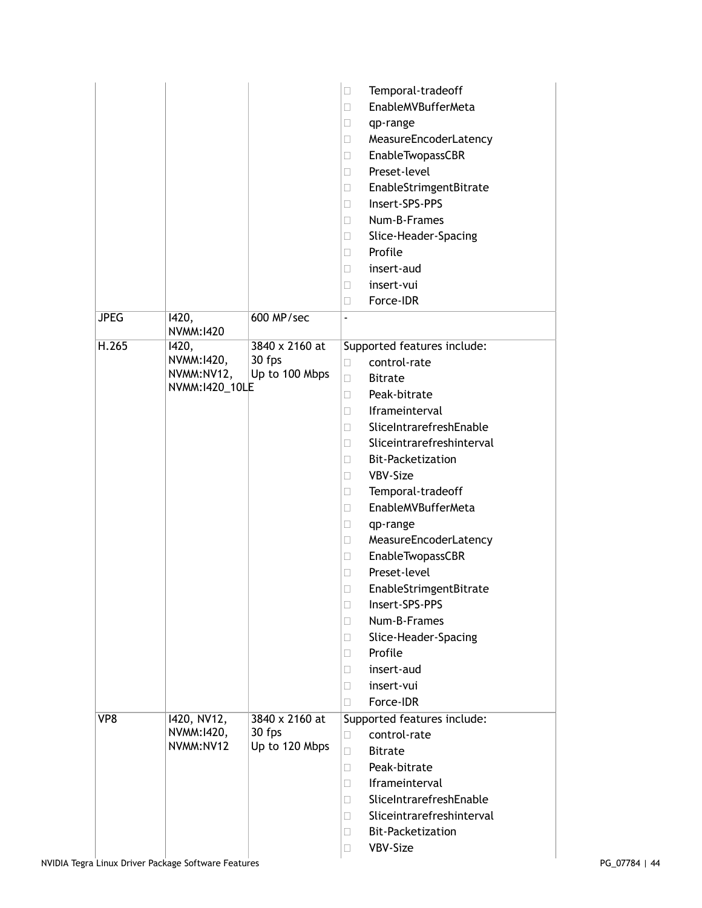| | | | |
|---|---|---|---|
| | | | <ul><li>Temporal-tradeoff</li><li>EnableMVBufferMeta</li><li>qp-range</li><li>MeasureEncoderLatency</li><li>EnableTwopassCBR</li><li>Preset-level</li><li>EnableStrimgentBitrate</li><li>Insert-SPS-PPS</li><li>Num-B-Frames</li><li>Slice-Header-Spacing</li><li>Profile</li><li>insert-aud</li><li>insert-vui</li><li>Force-IDR</li></ul> |
| JPEG | I420, NVMM:I420 | 600 MP/sec | - |
| H.265 | I420, NVMM:I420, NVMM:NV12, NVMM:I420_10LE | 3840 x 2160 at 30 fps Up to 100 Mbps | Supported features include:<ul><li>control-rate</li><li>Bitrate</li><li>Peak-bitrate</li><li>Iframeinterval</li><li>SliceIntrarefreshEnable</li><li>Sliceintrarefreshinterval</li><li>Bit-Packetization</li><li>VBV-Size</li><li>Temporal-tradeoff</li><li>EnableMVBufferMeta</li><li>qp-range</li><li>MeasureEncoderLatency</li><li>EnableTwopassCBR</li><li>Preset-level</li><li>EnableStrimgentBitrate</li><li>Insert-SPS-PPS</li><li>Num-B-Frames</li><li>Slice-Header-Spacing</li><li>Profile</li><li>insert-aud</li><li>insert-vui</li><li>Force-IDR</li></ul> |
| VP8 | I420, NV12, NVMM:I420, NVMM:NV12 | 3840 x 2160 at 30 fps Up to 120 Mbps | Supported features include:<ul><li>control-rate</li><li>Bitrate</li><li>Peak-bitrate</li><li>Iframeinterval</li><li>SliceIntrarefreshEnable</li><li>Sliceintrarefreshinterval</li><li>Bit-Packetization</li><li>VBV-Size</li></ul> |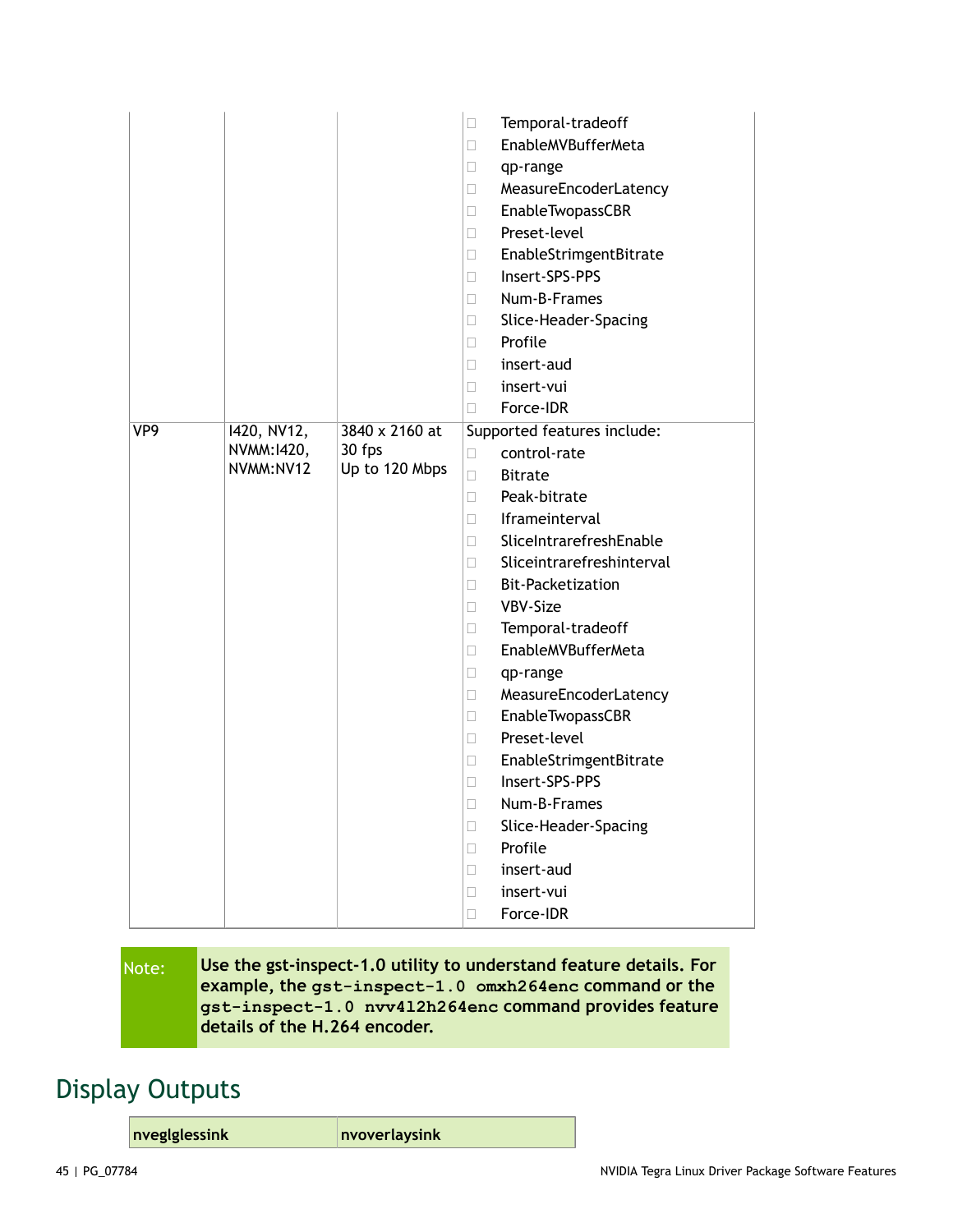|  |  |  | <ul><li>Temporal-tradeoff</li><li>EnableMVBufferMeta</li><li>qp-range</li><li>MeasureEncoderLatency</li><li>EnableTwopassCBR</li><li>Preset-level</li><li>EnableStrimgentBitrate</li><li>Insert-SPS-PPS</li><li>Num-B-Frames</li><li>Slice-Header-Spacing</li><li>Profile</li><li>insert-aud</li><li>insert-vui</li><li>Force-IDR</li></ul> |
|---|---|---|---|
| VP9 | I420, NV12, NVMM:I420, NVMM:NV12 | 3840 x 2160 at 30 fps<br>Up to 120 Mbps | Supported features include:<ul><li>control-rate</li><li>Bitrate</li><li>Peak-bitrate</li><li>Iframeinterval</li><li>SliceIntrarefreshEnable</li><li>Sliceintrarefreshinterval</li><li>Bit-Packetization</li><li>VBV-Size</li><li>Temporal-tradeoff</li><li>EnableMVBufferMeta</li><li>qp-range</li><li>MeasureEncoderLatency</li><li>EnableTwopassCBR</li><li>Preset-level</li><li>EnableStrimgentBitrate</li><li>Insert-SPS-PPS</li><li>Num-B-Frames</li><li>Slice-Header-Spacing</li><li>Profile</li><li>insert-aud</li><li>insert-vui</li><li>Force-IDR</li></ul> |

> **Note:** **Use the gst-inspect-1.0 utility to understand feature details. For example, the `gst-inspect-1.0 omxh264enc` command or the `gst-inspect-1.0 nvv4l2h264enc` command provides feature details of the H.264 encoder.**

## Display Outputs

| nveglglessink | nvoverlaysink |
|---|---|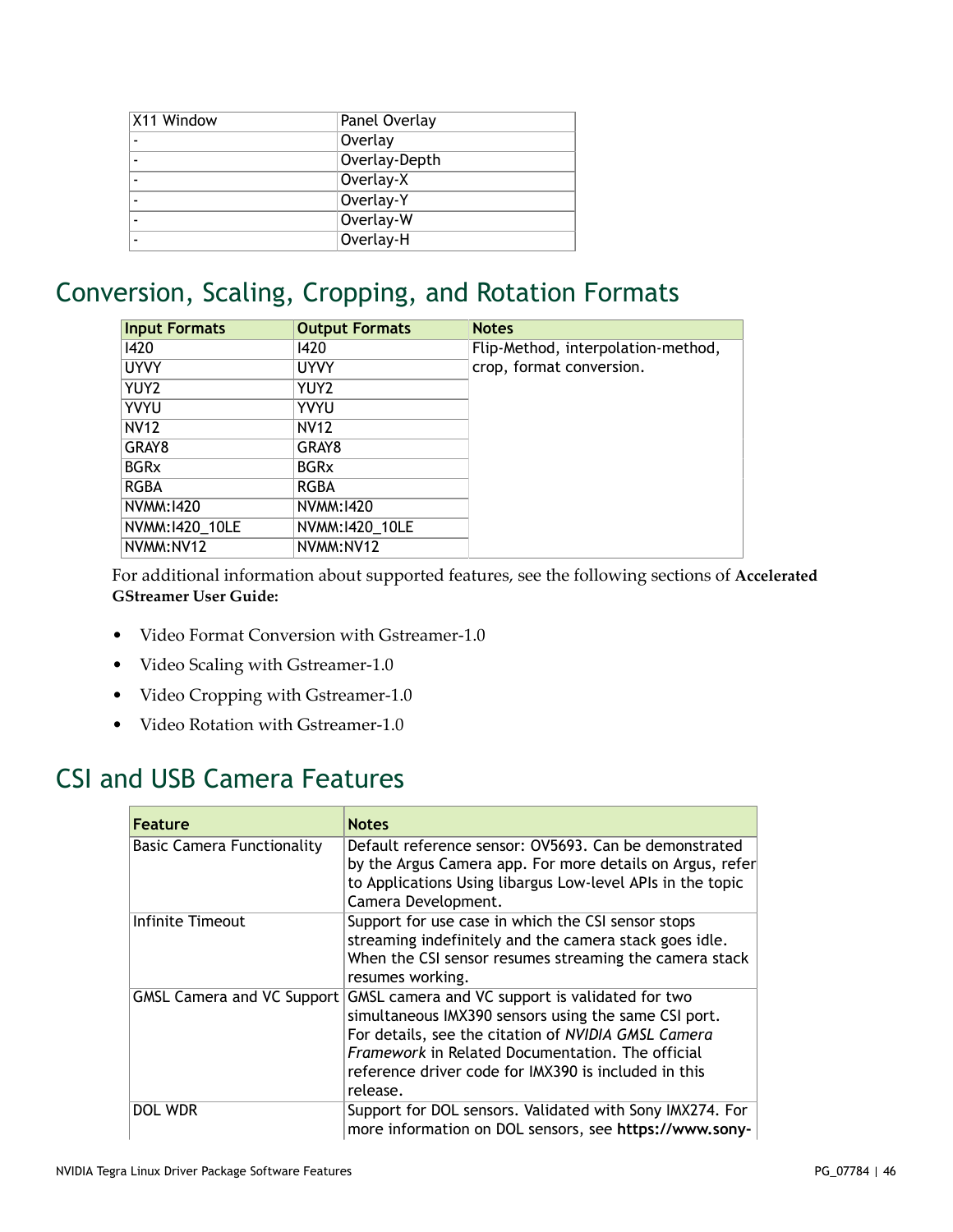| X11 Window | Panel Overlay |
|---|---|
| - | Overlay |
| - | Overlay-Depth |
| - | Overlay-X |
| - | Overlay-Y |
| - | Overlay-W |
| - | Overlay-H |

## Conversion, Scaling, Cropping, and Rotation Formats

| Input Formats | Output Formats | Notes |
|---|---|---|
| I420 | I420 | Flip-Method, interpolation-method, crop, format conversion. |
| UYVY | UYVY | |
| YUY2 | YUY2 | |
| YVYU | YVYU | |
| NV12 | NV12 | |
| GRAY8 | GRAY8 | |
| BGRx | BGRx | |
| RGBA | RGBA | |
| NVMM:I420 | NVMM:I420 | |
| NVMM:I420_10LE | NVMM:I420_10LE | |
| NVMM:NV12 | NVMM:NV12 | |

For additional information about supported features, see the following sections of **Accelerated GStreamer User Guide:**

- Video Format Conversion with Gstreamer-1.0
- Video Scaling with Gstreamer-1.0
- Video Cropping with Gstreamer-1.0
- Video Rotation with Gstreamer-1.0

## CSI and USB Camera Features

| Feature | Notes |
|---|---|
| Basic Camera Functionality | Default reference sensor: OV5693. Can be demonstrated by the Argus Camera app. For more details on Argus, refer to Applications Using libargus Low-level APIs in the topic Camera Development. |
| Infinite Timeout | Support for use case in which the CSI sensor stops streaming indefinitely and the camera stack goes idle. When the CSI sensor resumes streaming the camera stack resumes working. |
| GMSL Camera and VC Support | GMSL camera and VC support is validated for two simultaneous IMX390 sensors using the same CSI port. For details, see the citation of *NVIDIA GMSL Camera Framework* in Related Documentation. The official reference driver code for IMX390 is included in this release. |
| DOL WDR | Support for DOL sensors. Validated with Sony IMX274. For more information on DOL sensors, see **https://www.sony-** |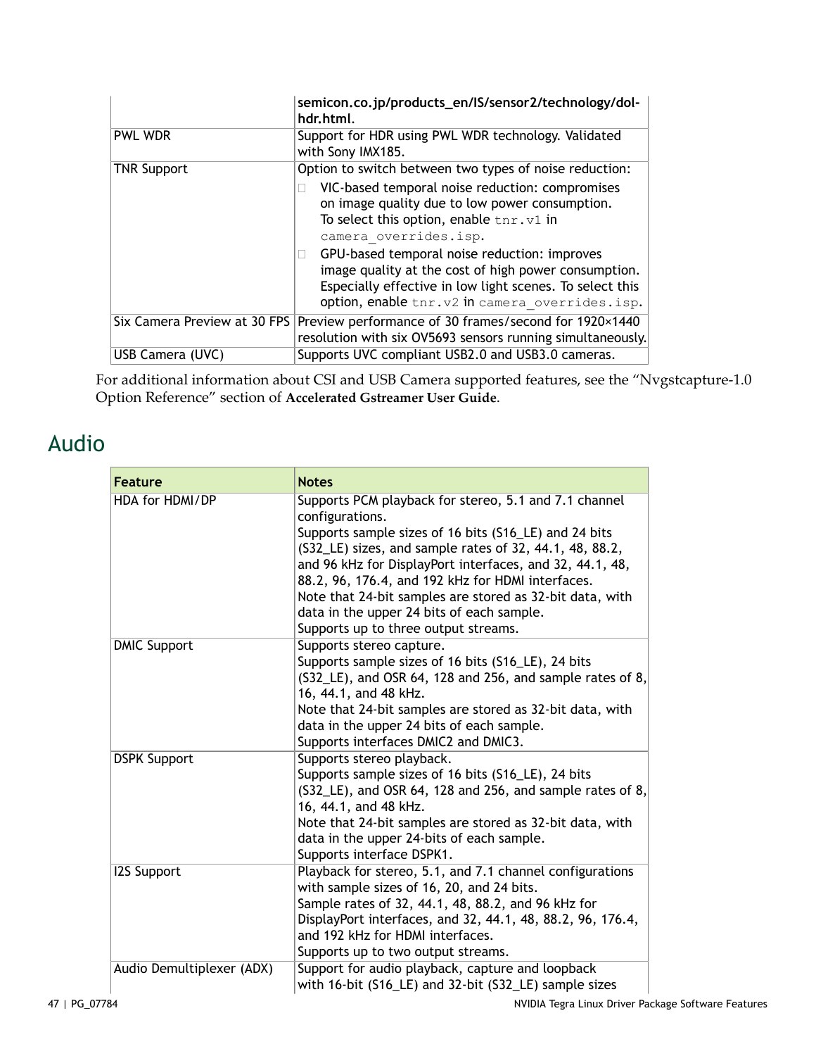| | |
|---|---|
| | **semicon.co.jp/products_en/IS/sensor2/technology/dol-hdr.html**. |
| PWL WDR | Support for HDR using PWL WDR technology. Validated with Sony IMX185. |
| TNR Support | Option to switch between two types of noise reduction:<br>- VIC-based temporal noise reduction: compromises on image quality due to low power consumption. To select this option, enable `tnr.v1` in `camera_overrides.isp`.<br>- GPU-based temporal noise reduction: improves image quality at the cost of high power consumption. Especially effective in low light scenes. To select this option, enable `tnr.v2` in `camera_overrides.isp`. |
| Six Camera Preview at 30 FPS | Preview performance of 30 frames/second for 1920×1440 resolution with six OV5693 sensors running simultaneously. |
| USB Camera (UVC) | Supports UVC compliant USB2.0 and USB3.0 cameras. |

For additional information about CSI and USB Camera supported features, see the "Nvgstcapture-1.0 Option Reference" section of **Accelerated Gstreamer User Guide**.

# Audio

| Feature | Notes |
|---|---|
| HDA for HDMI/DP | Supports PCM playback for stereo, 5.1 and 7.1 channel configurations.<br>Supports sample sizes of 16 bits (S16_LE) and 24 bits (S32_LE) sizes, and sample rates of 32, 44.1, 48, 88.2, and 96 kHz for DisplayPort interfaces, and 32, 44.1, 48, 88.2, 96, 176.4, and 192 kHz for HDMI interfaces.<br>Note that 24-bit samples are stored as 32-bit data, with data in the upper 24 bits of each sample.<br>Supports up to three output streams. |
| DMIC Support | Supports stereo capture.<br>Supports sample sizes of 16 bits (S16_LE), 24 bits (S32_LE), and OSR 64, 128 and 256, and sample rates of 8, 16, 44.1, and 48 kHz.<br>Note that 24-bit samples are stored as 32-bit data, with data in the upper 24 bits of each sample.<br>Supports interfaces DMIC2 and DMIC3. |
| DSPK Support | Supports stereo playback.<br>Supports sample sizes of 16 bits (S16_LE), 24 bits (S32_LE), and OSR 64, 128 and 256, and sample rates of 8, 16, 44.1, and 48 kHz.<br>Note that 24-bit samples are stored as 32-bit data, with data in the upper 24-bits of each sample.<br>Supports interface DSPK1. |
| I2S Support | Playback for stereo, 5.1, and 7.1 channel configurations with sample sizes of 16, 20, and 24 bits.<br>Sample rates of 32, 44.1, 48, 88.2, and 96 kHz for DisplayPort interfaces, and 32, 44.1, 48, 88.2, 96, 176.4, and 192 kHz for HDMI interfaces.<br>Supports up to two output streams. |
| Audio Demultiplexer (ADX) | Support for audio playback, capture and loopback with 16-bit (S16_LE) and 32-bit (S32_LE) sample sizes |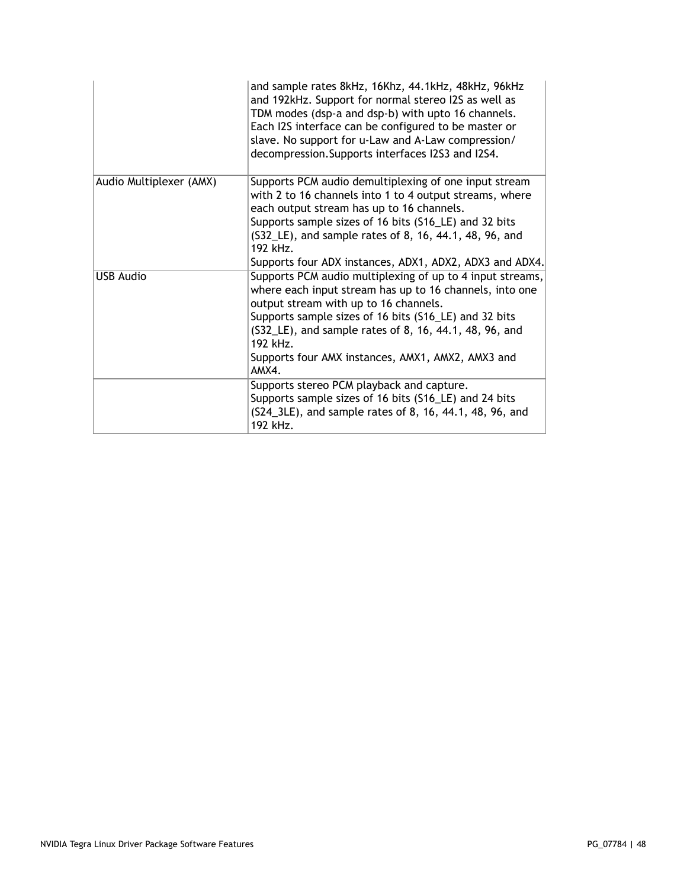| | |
|---|---|
| | and sample rates 8kHz, 16Khz, 44.1kHz, 48kHz, 96kHz and 192kHz. Support for normal stereo I2S as well as TDM modes (dsp-a and dsp-b) with upto 16 channels. Each I2S interface can be configured to be master or slave. No support for u-Law and A-Law compression/decompression.Supports interfaces I2S3 and I2S4. |
| Audio Multiplexer (AMX) | Supports PCM audio demultiplexing of one input stream with 2 to 16 channels into 1 to 4 output streams, where each output stream has up to 16 channels.<br>Supports sample sizes of 16 bits (S16_LE) and 32 bits (S32_LE), and sample rates of 8, 16, 44.1, 48, 96, and 192 kHz.<br>Supports four ADX instances, ADX1, ADX2, ADX3 and ADX4. |
| USB Audio | Supports PCM audio multiplexing of up to 4 input streams, where each input stream has up to 16 channels, into one output stream with up to 16 channels.<br>Supports sample sizes of 16 bits (S16_LE) and 32 bits (S32_LE), and sample rates of 8, 16, 44.1, 48, 96, and 192 kHz.<br>Supports four AMX instances, AMX1, AMX2, AMX3 and AMX4. |
| | Supports stereo PCM playback and capture.<br>Supports sample sizes of 16 bits (S16_LE) and 24 bits (S24_3LE), and sample rates of 8, 16, 44.1, 48, 96, and 192 kHz. |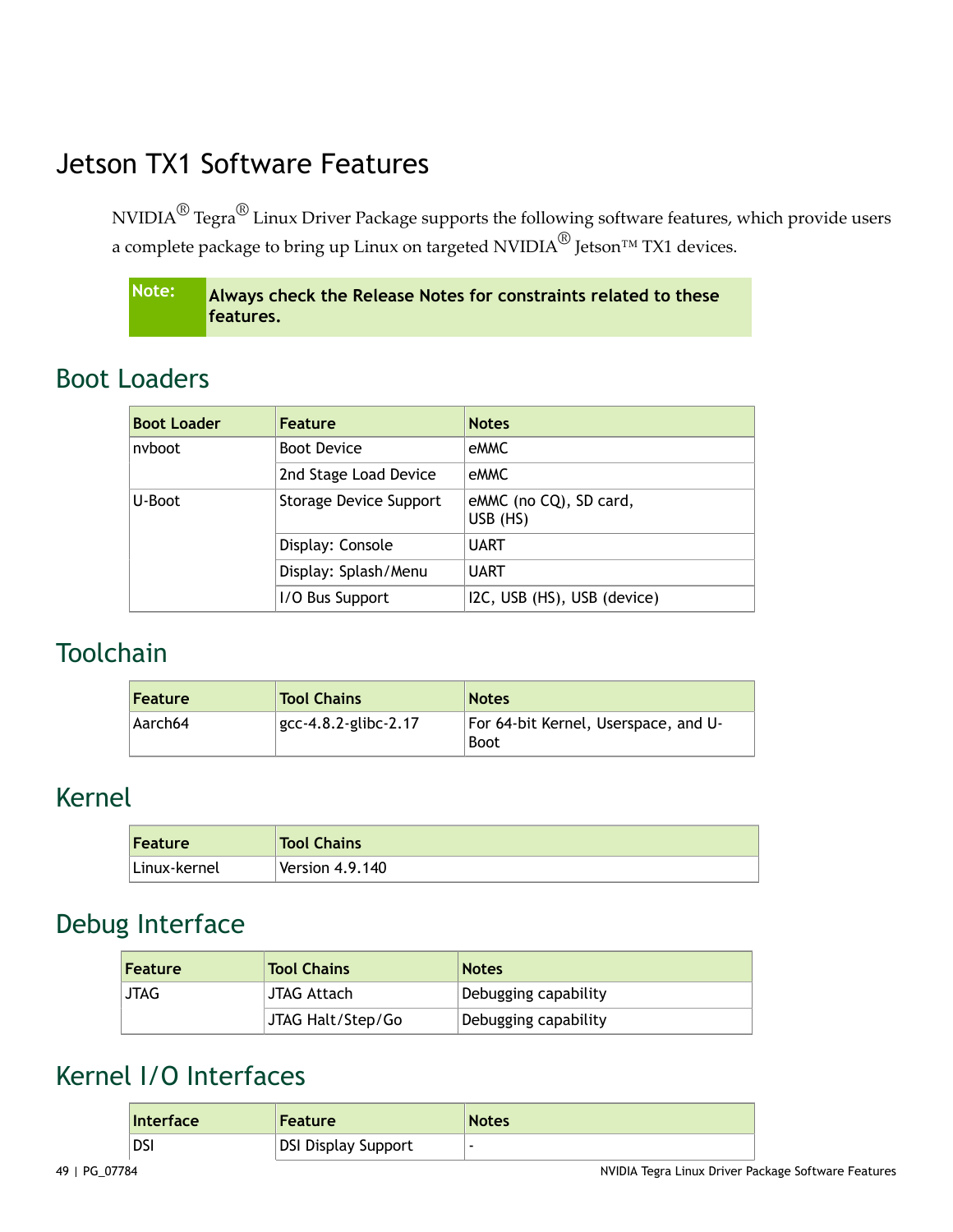# Jetson TX1 Software Features

NVIDIA® Tegra® Linux Driver Package supports the following software features, which provide users a complete package to bring up Linux on targeted NVIDIA® Jetson™ TX1 devices.

> **Note:** **Always check the Release Notes for constraints related to these features.**

## Boot Loaders

| Boot Loader | Feature | Notes |
|---|---|---|
| nvboot | Boot Device | eMMC |
| | 2nd Stage Load Device | eMMC |
| U-Boot | Storage Device Support | eMMC (no CQ), SD card, USB (HS) |
| | Display: Console | UART |
| | Display: Splash/Menu | UART |
| | I/O Bus Support | I2C, USB (HS), USB (device) |

## Toolchain

| Feature | Tool Chains | Notes |
|---|---|---|
| Aarch64 | gcc-4.8.2-glibc-2.17 | For 64-bit Kernel, Userspace, and U-Boot |

## Kernel

| Feature | Tool Chains |
|---|---|
| Linux-kernel | Version 4.9.140 |

## Debug Interface

| Feature | Tool Chains | Notes |
|---|---|---|
| JTAG | JTAG Attach | Debugging capability |
| | JTAG Halt/Step/Go | Debugging capability |

## Kernel I/O Interfaces

| Interface | Feature | Notes |
|---|---|---|
| DSI | DSI Display Support | - |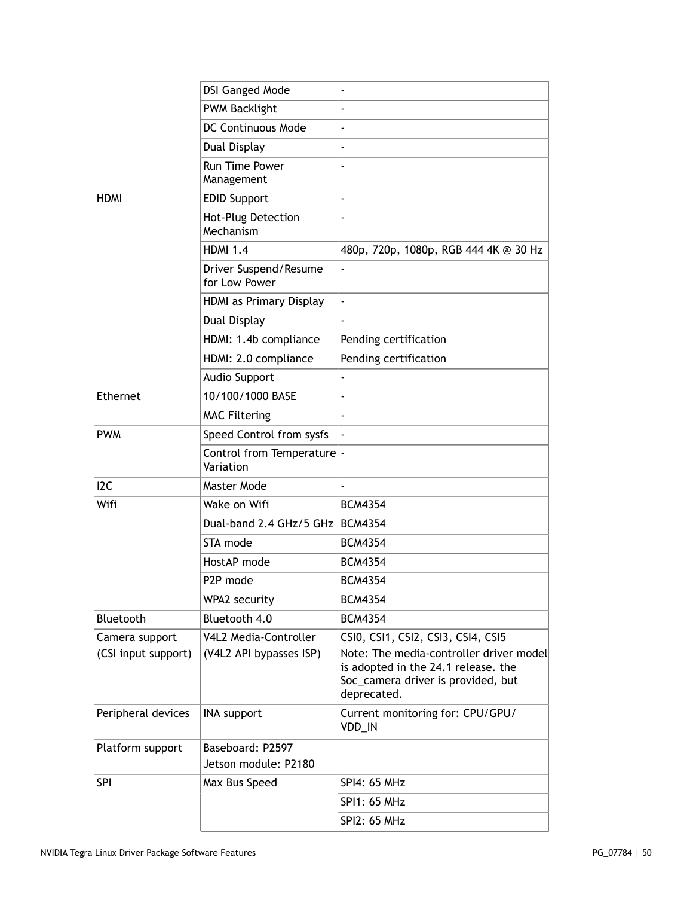| | | |
|---|---|---|
| | DSI Ganged Mode | - |
| | PWM Backlight | - |
| | DC Continuous Mode | - |
| | Dual Display | - |
| | Run Time Power Management | - |
| HDMI | EDID Support | - |
| | Hot-Plug Detection Mechanism | - |
| | HDMI 1.4 | 480p, 720p, 1080p, RGB 444 4K @ 30 Hz |
| | Driver Suspend/Resume for Low Power | - |
| | HDMI as Primary Display | - |
| | Dual Display | - |
| | HDMI: 1.4b compliance | Pending certification |
| | HDMI: 2.0 compliance | Pending certification |
| | Audio Support | - |
| Ethernet | 10/100/1000 BASE | - |
| | MAC Filtering | - |
| PWM | Speed Control from sysfs | - |
| | Control from Temperature Variation | - |
| I2C | Master Mode | - |
| Wifi | Wake on Wifi | BCM4354 |
| | Dual-band 2.4 GHz/5 GHz | BCM4354 |
| | STA mode | BCM4354 |
| | HostAP mode | BCM4354 |
| | P2P mode | BCM4354 |
| | WPA2 security | BCM4354 |
| Bluetooth | Bluetooth 4.0 | BCM4354 |
| Camera support (CSI input support) | V4L2 Media-Controller (V4L2 API bypasses ISP) | CSI0, CSI1, CSI2, CSI3, CSI4, CSI5 Note: The media-controller driver model is adopted in the 24.1 release. the Soc_camera driver is provided, but deprecated. |
| Peripheral devices | INA support | Current monitoring for: CPU/GPU/VDD_IN |
| Platform support | Baseboard: P2597 Jetson module: P2180 | |
| SPI | Max Bus Speed | SPI4: 65 MHz |
| | | SPI1: 65 MHz |
| | | SPI2: 65 MHz |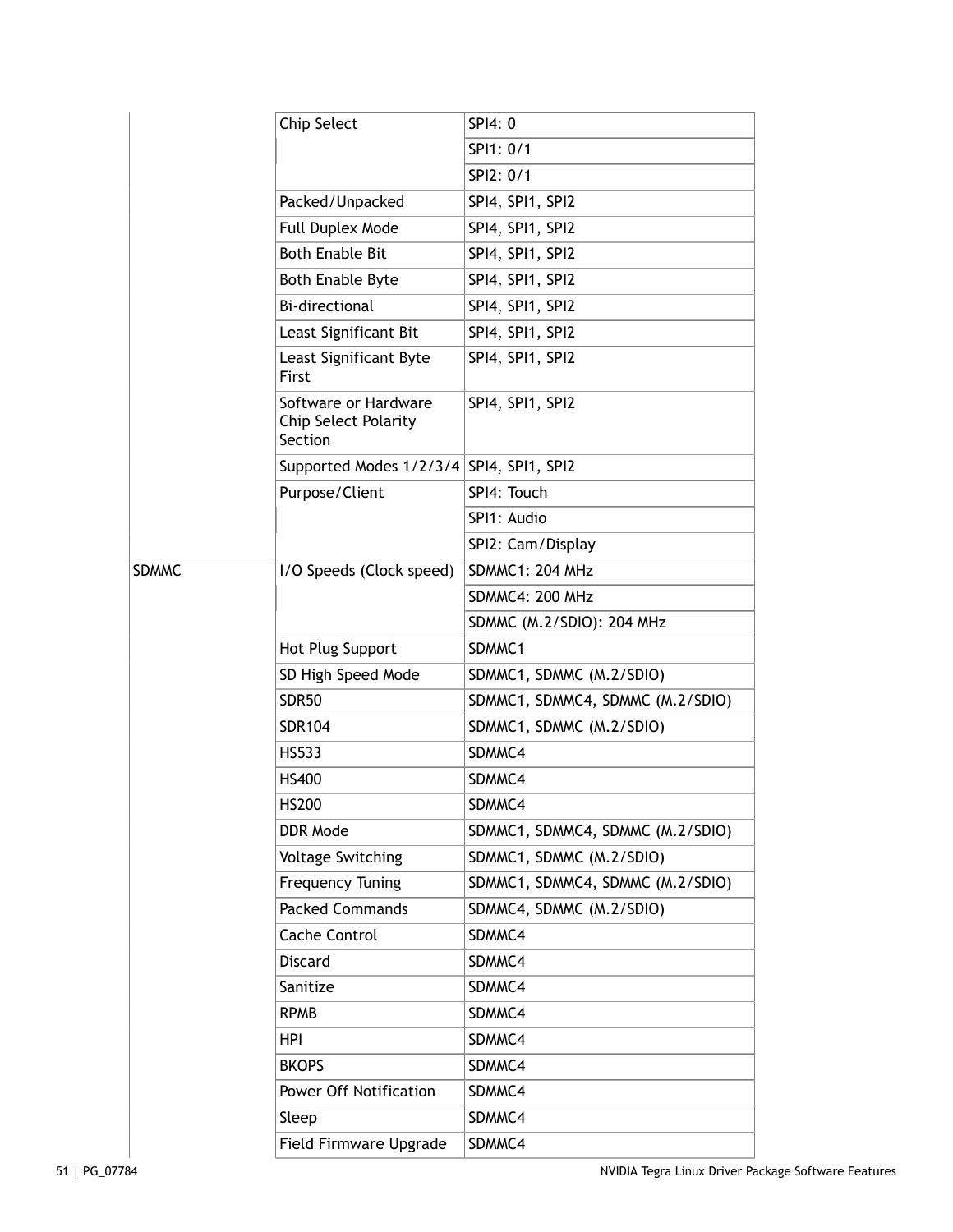| | | |
|---|---|---|
| | Chip Select | SPI4: 0 |
| | | SPI1: 0/1 |
| | | SPI2: 0/1 |
| | Packed/Unpacked | SPI4, SPI1, SPI2 |
| | Full Duplex Mode | SPI4, SPI1, SPI2 |
| | Both Enable Bit | SPI4, SPI1, SPI2 |
| | Both Enable Byte | SPI4, SPI1, SPI2 |
| | Bi-directional | SPI4, SPI1, SPI2 |
| | Least Significant Bit | SPI4, SPI1, SPI2 |
| | Least Significant Byte First | SPI4, SPI1, SPI2 |
| | Software or Hardware Chip Select Polarity Section | SPI4, SPI1, SPI2 |
| | Supported Modes 1/2/3/4 | SPI4, SPI1, SPI2 |
| | Purpose/Client | SPI4: Touch |
| | | SPI1: Audio |
| | | SPI2: Cam/Display |
| SDMMC | I/O Speeds (Clock speed) | SDMMC1: 204 MHz |
| | | SDMMC4: 200 MHz |
| | | SDMMC (M.2/SDIO): 204 MHz |
| | Hot Plug Support | SDMMC1 |
| | SD High Speed Mode | SDMMC1, SDMMC (M.2/SDIO) |
| | SDR50 | SDMMC1, SDMMC4, SDMMC (M.2/SDIO) |
| | SDR104 | SDMMC1, SDMMC (M.2/SDIO) |
| | HS533 | SDMMC4 |
| | HS400 | SDMMC4 |
| | HS200 | SDMMC4 |
| | DDR Mode | SDMMC1, SDMMC4, SDMMC (M.2/SDIO) |
| | Voltage Switching | SDMMC1, SDMMC (M.2/SDIO) |
| | Frequency Tuning | SDMMC1, SDMMC4, SDMMC (M.2/SDIO) |
| | Packed Commands | SDMMC4, SDMMC (M.2/SDIO) |
| | Cache Control | SDMMC4 |
| | Discard | SDMMC4 |
| | Sanitize | SDMMC4 |
| | RPMB | SDMMC4 |
| | HPI | SDMMC4 |
| | BKOPS | SDMMC4 |
| | Power Off Notification | SDMMC4 |
| | Sleep | SDMMC4 |
| | Field Firmware Upgrade | SDMMC4 |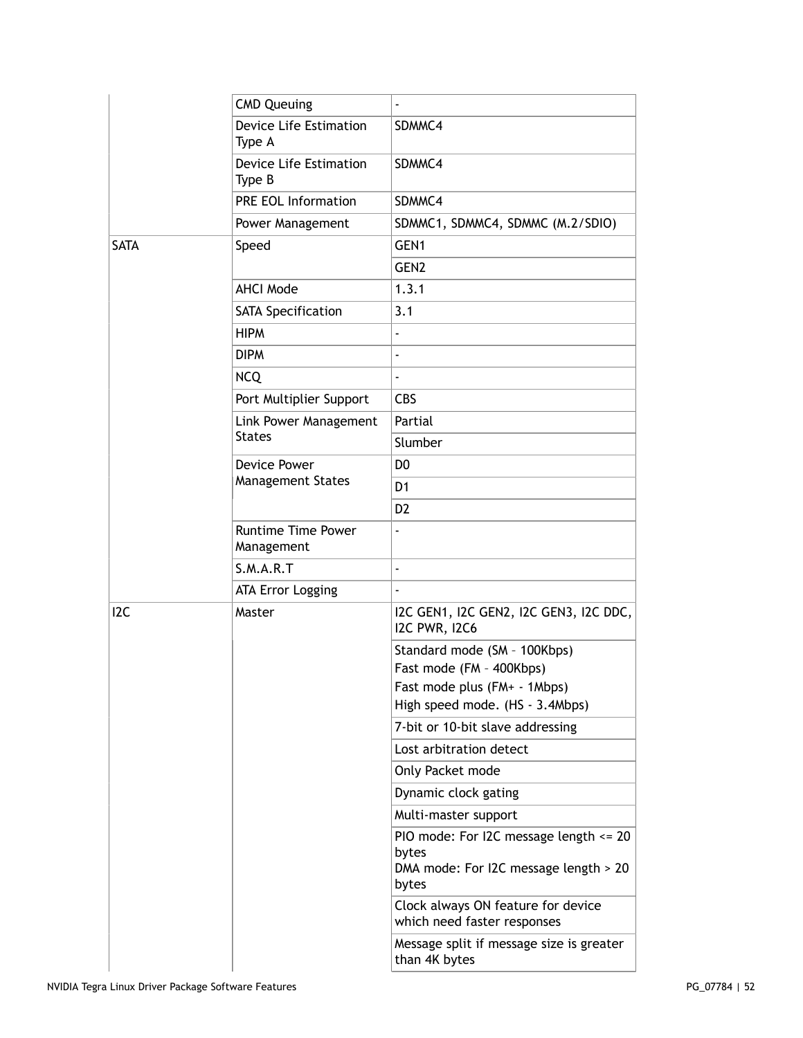| | | |
|---|---|---|
| | CMD Queuing | - |
| | Device Life Estimation Type A | SDMMC4 |
| | Device Life Estimation Type B | SDMMC4 |
| | PRE EOL Information | SDMMC4 |
| | Power Management | SDMMC1, SDMMC4, SDMMC (M.2/SDIO) |
| SATA | Speed | GEN1 |
| | | GEN2 |
| | AHCI Mode | 1.3.1 |
| | SATA Specification | 3.1 |
| | HIPM | - |
| | DIPM | - |
| | NCQ | - |
| | Port Multiplier Support | CBS |
| | Link Power Management States | Partial |
| | | Slumber |
| | Device Power Management States | D0 |
| | | D1 |
| | | D2 |
| | Runtime Time Power Management | - |
| | S.M.A.R.T | - |
| | ATA Error Logging | - |
| I2C | Master | I2C GEN1, I2C GEN2, I2C GEN3, I2C DDC, I2C PWR, I2C6 |
| | | Standard mode (SM – 100Kbps)<br>Fast mode (FM – 400Kbps)<br>Fast mode plus (FM+ - 1Mbps)<br>High speed mode. (HS - 3.4Mbps) |
| | | 7-bit or 10-bit slave addressing |
| | | Lost arbitration detect |
| | | Only Packet mode |
| | | Dynamic clock gating |
| | | Multi-master support |
| | | PIO mode: For I2C message length <= 20 bytes<br>DMA mode: For I2C message length > 20 bytes |
| | | Clock always ON feature for device which need faster responses |
| | | Message split if message size is greater than 4K bytes |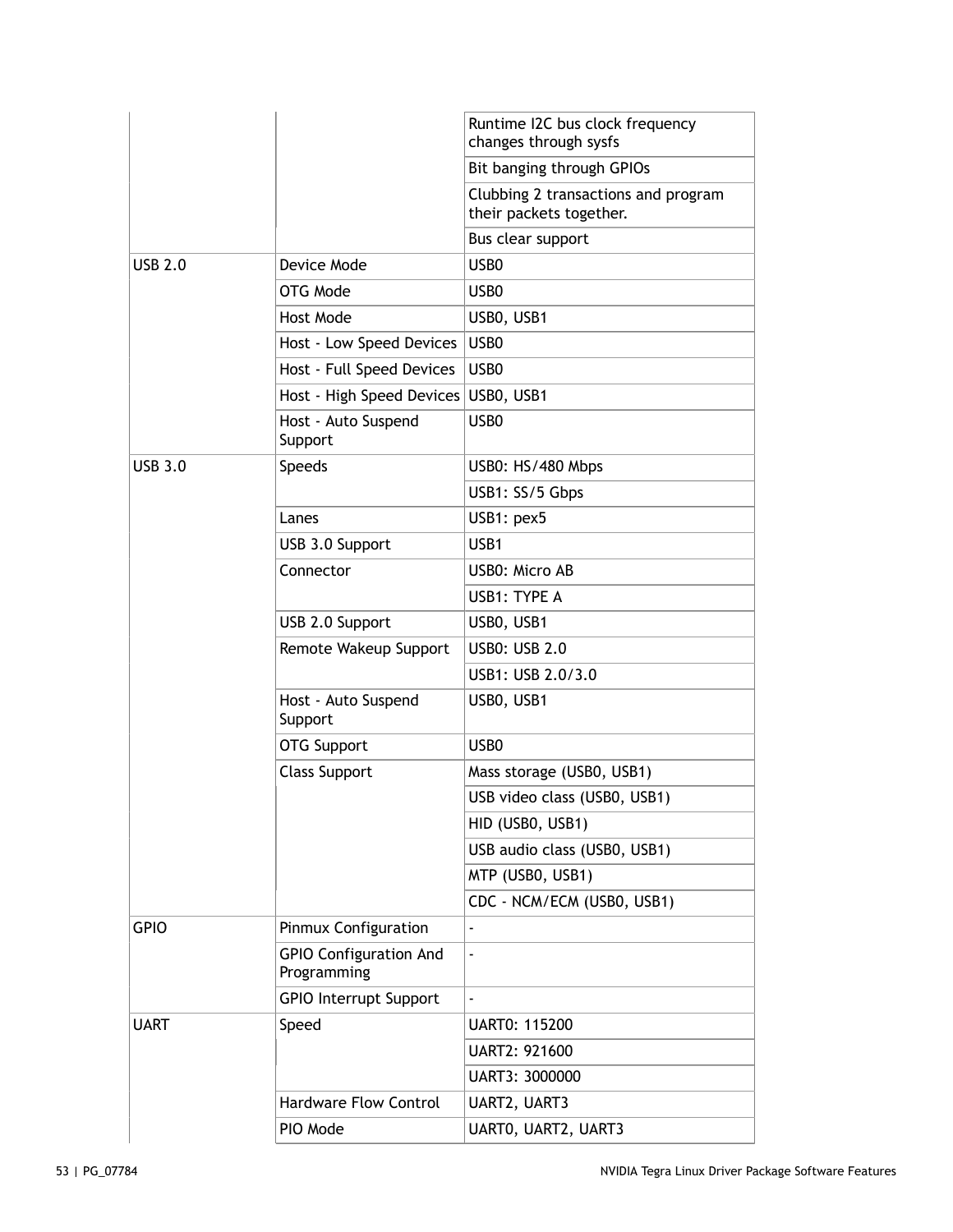| | | |
|---|---|---|
| | | Runtime I2C bus clock frequency changes through sysfs |
| | | Bit banging through GPIOs |
| | | Clubbing 2 transactions and program their packets together. |
| | | Bus clear support |
| USB 2.0 | Device Mode | USB0 |
| | OTG Mode | USB0 |
| | Host Mode | USB0, USB1 |
| | Host - Low Speed Devices | USB0 |
| | Host - Full Speed Devices | USB0 |
| | Host - High Speed Devices | USB0, USB1 |
| | Host - Auto Suspend Support | USB0 |
| USB 3.0 | Speeds | USB0: HS/480 Mbps |
| | | USB1: SS/5 Gbps |
| | Lanes | USB1: pex5 |
| | USB 3.0 Support | USB1 |
| | Connector | USB0: Micro AB |
| | | USB1: TYPE A |
| | USB 2.0 Support | USB0, USB1 |
| | Remote Wakeup Support | USB0: USB 2.0 |
| | | USB1: USB 2.0/3.0 |
| | Host - Auto Suspend Support | USB0, USB1 |
| | OTG Support | USB0 |
| | Class Support | Mass storage (USB0, USB1) |
| | | USB video class (USB0, USB1) |
| | | HID (USB0, USB1) |
| | | USB audio class (USB0, USB1) |
| | | MTP (USB0, USB1) |
| | | CDC - NCM/ECM (USB0, USB1) |
| GPIO | Pinmux Configuration | - |
| | GPIO Configuration And Programming | - |
| | GPIO Interrupt Support | - |
| UART | Speed | UART0: 115200 |
| | | UART2: 921600 |
| | | UART3: 3000000 |
| | Hardware Flow Control | UART2, UART3 |
| | PIO Mode | UART0, UART2, UART3 |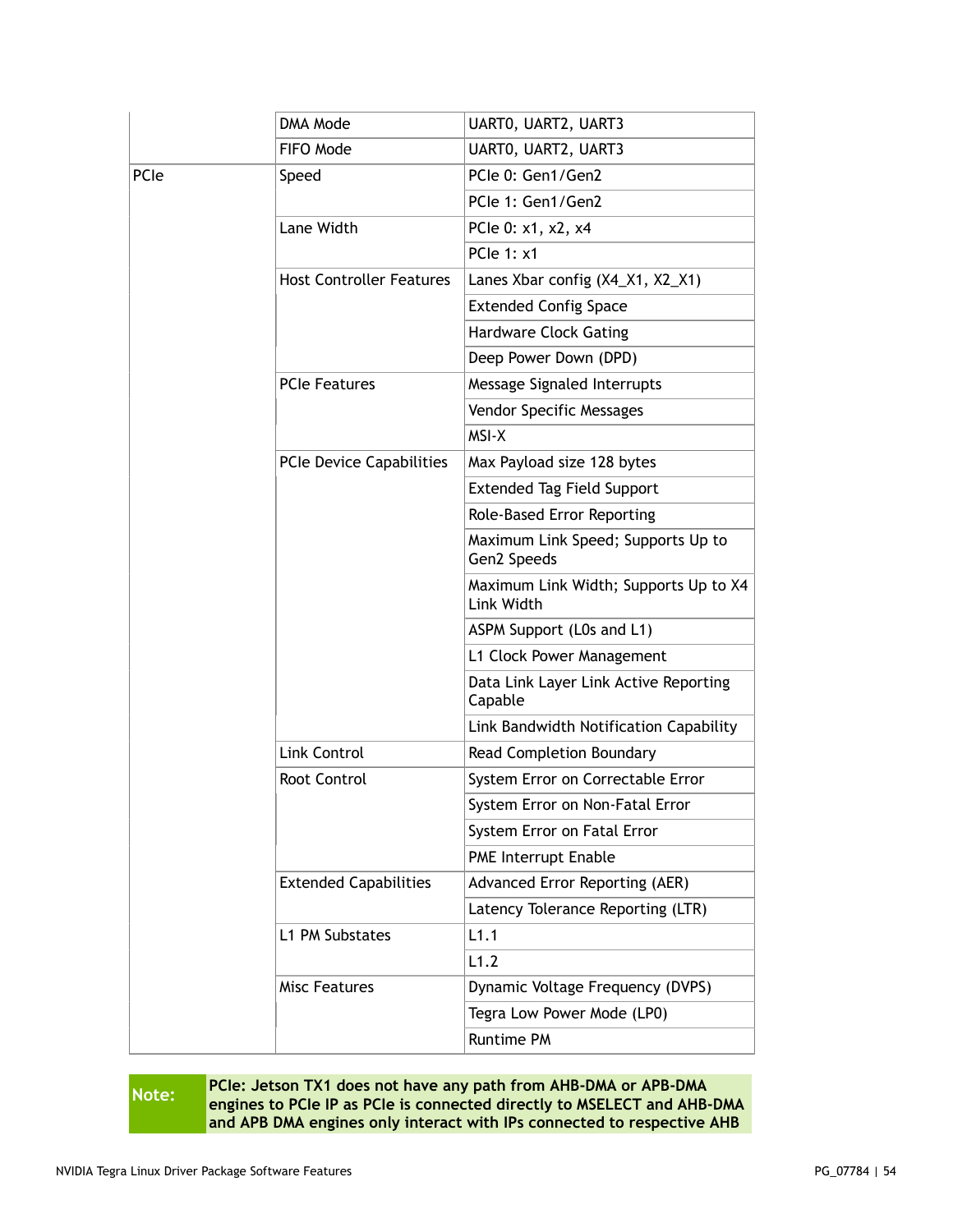| | | |
|---|---|---|
| | DMA Mode | UART0, UART2, UART3 |
| | FIFO Mode | UART0, UART2, UART3 |
| PCIe | Speed | PCIe 0: Gen1/Gen2 |
| | | PCIe 1: Gen1/Gen2 |
| | Lane Width | PCIe 0: x1, x2, x4 |
| | | PCIe 1: x1 |
| | Host Controller Features | Lanes Xbar config (X4_X1, X2_X1) |
| | | Extended Config Space |
| | | Hardware Clock Gating |
| | | Deep Power Down (DPD) |
| | PCIe Features | Message Signaled Interrupts |
| | | Vendor Specific Messages |
| | | MSI-X |
| | PCIe Device Capabilities | Max Payload size 128 bytes |
| | | Extended Tag Field Support |
| | | Role-Based Error Reporting |
| | | Maximum Link Speed; Supports Up to Gen2 Speeds |
| | | Maximum Link Width; Supports Up to X4 Link Width |
| | | ASPM Support (L0s and L1) |
| | | L1 Clock Power Management |
| | | Data Link Layer Link Active Reporting Capable |
| | | Link Bandwidth Notification Capability |
| | Link Control | Read Completion Boundary |
| | Root Control | System Error on Correctable Error |
| | | System Error on Non-Fatal Error |
| | | System Error on Fatal Error |
| | | PME Interrupt Enable |
| | Extended Capabilities | Advanced Error Reporting (AER) |
| | | Latency Tolerance Reporting (LTR) |
| | L1 PM Substates | L1.1 |
| | | L1.2 |
| | Misc Features | Dynamic Voltage Frequency (DVPS) |
| | | Tegra Low Power Mode (LP0) |
| | | Runtime PM |

**Note:** **PCIe: Jetson TX1 does not have any path from AHB-DMA or APB-DMA engines to PCIe IP as PCIe is connected directly to MSELECT and AHB-DMA and APB DMA engines only interact with IPs connected to respective AHB**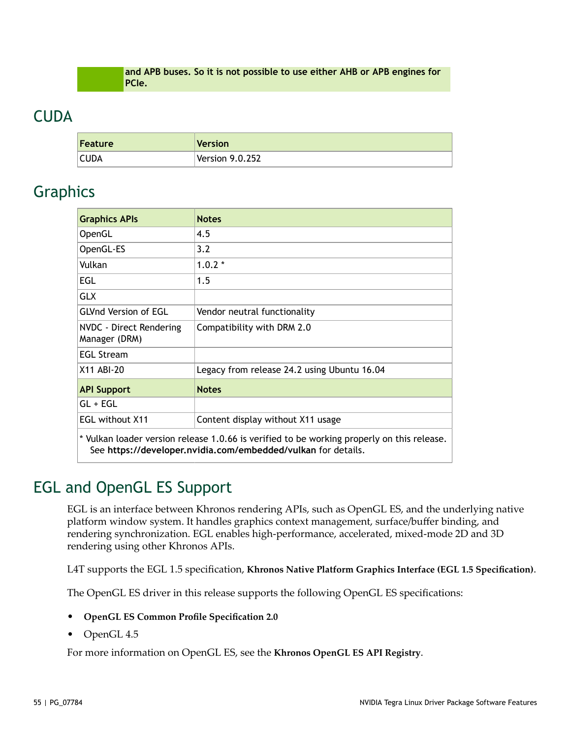and APB buses. So it is not possible to use either AHB or APB engines for PCIe.

## CUDA

| Feature | Version |
|---|---|
| CUDA | Version 9.0.252 |

## Graphics

| Graphics APIs | Notes |
|---|---|
| OpenGL | 4.5 |
| OpenGL-ES | 3.2 |
| Vulkan | 1.0.2 * |
| EGL | 1.5 |
| GLX | |
| GLVnd Version of EGL | Vendor neutral functionality |
| NVDC - Direct Rendering Manager (DRM) | Compatibility with DRM 2.0 |
| EGL Stream | |
| X11 ABI-20 | Legacy from release 24.2 using Ubuntu 16.04 |
| **API Support** | **Notes** |
| GL + EGL | |
| EGL without X11 | Content display without X11 usage |

* Vulkan loader version release 1.0.66 is verified to be working properly on this release. See **https://developer.nvidia.com/embedded/vulkan** for details.

## EGL and OpenGL ES Support

EGL is an interface between Khronos rendering APIs, such as OpenGL ES, and the underlying native platform window system. It handles graphics context management, surface/buffer binding, and rendering synchronization. EGL enables high-performance, accelerated, mixed-mode 2D and 3D rendering using other Khronos APIs.

L4T supports the EGL 1.5 specification, **Khronos Native Platform Graphics Interface (EGL 1.5 Specification)**.

The OpenGL ES driver in this release supports the following OpenGL ES specifications:

- **OpenGL ES Common Profile Specification 2.0**
- OpenGL 4.5

For more information on OpenGL ES, see the **Khronos OpenGL ES API Registry**.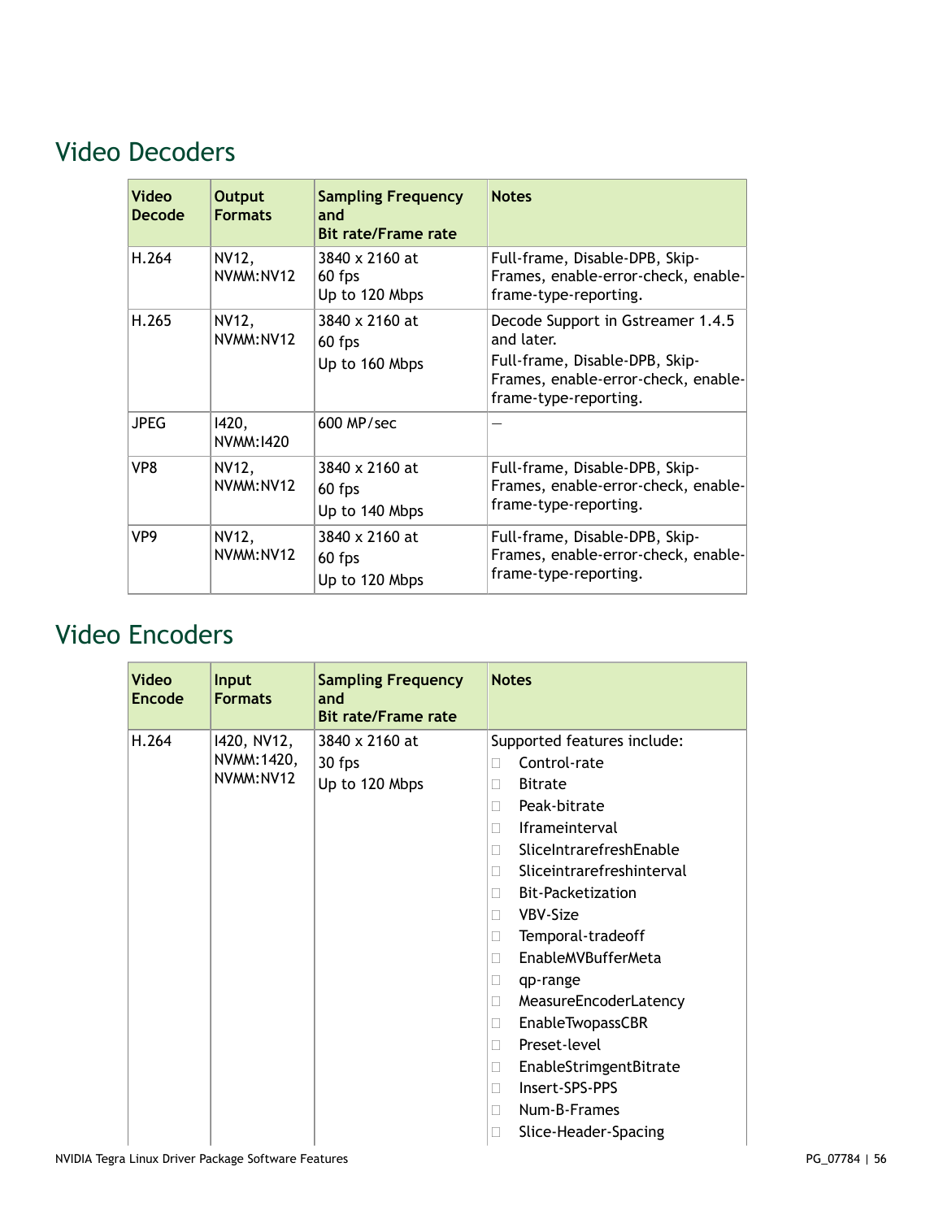## Video Decoders

| Video Decode | Output Formats | Sampling Frequency and Bit rate/Frame rate | Notes |
|---|---|---|---|
| H.264 | NV12, NVMM:NV12 | 3840 x 2160 at 60 fps Up to 120 Mbps | Full-frame, Disable-DPB, Skip-Frames, enable-error-check, enable-frame-type-reporting. |
| H.265 | NV12, NVMM:NV12 | 3840 x 2160 at 60 fps Up to 160 Mbps | Decode Support in Gstreamer 1.4.5 and later. Full-frame, Disable-DPB, Skip-Frames, enable-error-check, enable-frame-type-reporting. |
| JPEG | I420, NVMM:I420 | 600 MP/sec | — |
| VP8 | NV12, NVMM:NV12 | 3840 x 2160 at 60 fps Up to 140 Mbps | Full-frame, Disable-DPB, Skip-Frames, enable-error-check, enable-frame-type-reporting. |
| VP9 | NV12, NVMM:NV12 | 3840 x 2160 at 60 fps Up to 120 Mbps | Full-frame, Disable-DPB, Skip-Frames, enable-error-check, enable-frame-type-reporting. |

## Video Encoders

| Video Encode | Input Formats | Sampling Frequency and Bit rate/Frame rate | Notes |
|---|---|---|---|
| H.264 | I420, NV12, NVMM:1420, NVMM:NV12 | 3840 x 2160 at 30 fps Up to 120 Mbps | Supported features include: <br>• Control-rate <br>• Bitrate <br>• Peak-bitrate <br>• Iframeinterval <br>• SliceIntrarefreshEnable <br>• Sliceintrarefreshinterval <br>• Bit-Packetization <br>• VBV-Size <br>• Temporal-tradeoff <br>• EnableMVBufferMeta <br>• qp-range <br>• MeasureEncoderLatency <br>• EnableTwopassCBR <br>• Preset-level <br>• EnableStrimgentBitrate <br>• Insert-SPS-PPS <br>• Num-B-Frames <br>• Slice-Header-Spacing |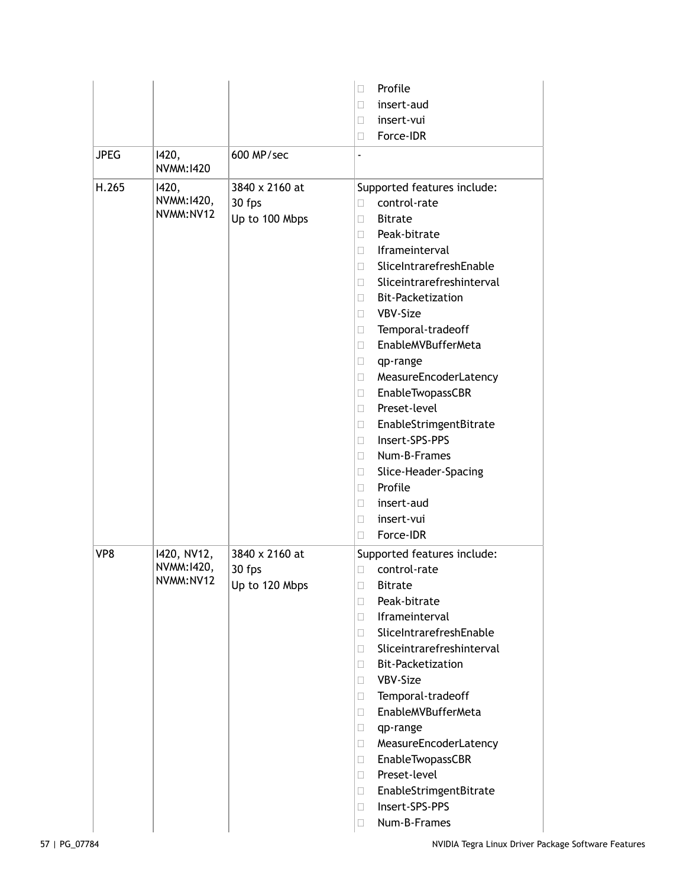| | | | |
|---|---|---|---|
| | | | Profile<br>insert-aud<br>insert-vui<br>Force-IDR |
| JPEG | I420, NVMM:I420 | 600 MP/sec | - |
| H.265 | I420, NVMM:I420, NVMM:NV12 | 3840 x 2160 at 30 fps<br>Up to 100 Mbps | Supported features include:<br>control-rate<br>Bitrate<br>Peak-bitrate<br>Iframeinterval<br>SliceIntrarefreshEnable<br>Sliceintrarefreshinterval<br>Bit-Packetization<br>VBV-Size<br>Temporal-tradeoff<br>EnableMVBufferMeta<br>qp-range<br>MeasureEncoderLatency<br>EnableTwopassCBR<br>Preset-level<br>EnableStrimgentBitrate<br>Insert-SPS-PPS<br>Num-B-Frames<br>Slice-Header-Spacing<br>Profile<br>insert-aud<br>insert-vui<br>Force-IDR |
| VP8 | I420, NV12, NVMM:I420, NVMM:NV12 | 3840 x 2160 at 30 fps<br>Up to 120 Mbps | Supported features include:<br>control-rate<br>Bitrate<br>Peak-bitrate<br>Iframeinterval<br>SliceIntrarefreshEnable<br>Sliceintrarefreshinterval<br>Bit-Packetization<br>VBV-Size<br>Temporal-tradeoff<br>EnableMVBufferMeta<br>qp-range<br>MeasureEncoderLatency<br>EnableTwopassCBR<br>Preset-level<br>EnableStrimgentBitrate<br>Insert-SPS-PPS<br>Num-B-Frames |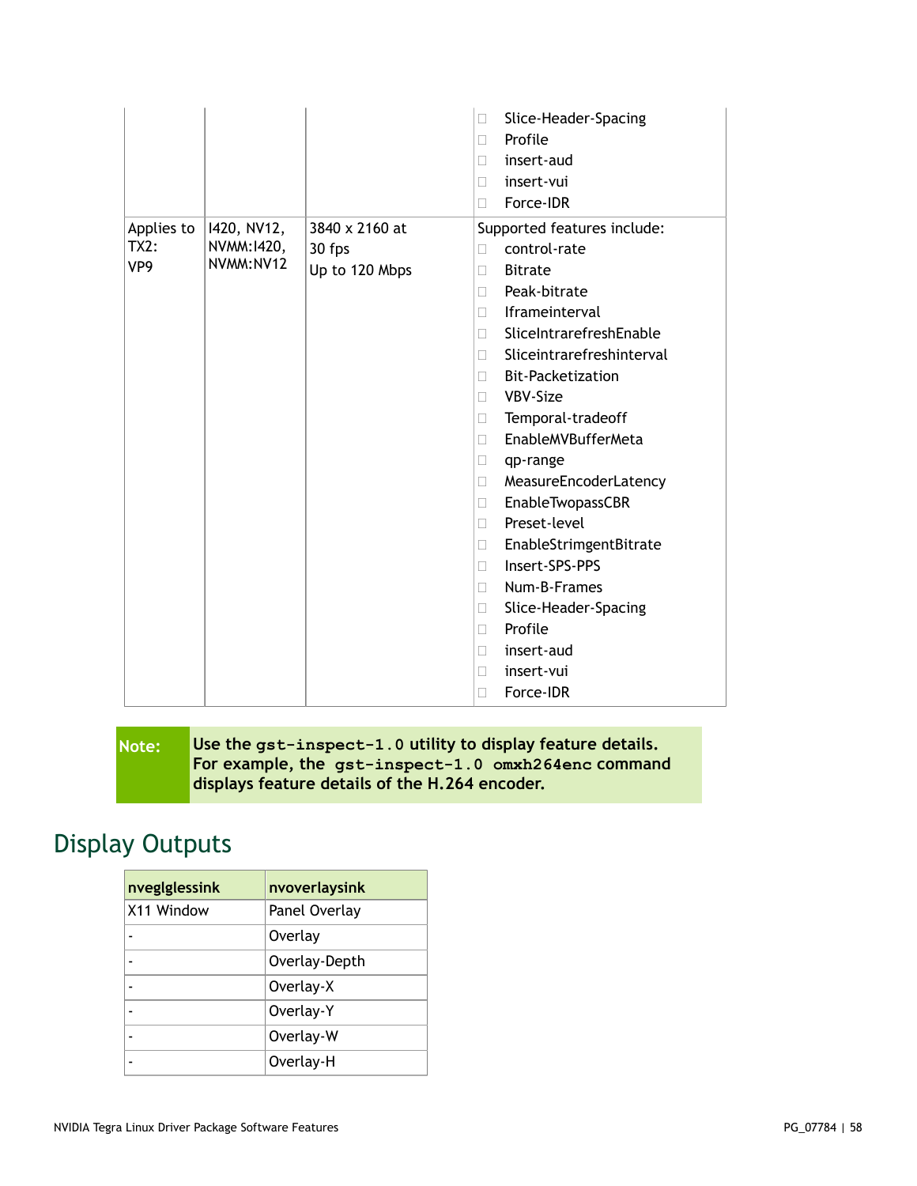|  |  |  | Slice-Header-Spacing<br>Profile<br>insert-aud<br>insert-vui<br>Force-IDR |
|---|---|---|---|
| Applies to TX2:<br>VP9 | I420, NV12, NVMM:I420, NVMM:NV12 | 3840 x 2160 at 30 fps<br>Up to 120 Mbps | Supported features include:<br>control-rate<br>Bitrate<br>Peak-bitrate<br>Iframeinterval<br>SliceIntrarefreshEnable<br>Sliceintrarefreshinterval<br>Bit-Packetization<br>VBV-Size<br>Temporal-tradeoff<br>EnableMVBufferMeta<br>qp-range<br>MeasureEncoderLatency<br>EnableTwopassCBR<br>Preset-level<br>EnableStrimgentBitrate<br>Insert-SPS-PPS<br>Num-B-Frames<br>Slice-Header-Spacing<br>Profile<br>insert-aud<br>insert-vui<br>Force-IDR |

**Note:** **Use the `gst-inspect-1.0` utility to display feature details. For example, the `gst-inspect-1.0 omxh264enc` command displays feature details of the H.264 encoder.**

## Display Outputs

| nveglglessink | nvoverlaysink |
|---|---|
| X11 Window | Panel Overlay |
| - | Overlay |
| - | Overlay-Depth |
| - | Overlay-X |
| - | Overlay-Y |
| - | Overlay-W |
| - | Overlay-H |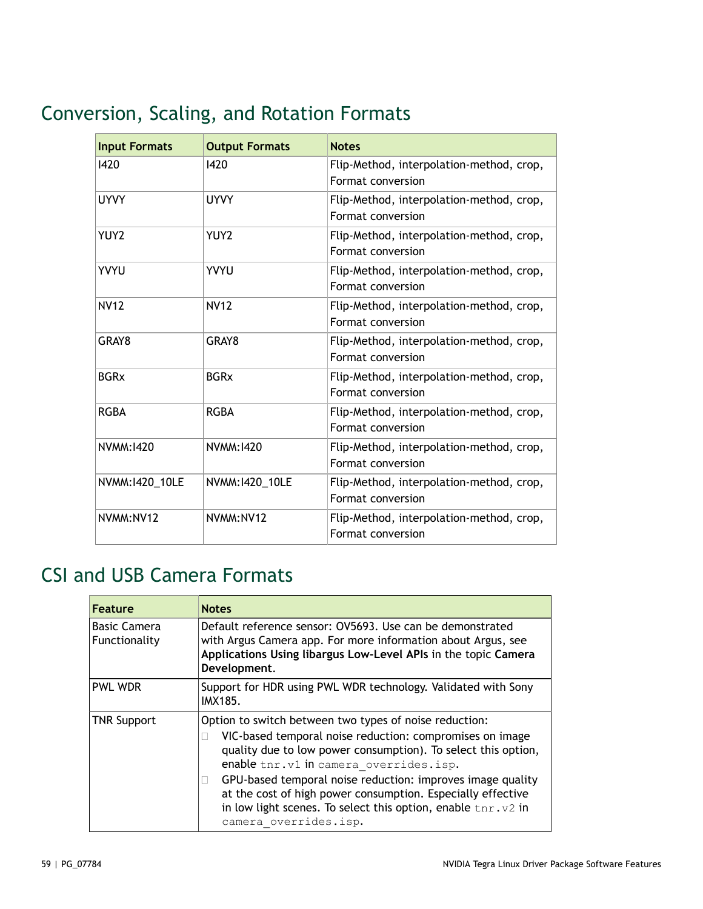## Conversion, Scaling, and Rotation Formats

| Input Formats | Output Formats | Notes |
|---|---|---|
| I420 | I420 | Flip-Method, interpolation-method, crop, Format conversion |
| UYVY | UYVY | Flip-Method, interpolation-method, crop, Format conversion |
| YUY2 | YUY2 | Flip-Method, interpolation-method, crop, Format conversion |
| YVYU | YVYU | Flip-Method, interpolation-method, crop, Format conversion |
| NV12 | NV12 | Flip-Method, interpolation-method, crop, Format conversion |
| GRAY8 | GRAY8 | Flip-Method, interpolation-method, crop, Format conversion |
| BGRx | BGRx | Flip-Method, interpolation-method, crop, Format conversion |
| RGBA | RGBA | Flip-Method, interpolation-method, crop, Format conversion |
| NVMM:I420 | NVMM:I420 | Flip-Method, interpolation-method, crop, Format conversion |
| NVMM:I420_10LE | NVMM:I420_10LE | Flip-Method, interpolation-method, crop, Format conversion |
| NVMM:NV12 | NVMM:NV12 | Flip-Method, interpolation-method, crop, Format conversion |

## CSI and USB Camera Formats

| Feature | Notes |
|---|---|
| Basic Camera Functionality | Default reference sensor: OV5693. Use can be demonstrated with Argus Camera app. For more information about Argus, see **Applications Using libargus Low-Level APIs** in the topic **Camera Development**. |
| PWL WDR | Support for HDR using PWL WDR technology. Validated with Sony IMX185. |
| TNR Support | Option to switch between two types of noise reduction:<br>- VIC-based temporal noise reduction: compromises on image quality due to low power consumption). To select this option, enable `tnr.v1` in `camera_overrides.isp`.<br>- GPU-based temporal noise reduction: improves image quality at the cost of high power consumption. Especially effective in low light scenes. To select this option, enable `tnr.v2` in `camera_overrides.isp`. |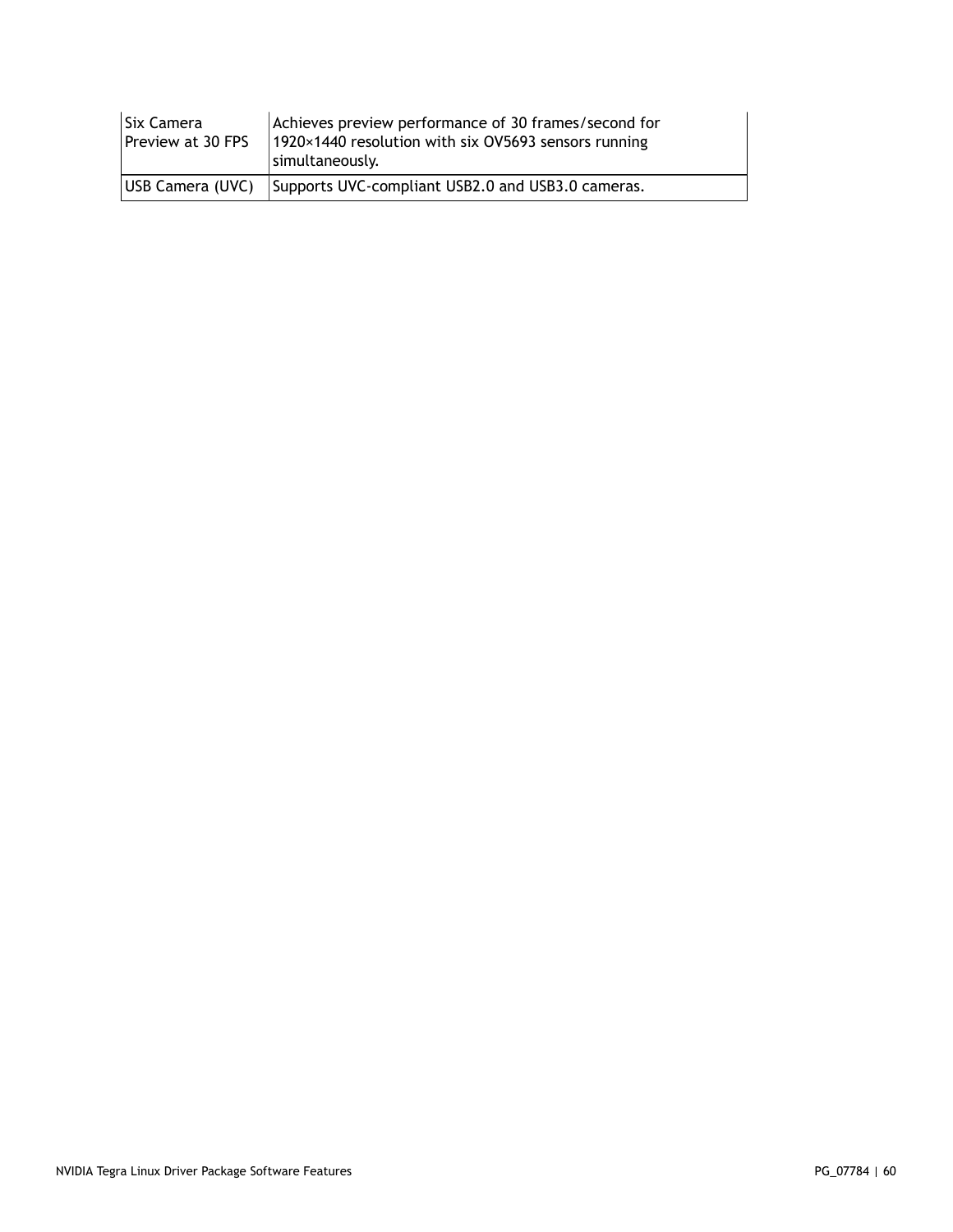| Feature | Description |
|---|---|
| Six Camera Preview at 30 FPS | Achieves preview performance of 30 frames/second for 1920×1440 resolution with six OV5693 sensors running simultaneously. |
| USB Camera (UVC) | Supports UVC-compliant USB2.0 and USB3.0 cameras. |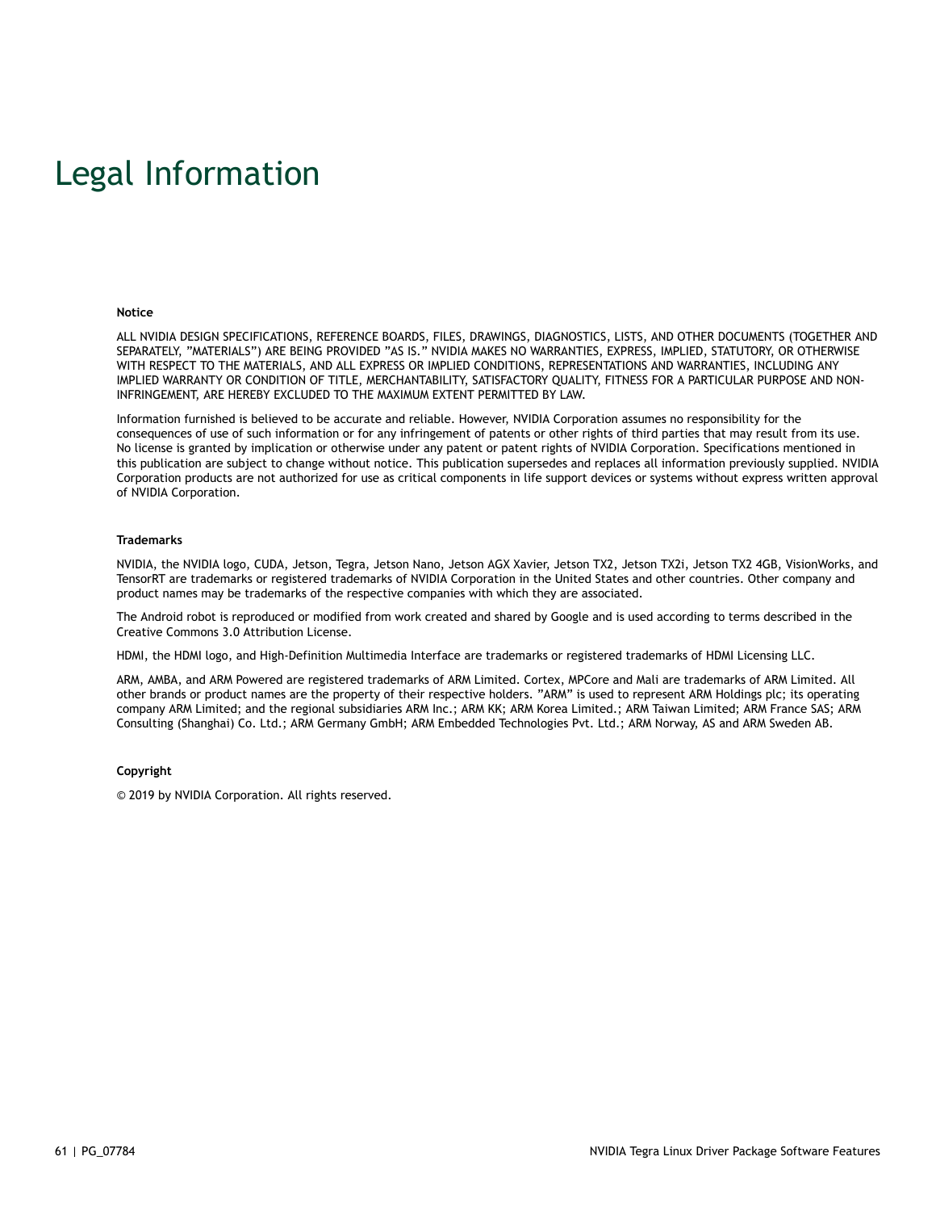# Legal Information

**Notice**

ALL NVIDIA DESIGN SPECIFICATIONS, REFERENCE BOARDS, FILES, DRAWINGS, DIAGNOSTICS, LISTS, AND OTHER DOCUMENTS (TOGETHER AND SEPARATELY, "MATERIALS") ARE BEING PROVIDED "AS IS." NVIDIA MAKES NO WARRANTIES, EXPRESS, IMPLIED, STATUTORY, OR OTHERWISE WITH RESPECT TO THE MATERIALS, AND ALL EXPRESS OR IMPLIED CONDITIONS, REPRESENTATIONS AND WARRANTIES, INCLUDING ANY IMPLIED WARRANTY OR CONDITION OF TITLE, MERCHANTABILITY, SATISFACTORY QUALITY, FITNESS FOR A PARTICULAR PURPOSE AND NON-INFRINGEMENT, ARE HEREBY EXCLUDED TO THE MAXIMUM EXTENT PERMITTED BY LAW.

Information furnished is believed to be accurate and reliable. However, NVIDIA Corporation assumes no responsibility for the consequences of use of such information or for any infringement of patents or other rights of third parties that may result from its use. No license is granted by implication or otherwise under any patent or patent rights of NVIDIA Corporation. Specifications mentioned in this publication are subject to change without notice. This publication supersedes and replaces all information previously supplied. NVIDIA Corporation products are not authorized for use as critical components in life support devices or systems without express written approval of NVIDIA Corporation.

**Trademarks**

NVIDIA, the NVIDIA logo, CUDA, Jetson, Tegra, Jetson Nano, Jetson AGX Xavier, Jetson TX2, Jetson TX2i, Jetson TX2 4GB, VisionWorks, and TensorRT are trademarks or registered trademarks of NVIDIA Corporation in the United States and other countries. Other company and product names may be trademarks of the respective companies with which they are associated.

The Android robot is reproduced or modified from work created and shared by Google and is used according to terms described in the Creative Commons 3.0 Attribution License.

HDMI, the HDMI logo, and High-Definition Multimedia Interface are trademarks or registered trademarks of HDMI Licensing LLC.

ARM, AMBA, and ARM Powered are registered trademarks of ARM Limited. Cortex, MPCore and Mali are trademarks of ARM Limited. All other brands or product names are the property of their respective holders. "ARM" is used to represent ARM Holdings plc; its operating company ARM Limited; and the regional subsidiaries ARM Inc.; ARM KK; ARM Korea Limited.; ARM Taiwan Limited; ARM France SAS; ARM Consulting (Shanghai) Co. Ltd.; ARM Germany GmbH; ARM Embedded Technologies Pvt. Ltd.; ARM Norway, AS and ARM Sweden AB.

**Copyright**

© 2019 by NVIDIA Corporation. All rights reserved.